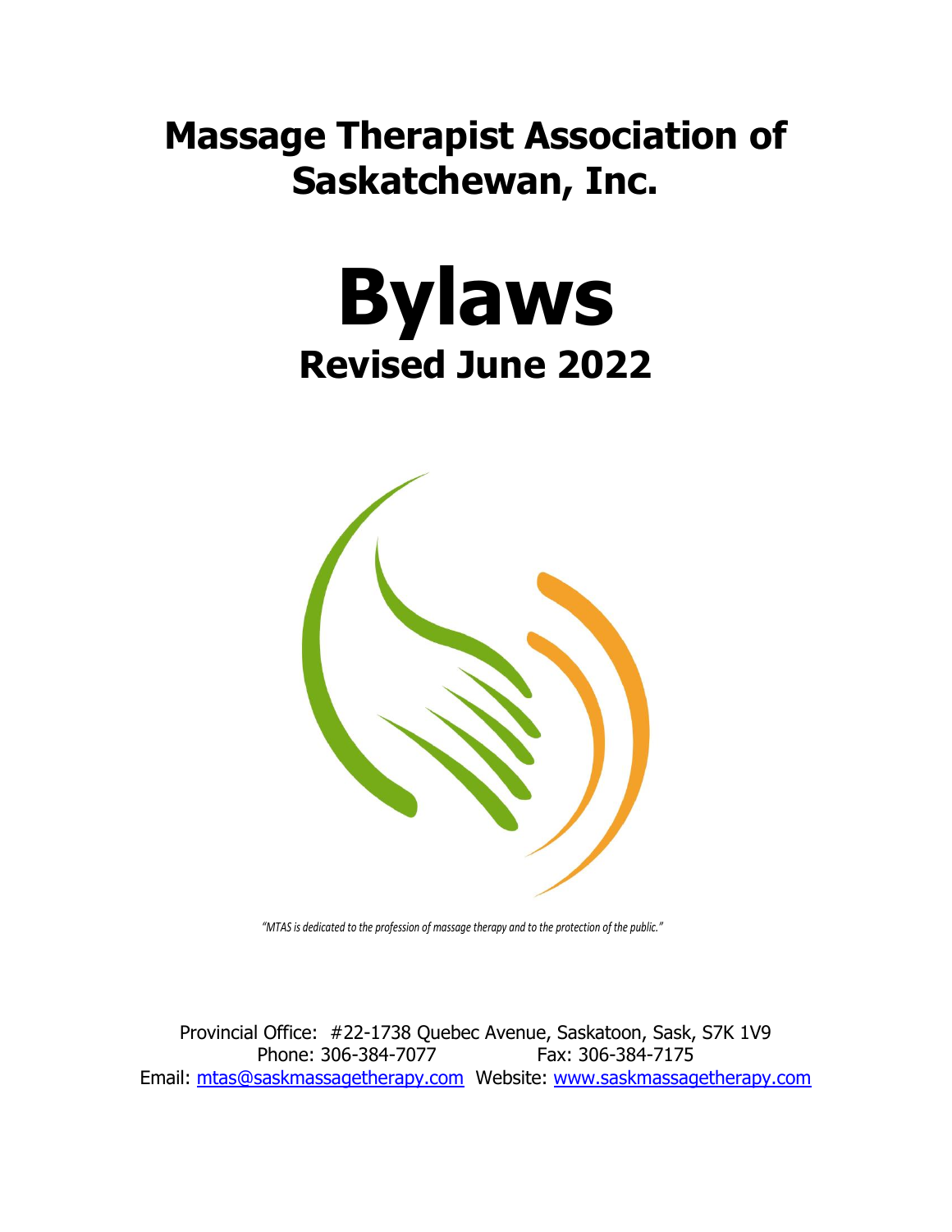# Massage Therapist Association of Saskatchewan, Inc.

# Bylaws

## Revised June 2022

*"MTAS is dedicated to the profession of massage therapy and to the protection of the public."*

Provincial Office: #22-1738 Quebec Avenue, Saskatoon, Sask, S7K 1V9
Phone: 306-384-7077 Fax: 306-384-7175
Email: mtas@saskmassagetherapy.com Website: www.saskmassagetherapy.com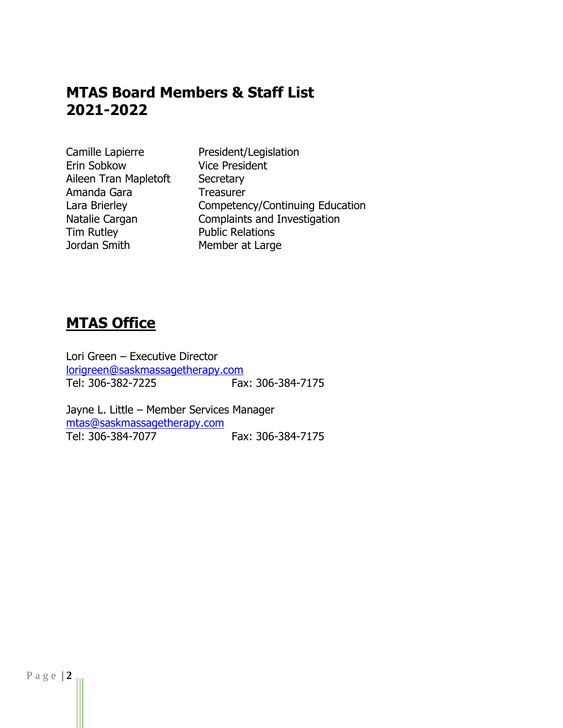# MTAS Board Members & Staff List 2021-2022

| | |
|---|---|
| Camille Lapierre | President/Legislation |
| Erin Sobkow | Vice President |
| Aileen Tran Mapletoft | Secretary |
| Amanda Gara | Treasurer |
| Lara Brierley | Competency/Continuing Education |
| Natalie Cargan | Complaints and Investigation |
| Tim Rutley | Public Relations |
| Jordan Smith | Member at Large |

## MTAS Office

Lori Green – Executive Director
lorigreen@saskmassagetherapy.com
Tel: 306-382-7225 Fax: 306-384-7175

Jayne L. Little – Member Services Manager
mtas@saskmassagetherapy.com
Tel: 306-384-7077 Fax: 306-384-7175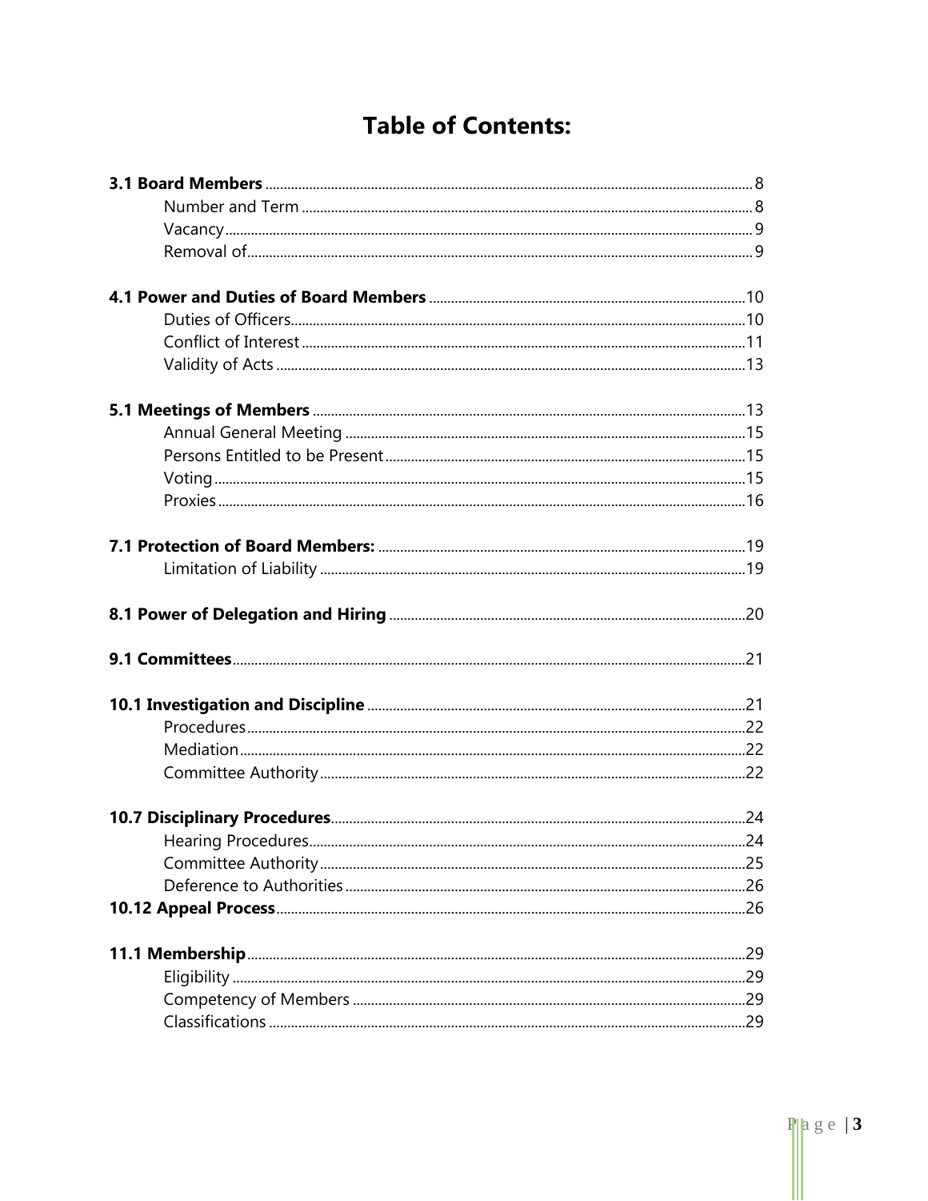# Table of Contents:

**3.1 Board Members** .......... 8
- Number and Term .......... 8
- Vacancy .......... 9
- Removal of .......... 9

**4.1 Power and Duties of Board Members** .......... 10
- Duties of Officers .......... 10
- Conflict of Interest .......... 11
- Validity of Acts .......... 13

**5.1 Meetings of Members** .......... 13
- Annual General Meeting .......... 15
- Persons Entitled to be Present .......... 15
- Voting .......... 15
- Proxies .......... 16

**7.1 Protection of Board Members:** .......... 19
- Limitation of Liability .......... 19

**8.1 Power of Delegation and Hiring** .......... 20

**9.1 Committees** .......... 21

**10.1 Investigation and Discipline** .......... 21
- Procedures .......... 22
- Mediation .......... 22
- Committee Authority .......... 22

**10.7 Disciplinary Procedures** .......... 24
- Hearing Procedures .......... 24
- Committee Authority .......... 25
- Deference to Authorities .......... 26

**10.12 Appeal Process** .......... 26

**11.1 Membership** .......... 29
- Eligibility .......... 29
- Competency of Members .......... 29
- Classifications .......... 29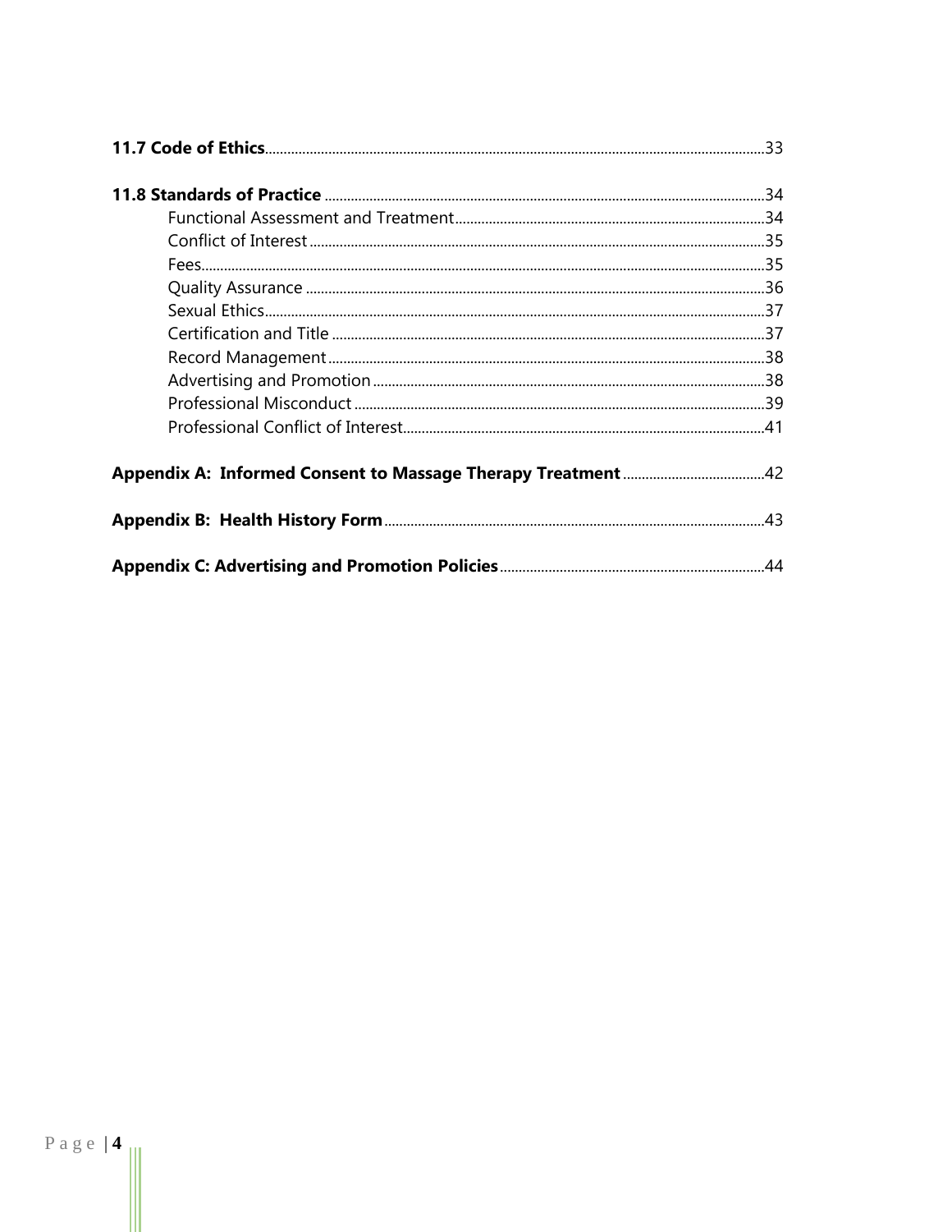**11.7 Code of Ethics** ... 33

**11.8 Standards of Practice** ... 34

- Functional Assessment and Treatment ... 34
- Conflict of Interest ... 35
- Fees ... 35
- Quality Assurance ... 36
- Sexual Ethics ... 37
- Certification and Title ... 37
- Record Management ... 38
- Advertising and Promotion ... 38
- Professional Misconduct ... 39
- Professional Conflict of Interest ... 41

**Appendix A: Informed Consent to Massage Therapy Treatment** ... 42

**Appendix B: Health History Form** ... 43

**Appendix C: Advertising and Promotion Policies** ... 44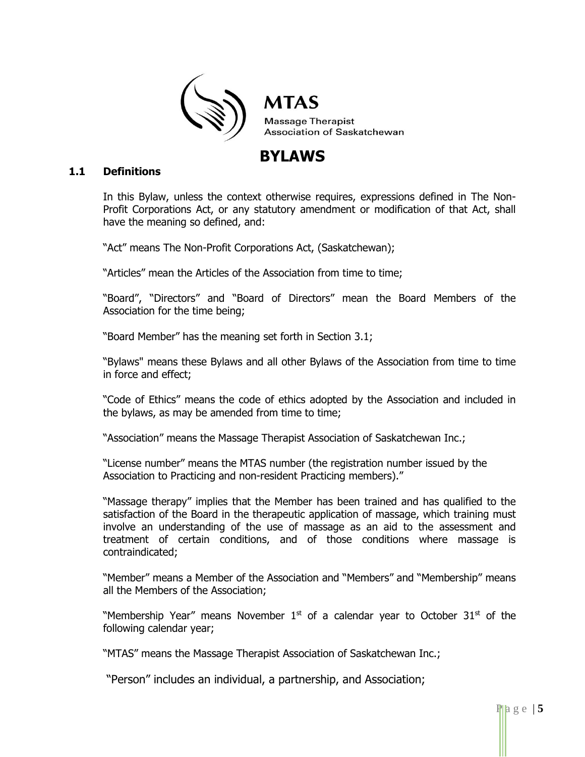MTAS

Massage Therapist Association of Saskatchewan

# BYLAWS

### 1.1 Definitions

In this Bylaw, unless the context otherwise requires, expressions defined in The Non-Profit Corporations Act, or any statutory amendment or modification of that Act, shall have the meaning so defined, and:

"Act" means The Non-Profit Corporations Act, (Saskatchewan);

"Articles" mean the Articles of the Association from time to time;

"Board", "Directors" and "Board of Directors" mean the Board Members of the Association for the time being;

"Board Member" has the meaning set forth in Section 3.1;

"Bylaws" means these Bylaws and all other Bylaws of the Association from time to time in force and effect;

"Code of Ethics" means the code of ethics adopted by the Association and included in the bylaws, as may be amended from time to time;

"Association" means the Massage Therapist Association of Saskatchewan Inc.;

"License number" means the MTAS number (the registration number issued by the Association to Practicing and non-resident Practicing members)."

"Massage therapy" implies that the Member has been trained and has qualified to the satisfaction of the Board in the therapeutic application of massage, which training must involve an understanding of the use of massage as an aid to the assessment and treatment of certain conditions, and of those conditions where massage is contraindicated;

"Member" means a Member of the Association and "Members" and "Membership" means all the Members of the Association;

"Membership Year" means November 1st of a calendar year to October 31st of the following calendar year;

"MTAS" means the Massage Therapist Association of Saskatchewan Inc.;

"Person" includes an individual, a partnership, and Association;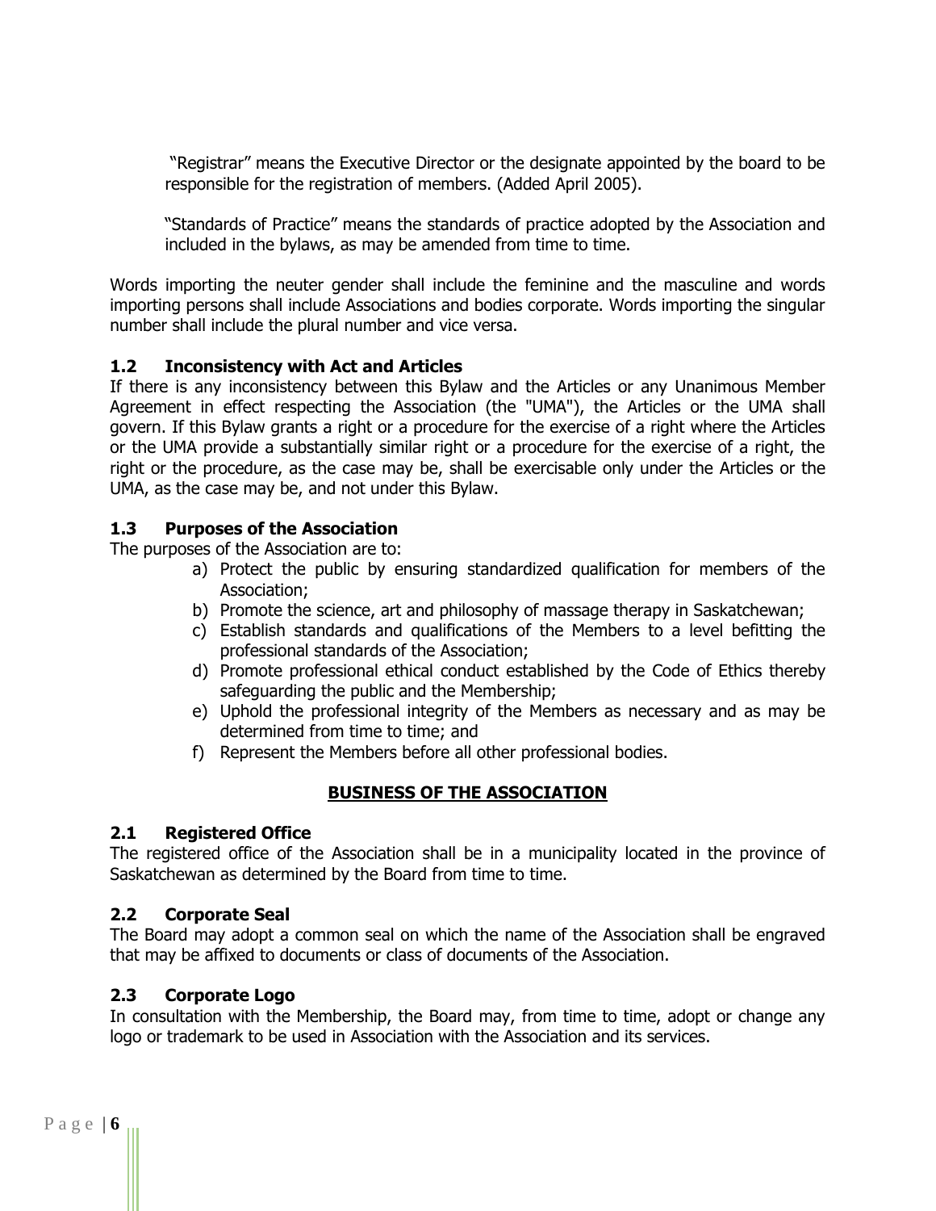"Registrar" means the Executive Director or the designate appointed by the board to be responsible for the registration of members. (Added April 2005).

"Standards of Practice" means the standards of practice adopted by the Association and included in the bylaws, as may be amended from time to time.

Words importing the neuter gender shall include the feminine and the masculine and words importing persons shall include Associations and bodies corporate. Words importing the singular number shall include the plural number and vice versa.

### 1.2 Inconsistency with Act and Articles

If there is any inconsistency between this Bylaw and the Articles or any Unanimous Member Agreement in effect respecting the Association (the "UMA"), the Articles or the UMA shall govern. If this Bylaw grants a right or a procedure for the exercise of a right where the Articles or the UMA provide a substantially similar right or a procedure for the exercise of a right, the right or the procedure, as the case may be, shall be exercisable only under the Articles or the UMA, as the case may be, and not under this Bylaw.

### 1.3 Purposes of the Association

The purposes of the Association are to:

a) Protect the public by ensuring standardized qualification for members of the Association;
b) Promote the science, art and philosophy of massage therapy in Saskatchewan;
c) Establish standards and qualifications of the Members to a level befitting the professional standards of the Association;
d) Promote professional ethical conduct established by the Code of Ethics thereby safeguarding the public and the Membership;
e) Uphold the professional integrity of the Members as necessary and as may be determined from time to time; and
f) Represent the Members before all other professional bodies.

## BUSINESS OF THE ASSOCIATION

### 2.1 Registered Office

The registered office of the Association shall be in a municipality located in the province of Saskatchewan as determined by the Board from time to time.

### 2.2 Corporate Seal

The Board may adopt a common seal on which the name of the Association shall be engraved that may be affixed to documents or class of documents of the Association.

### 2.3 Corporate Logo

In consultation with the Membership, the Board may, from time to time, adopt or change any logo or trademark to be used in Association with the Association and its services.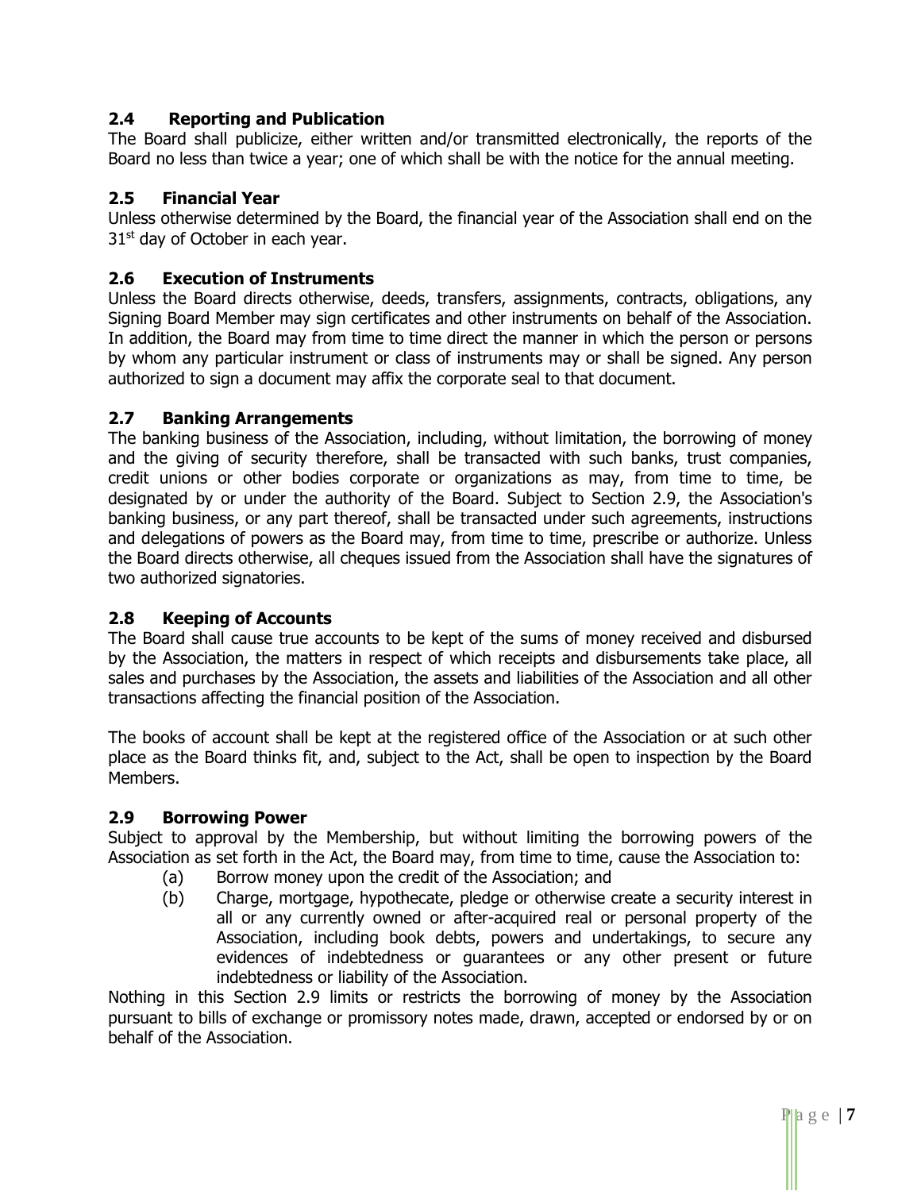### 2.4 Reporting and Publication

The Board shall publicize, either written and/or transmitted electronically, the reports of the Board no less than twice a year; one of which shall be with the notice for the annual meeting.

### 2.5 Financial Year

Unless otherwise determined by the Board, the financial year of the Association shall end on the 31st day of October in each year.

### 2.6 Execution of Instruments

Unless the Board directs otherwise, deeds, transfers, assignments, contracts, obligations, any Signing Board Member may sign certificates and other instruments on behalf of the Association. In addition, the Board may from time to time direct the manner in which the person or persons by whom any particular instrument or class of instruments may or shall be signed. Any person authorized to sign a document may affix the corporate seal to that document.

### 2.7 Banking Arrangements

The banking business of the Association, including, without limitation, the borrowing of money and the giving of security therefore, shall be transacted with such banks, trust companies, credit unions or other bodies corporate or organizations as may, from time to time, be designated by or under the authority of the Board. Subject to Section 2.9, the Association's banking business, or any part thereof, shall be transacted under such agreements, instructions and delegations of powers as the Board may, from time to time, prescribe or authorize. Unless the Board directs otherwise, all cheques issued from the Association shall have the signatures of two authorized signatories.

### 2.8 Keeping of Accounts

The Board shall cause true accounts to be kept of the sums of money received and disbursed by the Association, the matters in respect of which receipts and disbursements take place, all sales and purchases by the Association, the assets and liabilities of the Association and all other transactions affecting the financial position of the Association.

The books of account shall be kept at the registered office of the Association or at such other place as the Board thinks fit, and, subject to the Act, shall be open to inspection by the Board Members.

### 2.9 Borrowing Power

Subject to approval by the Membership, but without limiting the borrowing powers of the Association as set forth in the Act, the Board may, from time to time, cause the Association to:

- (a) Borrow money upon the credit of the Association; and
- (b) Charge, mortgage, hypothecate, pledge or otherwise create a security interest in all or any currently owned or after-acquired real or personal property of the Association, including book debts, powers and undertakings, to secure any evidences of indebtedness or guarantees or any other present or future indebtedness or liability of the Association.

Nothing in this Section 2.9 limits or restricts the borrowing of money by the Association pursuant to bills of exchange or promissory notes made, drawn, accepted or endorsed by or on behalf of the Association.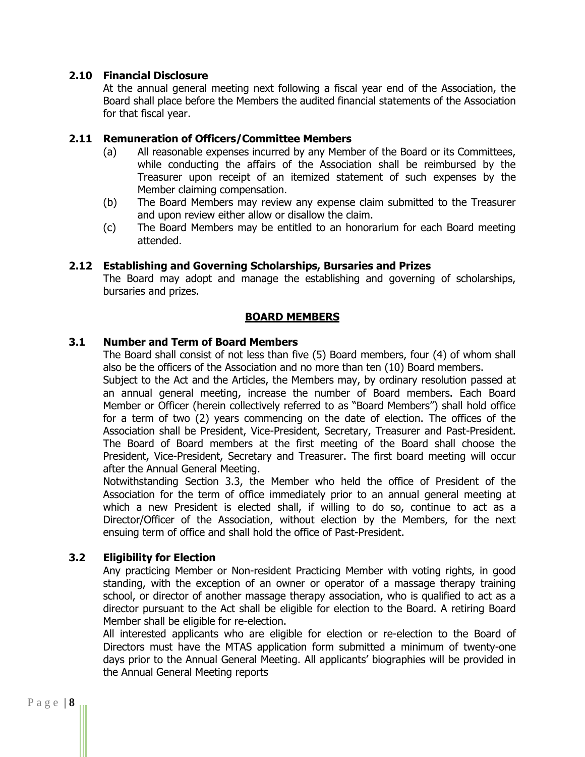### 2.10 Financial Disclosure

At the annual general meeting next following a fiscal year end of the Association, the Board shall place before the Members the audited financial statements of the Association for that fiscal year.

### 2.11 Remuneration of Officers/Committee Members

(a) All reasonable expenses incurred by any Member of the Board or its Committees, while conducting the affairs of the Association shall be reimbursed by the Treasurer upon receipt of an itemized statement of such expenses by the Member claiming compensation.

(b) The Board Members may review any expense claim submitted to the Treasurer and upon review either allow or disallow the claim.

(c) The Board Members may be entitled to an honorarium for each Board meeting attended.

### 2.12 Establishing and Governing Scholarships, Bursaries and Prizes

The Board may adopt and manage the establishing and governing of scholarships, bursaries and prizes.

## BOARD MEMBERS

### 3.1 Number and Term of Board Members

The Board shall consist of not less than five (5) Board members, four (4) of whom shall also be the officers of the Association and no more than ten (10) Board members.

Subject to the Act and the Articles, the Members may, by ordinary resolution passed at an annual general meeting, increase the number of Board members. Each Board Member or Officer (herein collectively referred to as "Board Members") shall hold office for a term of two (2) years commencing on the date of election. The offices of the Association shall be President, Vice-President, Secretary, Treasurer and Past-President. The Board of Board members at the first meeting of the Board shall choose the President, Vice-President, Secretary and Treasurer. The first board meeting will occur after the Annual General Meeting.

Notwithstanding Section 3.3, the Member who held the office of President of the Association for the term of office immediately prior to an annual general meeting at which a new President is elected shall, if willing to do so, continue to act as a Director/Officer of the Association, without election by the Members, for the next ensuing term of office and shall hold the office of Past-President.

### 3.2 Eligibility for Election

Any practicing Member or Non-resident Practicing Member with voting rights, in good standing, with the exception of an owner or operator of a massage therapy training school, or director of another massage therapy association, who is qualified to act as a director pursuant to the Act shall be eligible for election to the Board. A retiring Board Member shall be eligible for re-election.

All interested applicants who are eligible for election or re-election to the Board of Directors must have the MTAS application form submitted a minimum of twenty-one days prior to the Annual General Meeting. All applicants' biographies will be provided in the Annual General Meeting reports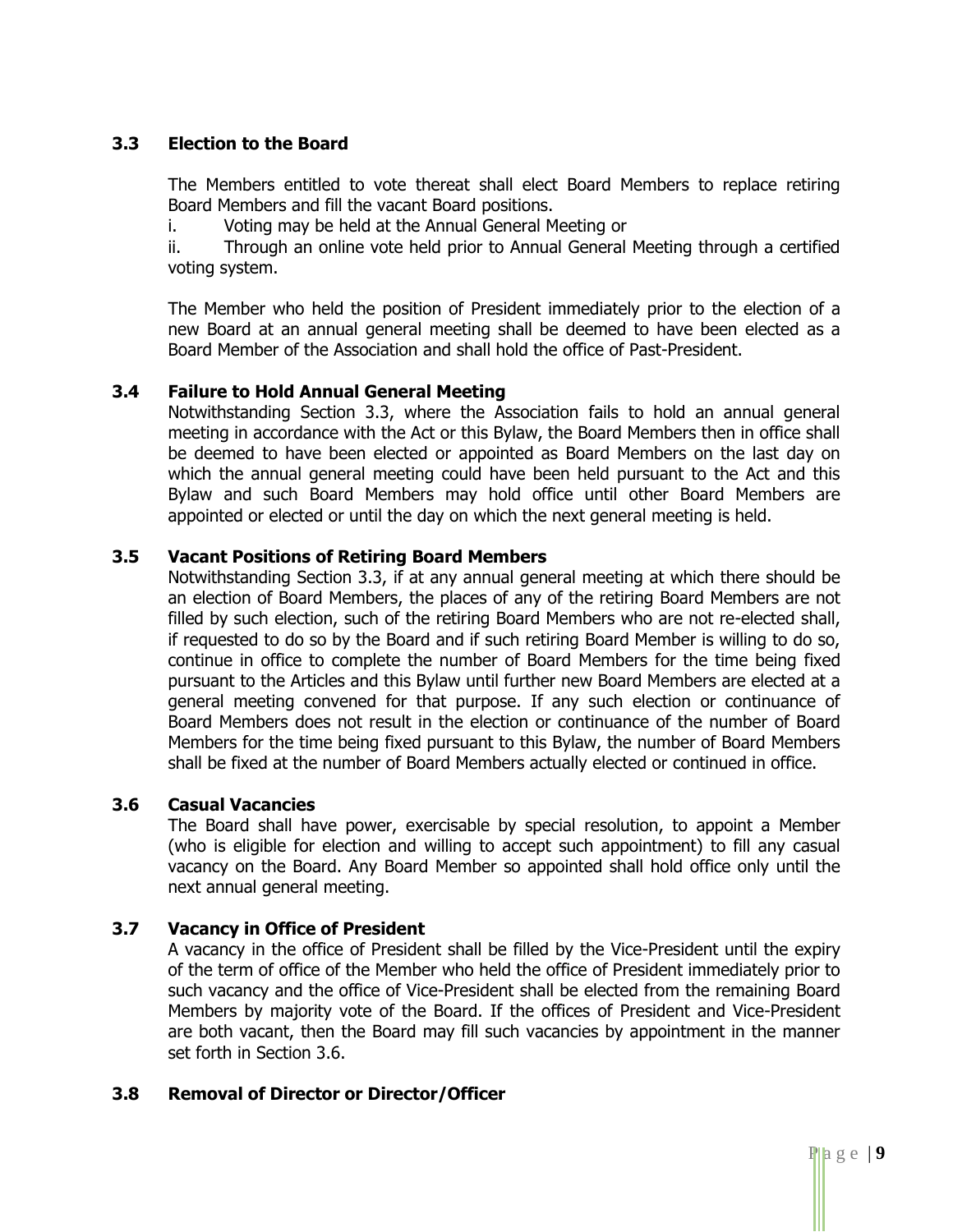### 3.3 Election to the Board

The Members entitled to vote thereat shall elect Board Members to replace retiring Board Members and fill the vacant Board positions.

i. Voting may be held at the Annual General Meeting or

ii. Through an online vote held prior to Annual General Meeting through a certified voting system.

The Member who held the position of President immediately prior to the election of a new Board at an annual general meeting shall be deemed to have been elected as a Board Member of the Association and shall hold the office of Past-President.

### 3.4 Failure to Hold Annual General Meeting

Notwithstanding Section 3.3, where the Association fails to hold an annual general meeting in accordance with the Act or this Bylaw, the Board Members then in office shall be deemed to have been elected or appointed as Board Members on the last day on which the annual general meeting could have been held pursuant to the Act and this Bylaw and such Board Members may hold office until other Board Members are appointed or elected or until the day on which the next general meeting is held.

### 3.5 Vacant Positions of Retiring Board Members

Notwithstanding Section 3.3, if at any annual general meeting at which there should be an election of Board Members, the places of any of the retiring Board Members are not filled by such election, such of the retiring Board Members who are not re-elected shall, if requested to do so by the Board and if such retiring Board Member is willing to do so, continue in office to complete the number of Board Members for the time being fixed pursuant to the Articles and this Bylaw until further new Board Members are elected at a general meeting convened for that purpose. If any such election or continuance of Board Members does not result in the election or continuance of the number of Board Members for the time being fixed pursuant to this Bylaw, the number of Board Members shall be fixed at the number of Board Members actually elected or continued in office.

### 3.6 Casual Vacancies

The Board shall have power, exercisable by special resolution, to appoint a Member (who is eligible for election and willing to accept such appointment) to fill any casual vacancy on the Board. Any Board Member so appointed shall hold office only until the next annual general meeting.

### 3.7 Vacancy in Office of President

A vacancy in the office of President shall be filled by the Vice-President until the expiry of the term of office of the Member who held the office of President immediately prior to such vacancy and the office of Vice-President shall be elected from the remaining Board Members by majority vote of the Board. If the offices of President and Vice-President are both vacant, then the Board may fill such vacancies by appointment in the manner set forth in Section 3.6.

### 3.8 Removal of Director or Director/Officer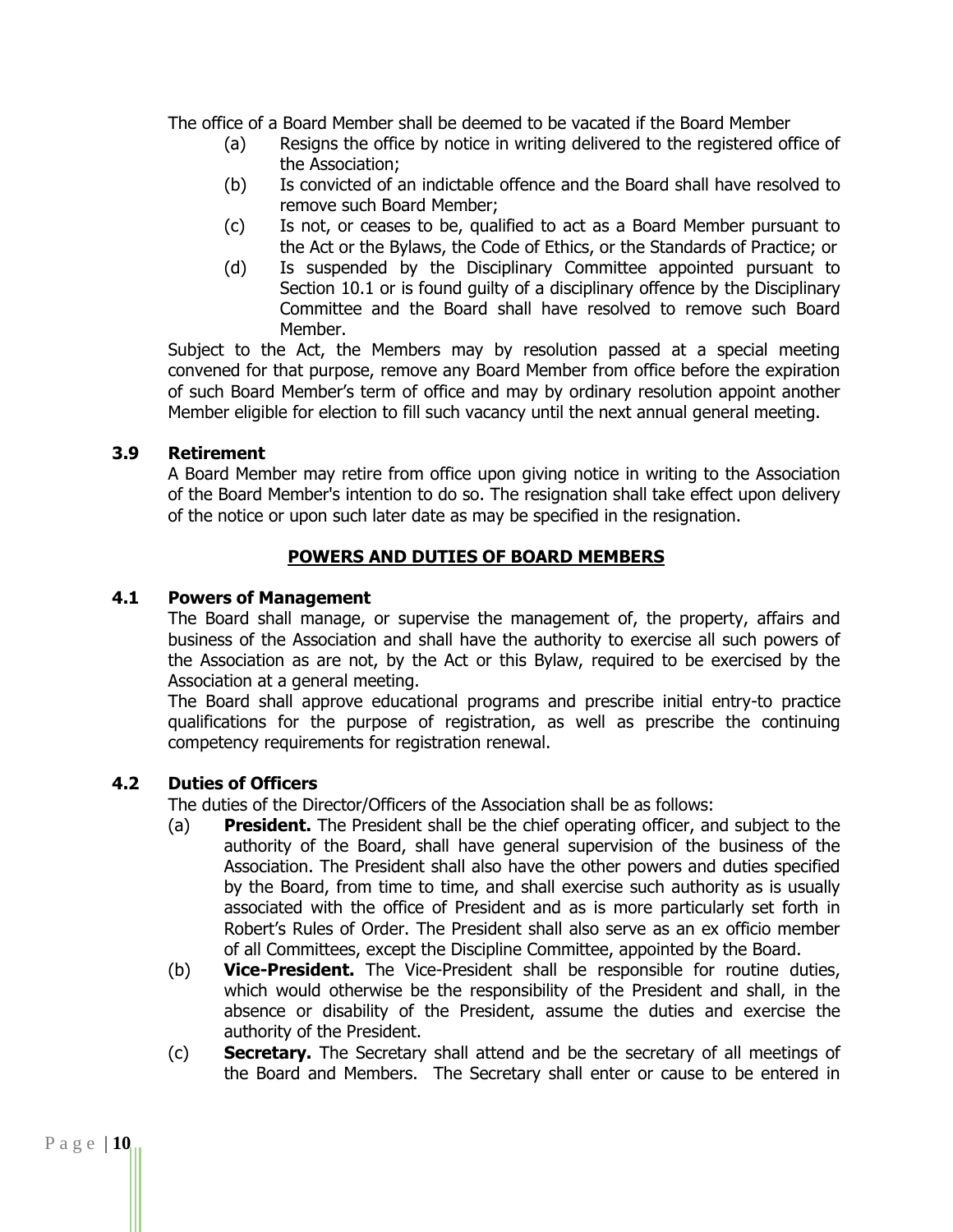The office of a Board Member shall be deemed to be vacated if the Board Member

(a) Resigns the office by notice in writing delivered to the registered office of the Association;
(b) Is convicted of an indictable offence and the Board shall have resolved to remove such Board Member;
(c) Is not, or ceases to be, qualified to act as a Board Member pursuant to the Act or the Bylaws, the Code of Ethics, or the Standards of Practice; or
(d) Is suspended by the Disciplinary Committee appointed pursuant to Section 10.1 or is found guilty of a disciplinary offence by the Disciplinary Committee and the Board shall have resolved to remove such Board Member.

Subject to the Act, the Members may by resolution passed at a special meeting convened for that purpose, remove any Board Member from office before the expiration of such Board Member's term of office and may by ordinary resolution appoint another Member eligible for election to fill such vacancy until the next annual general meeting.

### 3.9 Retirement

A Board Member may retire from office upon giving notice in writing to the Association of the Board Member's intention to do so. The resignation shall take effect upon delivery of the notice or upon such later date as may be specified in the resignation.

## POWERS AND DUTIES OF BOARD MEMBERS

### 4.1 Powers of Management

The Board shall manage, or supervise the management of, the property, affairs and business of the Association and shall have the authority to exercise all such powers of the Association as are not, by the Act or this Bylaw, required to be exercised by the Association at a general meeting.

The Board shall approve educational programs and prescribe initial entry-to practice qualifications for the purpose of registration, as well as prescribe the continuing competency requirements for registration renewal.

### 4.2 Duties of Officers

The duties of the Director/Officers of the Association shall be as follows:

(a) **President.** The President shall be the chief operating officer, and subject to the authority of the Board, shall have general supervision of the business of the Association. The President shall also have the other powers and duties specified by the Board, from time to time, and shall exercise such authority as is usually associated with the office of President and as is more particularly set forth in Robert's Rules of Order. The President shall also serve as an ex officio member of all Committees, except the Discipline Committee, appointed by the Board.
(b) **Vice-President.** The Vice-President shall be responsible for routine duties, which would otherwise be the responsibility of the President and shall, in the absence or disability of the President, assume the duties and exercise the authority of the President.
(c) **Secretary.** The Secretary shall attend and be the secretary of all meetings of the Board and Members. The Secretary shall enter or cause to be entered in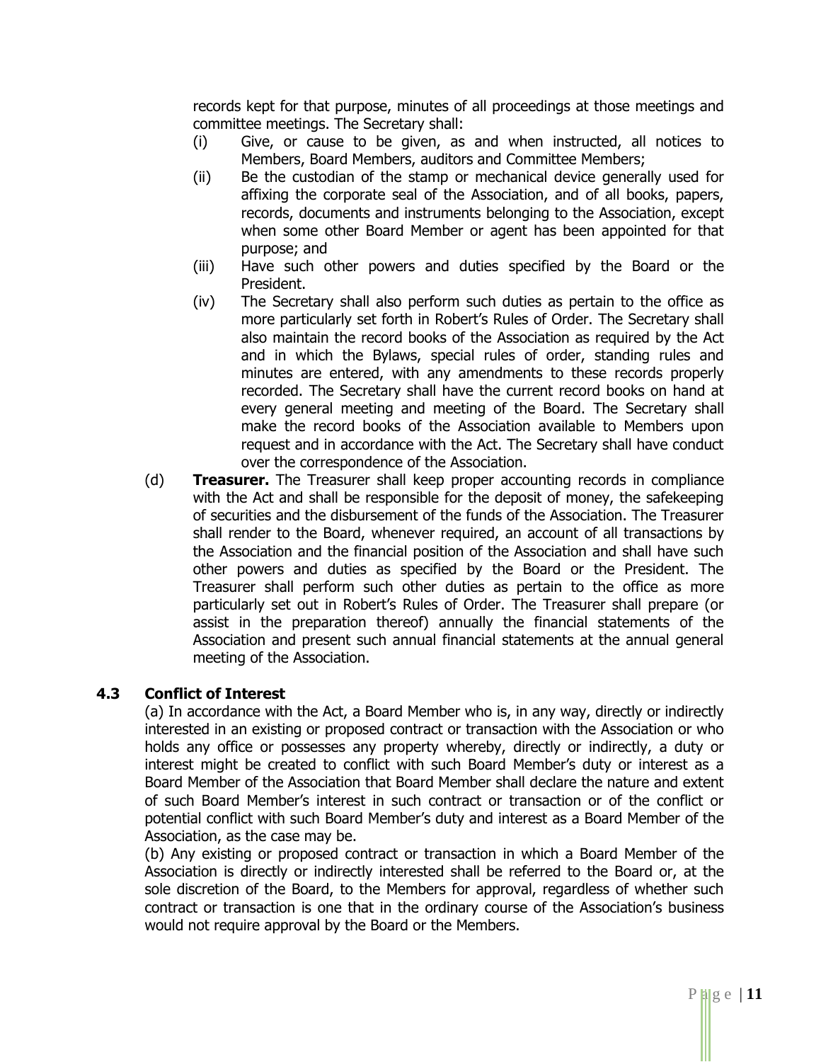records kept for that purpose, minutes of all proceedings at those meetings and committee meetings. The Secretary shall:

- (i) Give, or cause to be given, as and when instructed, all notices to Members, Board Members, auditors and Committee Members;
- (ii) Be the custodian of the stamp or mechanical device generally used for affixing the corporate seal of the Association, and of all books, papers, records, documents and instruments belonging to the Association, except when some other Board Member or agent has been appointed for that purpose; and
- (iii) Have such other powers and duties specified by the Board or the President.
- (iv) The Secretary shall also perform such duties as pertain to the office as more particularly set forth in Robert's Rules of Order. The Secretary shall also maintain the record books of the Association as required by the Act and in which the Bylaws, special rules of order, standing rules and minutes are entered, with any amendments to these records properly recorded. The Secretary shall have the current record books on hand at every general meeting and meeting of the Board. The Secretary shall make the record books of the Association available to Members upon request and in accordance with the Act. The Secretary shall have conduct over the correspondence of the Association.

(d) **Treasurer.** The Treasurer shall keep proper accounting records in compliance with the Act and shall be responsible for the deposit of money, the safekeeping of securities and the disbursement of the funds of the Association. The Treasurer shall render to the Board, whenever required, an account of all transactions by the Association and the financial position of the Association and shall have such other powers and duties as specified by the Board or the President. The Treasurer shall perform such other duties as pertain to the office as more particularly set out in Robert's Rules of Order. The Treasurer shall prepare (or assist in the preparation thereof) annually the financial statements of the Association and present such annual financial statements at the annual general meeting of the Association.

### 4.3 Conflict of Interest

(a) In accordance with the Act, a Board Member who is, in any way, directly or indirectly interested in an existing or proposed contract or transaction with the Association or who holds any office or possesses any property whereby, directly or indirectly, a duty or interest might be created to conflict with such Board Member's duty or interest as a Board Member of the Association that Board Member shall declare the nature and extent of such Board Member's interest in such contract or transaction or of the conflict or potential conflict with such Board Member's duty and interest as a Board Member of the Association, as the case may be.

(b) Any existing or proposed contract or transaction in which a Board Member of the Association is directly or indirectly interested shall be referred to the Board or, at the sole discretion of the Board, to the Members for approval, regardless of whether such contract or transaction is one that in the ordinary course of the Association's business would not require approval by the Board or the Members.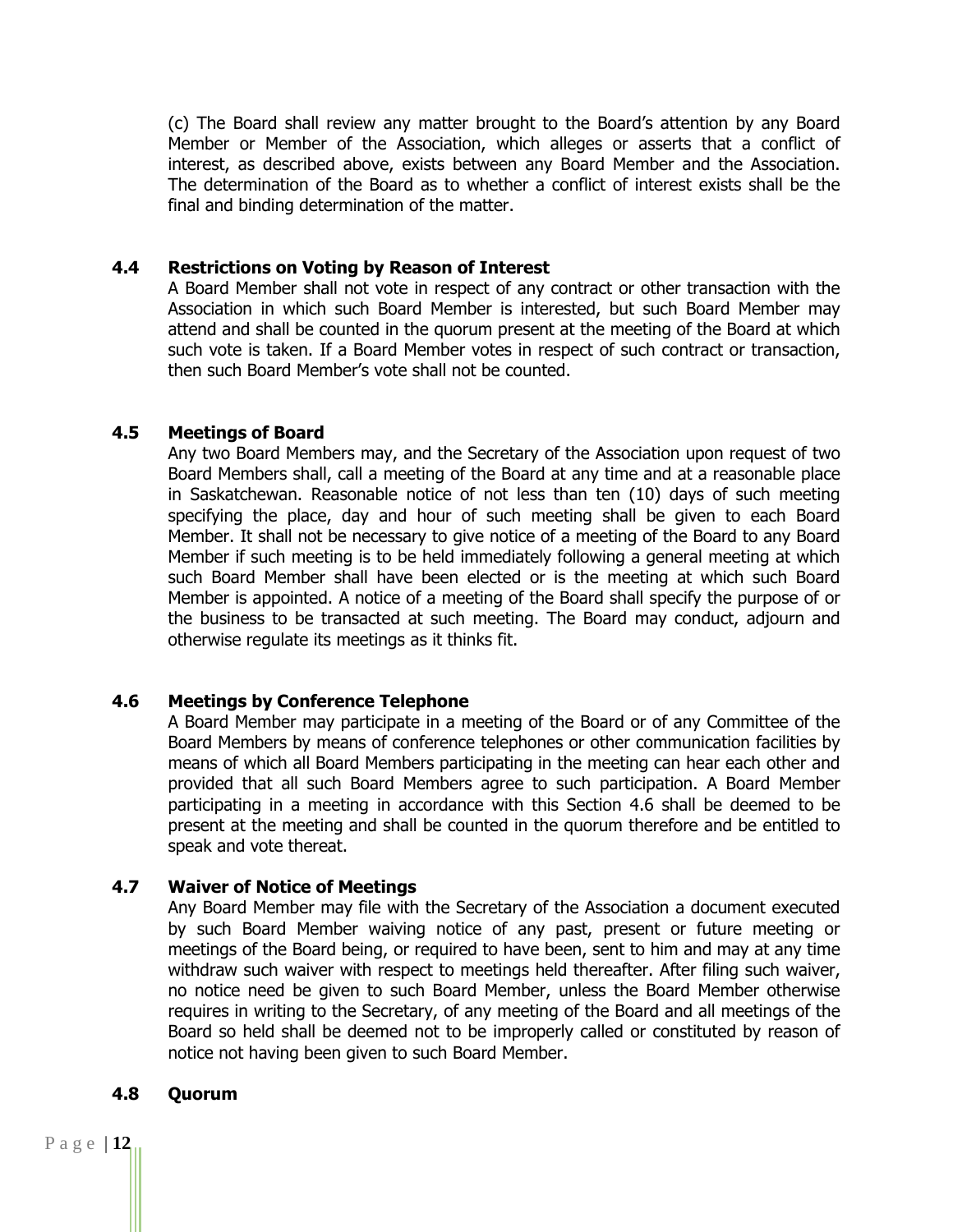(c) The Board shall review any matter brought to the Board's attention by any Board Member or Member of the Association, which alleges or asserts that a conflict of interest, as described above, exists between any Board Member and the Association. The determination of the Board as to whether a conflict of interest exists shall be the final and binding determination of the matter.

### 4.4 Restrictions on Voting by Reason of Interest

A Board Member shall not vote in respect of any contract or other transaction with the Association in which such Board Member is interested, but such Board Member may attend and shall be counted in the quorum present at the meeting of the Board at which such vote is taken. If a Board Member votes in respect of such contract or transaction, then such Board Member's vote shall not be counted.

### 4.5 Meetings of Board

Any two Board Members may, and the Secretary of the Association upon request of two Board Members shall, call a meeting of the Board at any time and at a reasonable place in Saskatchewan. Reasonable notice of not less than ten (10) days of such meeting specifying the place, day and hour of such meeting shall be given to each Board Member. It shall not be necessary to give notice of a meeting of the Board to any Board Member if such meeting is to be held immediately following a general meeting at which such Board Member shall have been elected or is the meeting at which such Board Member is appointed. A notice of a meeting of the Board shall specify the purpose of or the business to be transacted at such meeting. The Board may conduct, adjourn and otherwise regulate its meetings as it thinks fit.

### 4.6 Meetings by Conference Telephone

A Board Member may participate in a meeting of the Board or of any Committee of the Board Members by means of conference telephones or other communication facilities by means of which all Board Members participating in the meeting can hear each other and provided that all such Board Members agree to such participation. A Board Member participating in a meeting in accordance with this Section 4.6 shall be deemed to be present at the meeting and shall be counted in the quorum therefore and be entitled to speak and vote thereat.

### 4.7 Waiver of Notice of Meetings

Any Board Member may file with the Secretary of the Association a document executed by such Board Member waiving notice of any past, present or future meeting or meetings of the Board being, or required to have been, sent to him and may at any time withdraw such waiver with respect to meetings held thereafter. After filing such waiver, no notice need be given to such Board Member, unless the Board Member otherwise requires in writing to the Secretary, of any meeting of the Board and all meetings of the Board so held shall be deemed not to be improperly called or constituted by reason of notice not having been given to such Board Member.

### 4.8 Quorum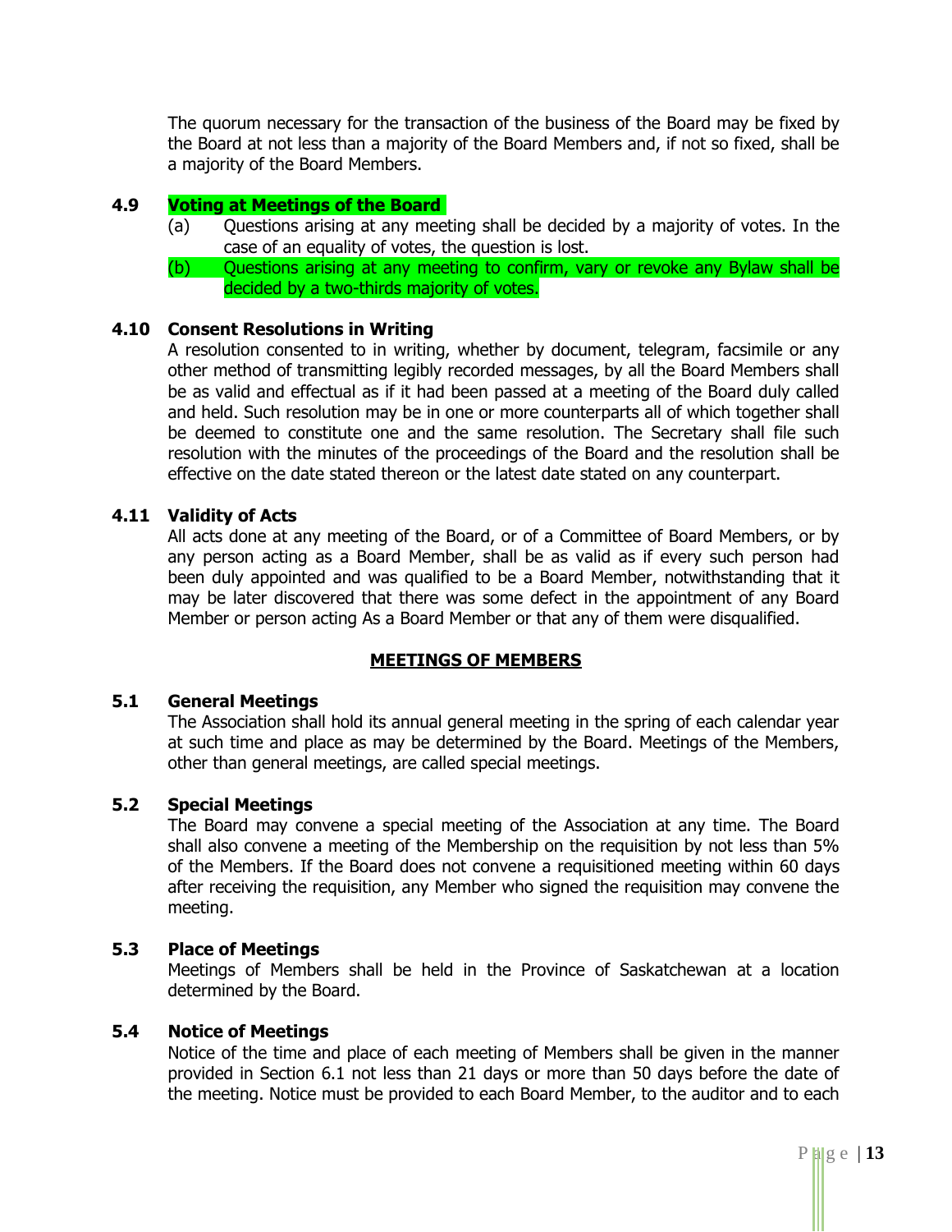The quorum necessary for the transaction of the business of the Board may be fixed by the Board at not less than a majority of the Board Members and, if not so fixed, shall be a majority of the Board Members.

### 4.9 Voting at Meetings of the Board

(a) Questions arising at any meeting shall be decided by a majority of votes. In the case of an equality of votes, the question is lost.

(b) Questions arising at any meeting to confirm, vary or revoke any Bylaw shall be decided by a two-thirds majority of votes.

### 4.10 Consent Resolutions in Writing

A resolution consented to in writing, whether by document, telegram, facsimile or any other method of transmitting legibly recorded messages, by all the Board Members shall be as valid and effectual as if it had been passed at a meeting of the Board duly called and held. Such resolution may be in one or more counterparts all of which together shall be deemed to constitute one and the same resolution. The Secretary shall file such resolution with the minutes of the proceedings of the Board and the resolution shall be effective on the date stated thereon or the latest date stated on any counterpart.

### 4.11 Validity of Acts

All acts done at any meeting of the Board, or of a Committee of Board Members, or by any person acting as a Board Member, shall be as valid as if every such person had been duly appointed and was qualified to be a Board Member, notwithstanding that it may be later discovered that there was some defect in the appointment of any Board Member or person acting As a Board Member or that any of them were disqualified.

## MEETINGS OF MEMBERS

### 5.1 General Meetings

The Association shall hold its annual general meeting in the spring of each calendar year at such time and place as may be determined by the Board. Meetings of the Members, other than general meetings, are called special meetings.

### 5.2 Special Meetings

The Board may convene a special meeting of the Association at any time. The Board shall also convene a meeting of the Membership on the requisition by not less than 5% of the Members. If the Board does not convene a requisitioned meeting within 60 days after receiving the requisition, any Member who signed the requisition may convene the meeting.

### 5.3 Place of Meetings

Meetings of Members shall be held in the Province of Saskatchewan at a location determined by the Board.

### 5.4 Notice of Meetings

Notice of the time and place of each meeting of Members shall be given in the manner provided in Section 6.1 not less than 21 days or more than 50 days before the date of the meeting. Notice must be provided to each Board Member, to the auditor and to each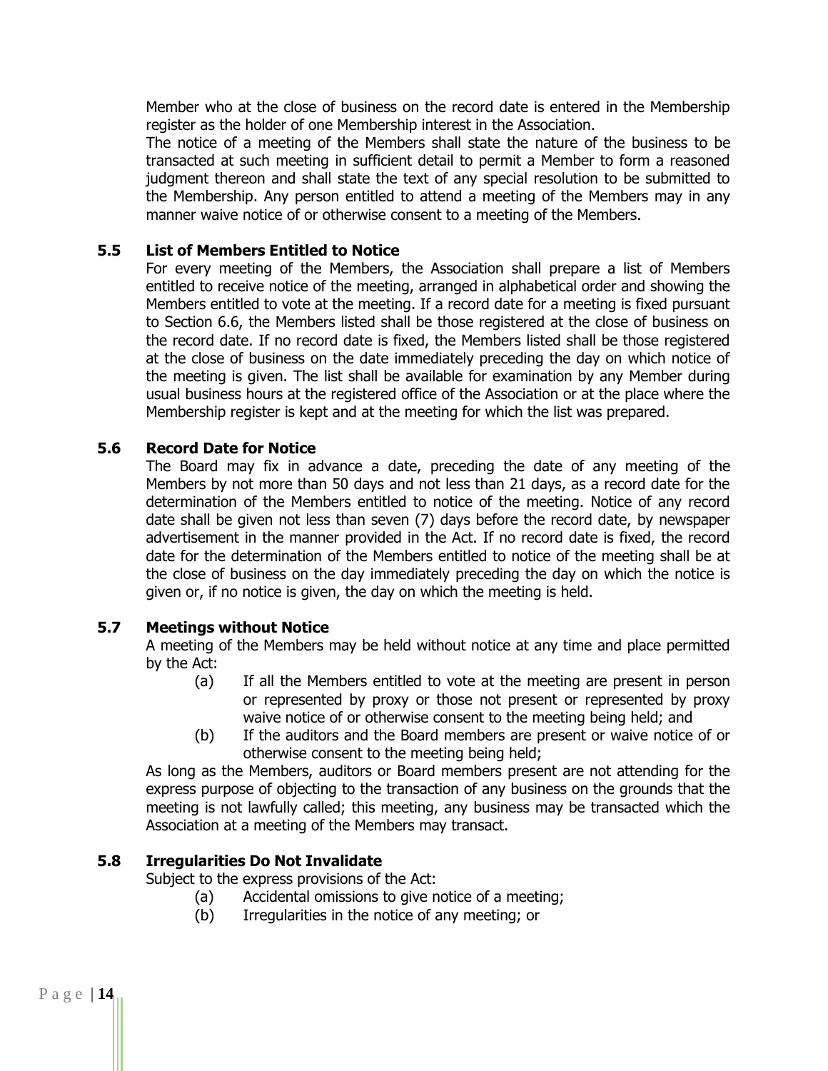Member who at the close of business on the record date is entered in the Membership register as the holder of one Membership interest in the Association.

The notice of a meeting of the Members shall state the nature of the business to be transacted at such meeting in sufficient detail to permit a Member to form a reasoned judgment thereon and shall state the text of any special resolution to be submitted to the Membership. Any person entitled to attend a meeting of the Members may in any manner waive notice of or otherwise consent to a meeting of the Members.

### 5.5 List of Members Entitled to Notice

For every meeting of the Members, the Association shall prepare a list of Members entitled to receive notice of the meeting, arranged in alphabetical order and showing the Members entitled to vote at the meeting. If a record date for a meeting is fixed pursuant to Section 6.6, the Members listed shall be those registered at the close of business on the record date. If no record date is fixed, the Members listed shall be those registered at the close of business on the date immediately preceding the day on which notice of the meeting is given. The list shall be available for examination by any Member during usual business hours at the registered office of the Association or at the place where the Membership register is kept and at the meeting for which the list was prepared.

### 5.6 Record Date for Notice

The Board may fix in advance a date, preceding the date of any meeting of the Members by not more than 50 days and not less than 21 days, as a record date for the determination of the Members entitled to notice of the meeting. Notice of any record date shall be given not less than seven (7) days before the record date, by newspaper advertisement in the manner provided in the Act. If no record date is fixed, the record date for the determination of the Members entitled to notice of the meeting shall be at the close of business on the day immediately preceding the day on which the notice is given or, if no notice is given, the day on which the meeting is held.

### 5.7 Meetings without Notice

A meeting of the Members may be held without notice at any time and place permitted by the Act:

(a) If all the Members entitled to vote at the meeting are present in person or represented by proxy or those not present or represented by proxy waive notice of or otherwise consent to the meeting being held; and

(b) If the auditors and the Board members are present or waive notice of or otherwise consent to the meeting being held;

As long as the Members, auditors or Board members present are not attending for the express purpose of objecting to the transaction of any business on the grounds that the meeting is not lawfully called; this meeting, any business may be transacted which the Association at a meeting of the Members may transact.

### 5.8 Irregularities Do Not Invalidate

Subject to the express provisions of the Act:

(a) Accidental omissions to give notice of a meeting;

(b) Irregularities in the notice of any meeting; or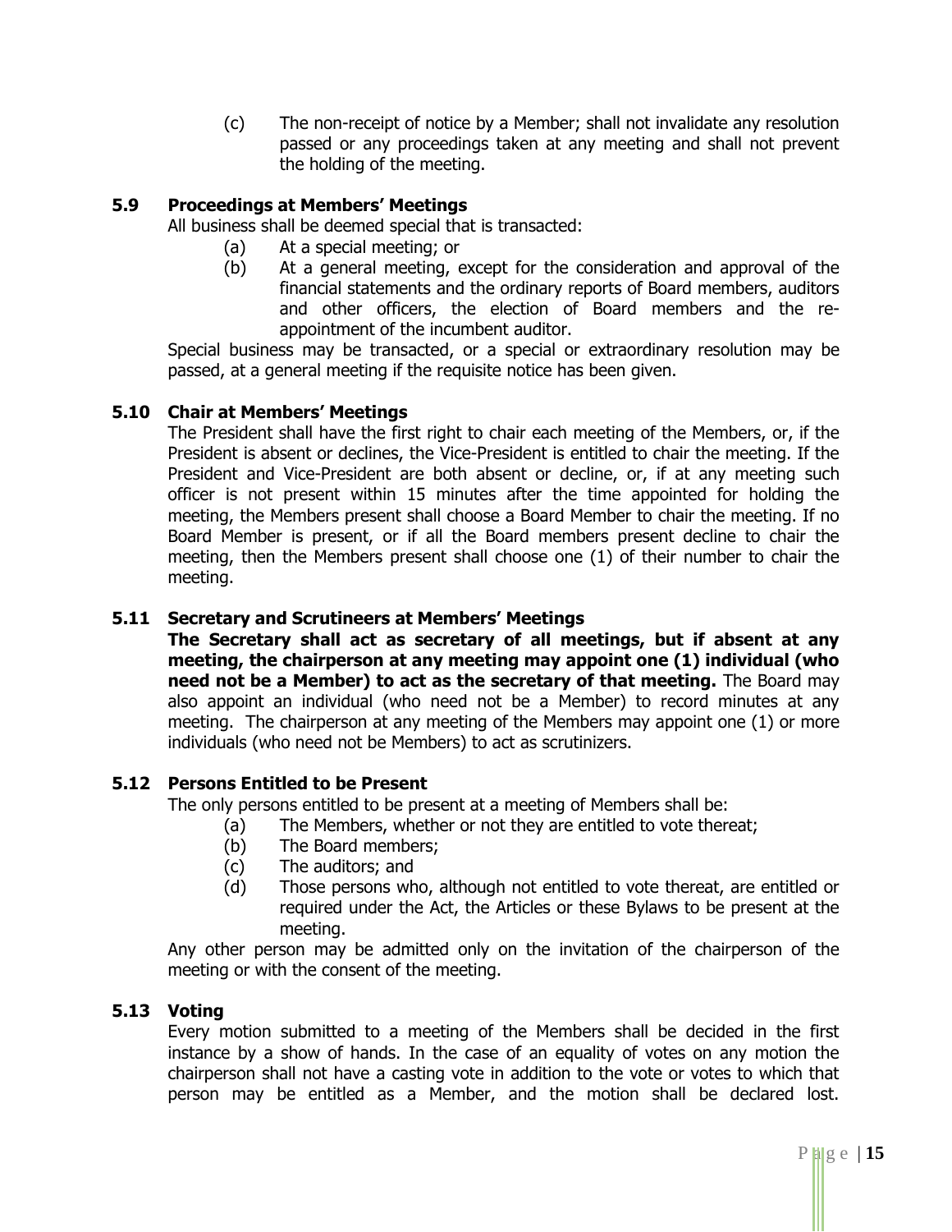(c) The non-receipt of notice by a Member; shall not invalidate any resolution passed or any proceedings taken at any meeting and shall not prevent the holding of the meeting.

### 5.9 Proceedings at Members' Meetings

All business shall be deemed special that is transacted:

(a) At a special meeting; or

(b) At a general meeting, except for the consideration and approval of the financial statements and the ordinary reports of Board members, auditors and other officers, the election of Board members and the re-appointment of the incumbent auditor.

Special business may be transacted, or a special or extraordinary resolution may be passed, at a general meeting if the requisite notice has been given.

### 5.10 Chair at Members' Meetings

The President shall have the first right to chair each meeting of the Members, or, if the President is absent or declines, the Vice-President is entitled to chair the meeting. If the President and Vice-President are both absent or decline, or, if at any meeting such officer is not present within 15 minutes after the time appointed for holding the meeting, the Members present shall choose a Board Member to chair the meeting. If no Board Member is present, or if all the Board members present decline to chair the meeting, then the Members present shall choose one (1) of their number to chair the meeting.

### 5.11 Secretary and Scrutineers at Members' Meetings

**The Secretary shall act as secretary of all meetings, but if absent at any meeting, the chairperson at any meeting may appoint one (1) individual (who need not be a Member) to act as the secretary of that meeting.** The Board may also appoint an individual (who need not be a Member) to record minutes at any meeting. The chairperson at any meeting of the Members may appoint one (1) or more individuals (who need not be Members) to act as scrutinizers.

### 5.12 Persons Entitled to be Present

The only persons entitled to be present at a meeting of Members shall be:

(a) The Members, whether or not they are entitled to vote thereat;

(b) The Board members;

(c) The auditors; and

(d) Those persons who, although not entitled to vote thereat, are entitled or required under the Act, the Articles or these Bylaws to be present at the meeting.

Any other person may be admitted only on the invitation of the chairperson of the meeting or with the consent of the meeting.

### 5.13 Voting

Every motion submitted to a meeting of the Members shall be decided in the first instance by a show of hands. In the case of an equality of votes on any motion the chairperson shall not have a casting vote in addition to the vote or votes to which that person may be entitled as a Member, and the motion shall be declared lost.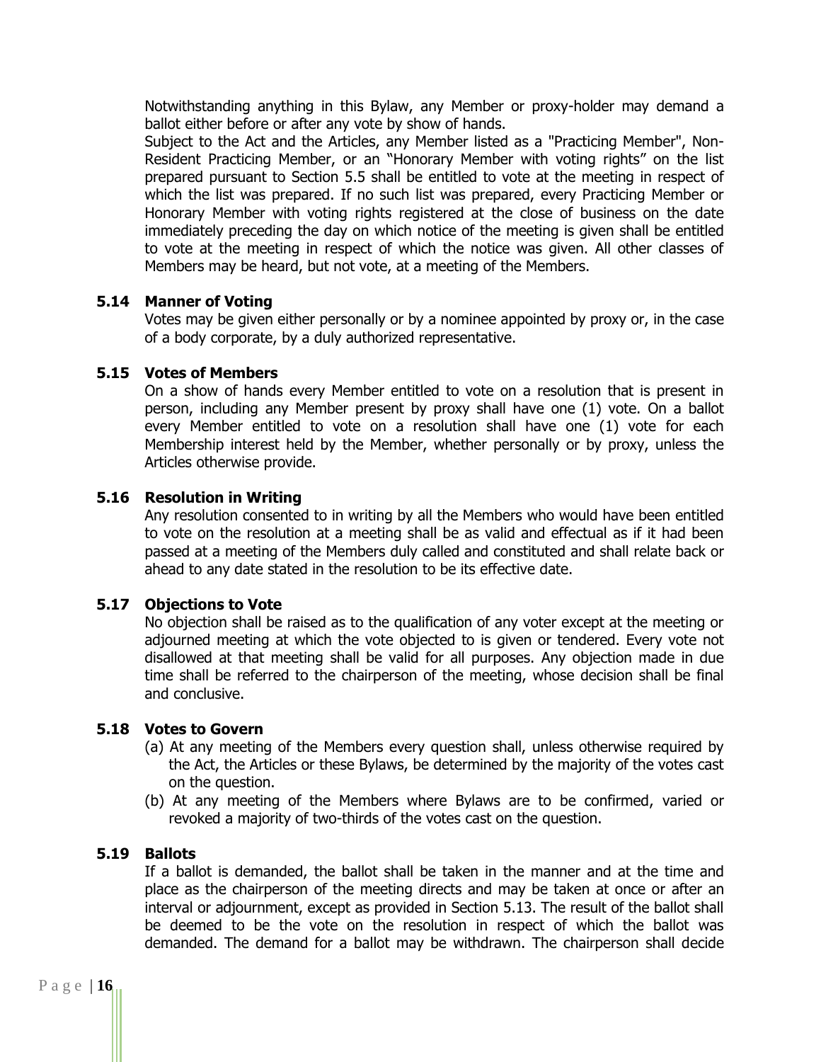Notwithstanding anything in this Bylaw, any Member or proxy-holder may demand a ballot either before or after any vote by show of hands.

Subject to the Act and the Articles, any Member listed as a "Practicing Member", Non-Resident Practicing Member, or an "Honorary Member with voting rights" on the list prepared pursuant to Section 5.5 shall be entitled to vote at the meeting in respect of which the list was prepared. If no such list was prepared, every Practicing Member or Honorary Member with voting rights registered at the close of business on the date immediately preceding the day on which notice of the meeting is given shall be entitled to vote at the meeting in respect of which the notice was given. All other classes of Members may be heard, but not vote, at a meeting of the Members.

### 5.14 Manner of Voting

Votes may be given either personally or by a nominee appointed by proxy or, in the case of a body corporate, by a duly authorized representative.

### 5.15 Votes of Members

On a show of hands every Member entitled to vote on a resolution that is present in person, including any Member present by proxy shall have one (1) vote. On a ballot every Member entitled to vote on a resolution shall have one (1) vote for each Membership interest held by the Member, whether personally or by proxy, unless the Articles otherwise provide.

### 5.16 Resolution in Writing

Any resolution consented to in writing by all the Members who would have been entitled to vote on the resolution at a meeting shall be as valid and effectual as if it had been passed at a meeting of the Members duly called and constituted and shall relate back or ahead to any date stated in the resolution to be its effective date.

### 5.17 Objections to Vote

No objection shall be raised as to the qualification of any voter except at the meeting or adjourned meeting at which the vote objected to is given or tendered. Every vote not disallowed at that meeting shall be valid for all purposes. Any objection made in due time shall be referred to the chairperson of the meeting, whose decision shall be final and conclusive.

### 5.18 Votes to Govern

(a) At any meeting of the Members every question shall, unless otherwise required by the Act, the Articles or these Bylaws, be determined by the majority of the votes cast on the question.

(b) At any meeting of the Members where Bylaws are to be confirmed, varied or revoked a majority of two-thirds of the votes cast on the question.

### 5.19 Ballots

If a ballot is demanded, the ballot shall be taken in the manner and at the time and place as the chairperson of the meeting directs and may be taken at once or after an interval or adjournment, except as provided in Section 5.13. The result of the ballot shall be deemed to be the vote on the resolution in respect of which the ballot was demanded. The demand for a ballot may be withdrawn. The chairperson shall decide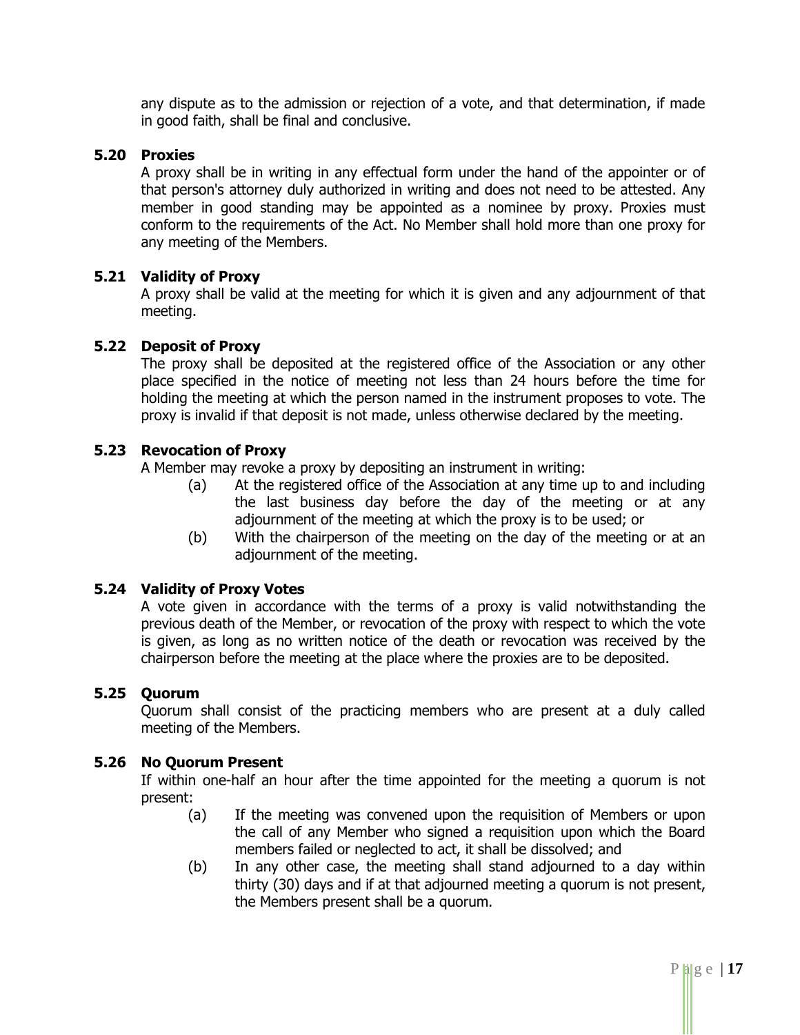any dispute as to the admission or rejection of a vote, and that determination, if made in good faith, shall be final and conclusive.

### 5.20 Proxies

A proxy shall be in writing in any effectual form under the hand of the appointer or of that person's attorney duly authorized in writing and does not need to be attested. Any member in good standing may be appointed as a nominee by proxy. Proxies must conform to the requirements of the Act. No Member shall hold more than one proxy for any meeting of the Members.

### 5.21 Validity of Proxy

A proxy shall be valid at the meeting for which it is given and any adjournment of that meeting.

### 5.22 Deposit of Proxy

The proxy shall be deposited at the registered office of the Association or any other place specified in the notice of meeting not less than 24 hours before the time for holding the meeting at which the person named in the instrument proposes to vote. The proxy is invalid if that deposit is not made, unless otherwise declared by the meeting.

### 5.23 Revocation of Proxy

A Member may revoke a proxy by depositing an instrument in writing:

(a) At the registered office of the Association at any time up to and including the last business day before the day of the meeting or at any adjournment of the meeting at which the proxy is to be used; or

(b) With the chairperson of the meeting on the day of the meeting or at an adjournment of the meeting.

### 5.24 Validity of Proxy Votes

A vote given in accordance with the terms of a proxy is valid notwithstanding the previous death of the Member, or revocation of the proxy with respect to which the vote is given, as long as no written notice of the death or revocation was received by the chairperson before the meeting at the place where the proxies are to be deposited.

### 5.25 Quorum

Quorum shall consist of the practicing members who are present at a duly called meeting of the Members.

### 5.26 No Quorum Present

If within one-half an hour after the time appointed for the meeting a quorum is not present:

(a) If the meeting was convened upon the requisition of Members or upon the call of any Member who signed a requisition upon which the Board members failed or neglected to act, it shall be dissolved; and

(b) In any other case, the meeting shall stand adjourned to a day within thirty (30) days and if at that adjourned meeting a quorum is not present, the Members present shall be a quorum.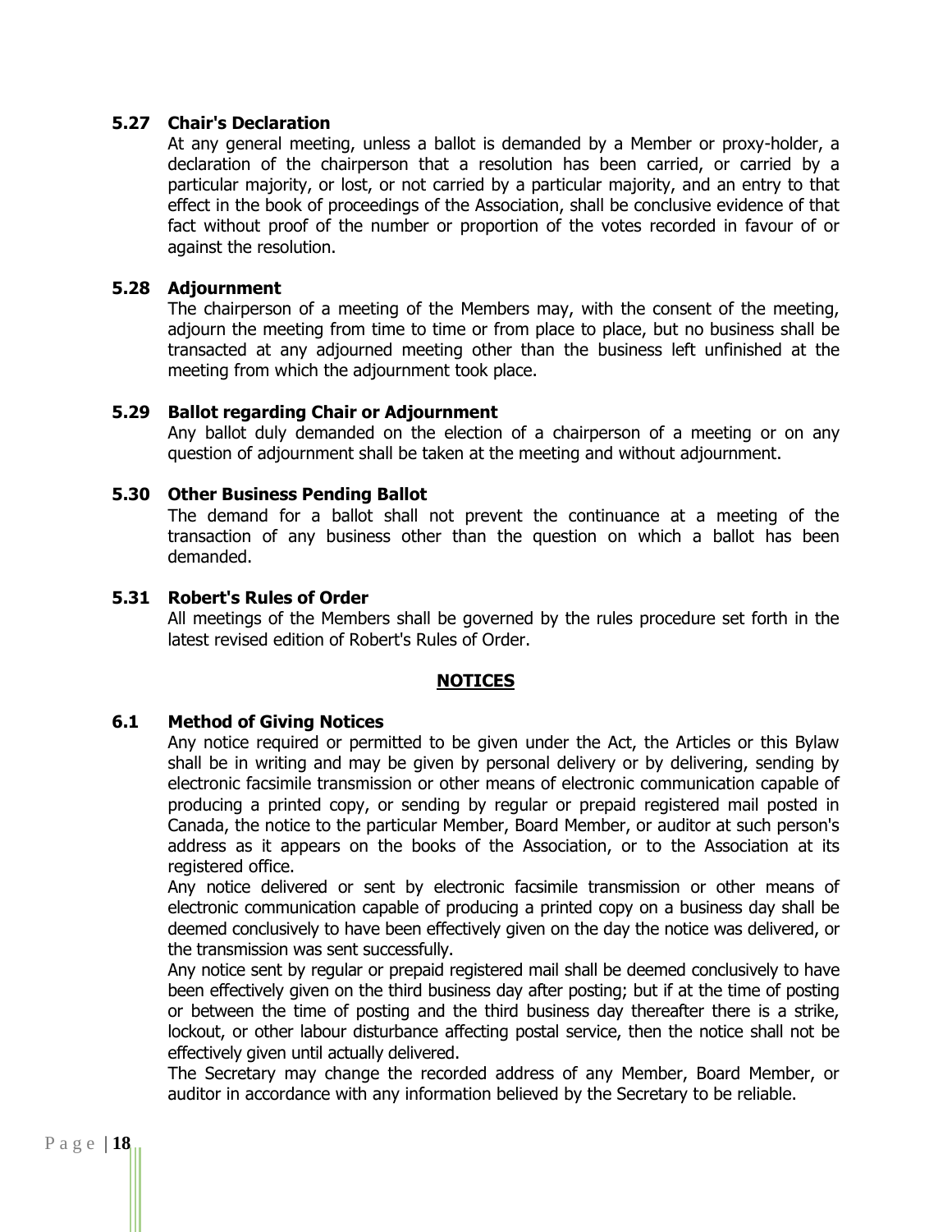### 5.27 Chair's Declaration

At any general meeting, unless a ballot is demanded by a Member or proxy-holder, a declaration of the chairperson that a resolution has been carried, or carried by a particular majority, or lost, or not carried by a particular majority, and an entry to that effect in the book of proceedings of the Association, shall be conclusive evidence of that fact without proof of the number or proportion of the votes recorded in favour of or against the resolution.

### 5.28 Adjournment

The chairperson of a meeting of the Members may, with the consent of the meeting, adjourn the meeting from time to time or from place to place, but no business shall be transacted at any adjourned meeting other than the business left unfinished at the meeting from which the adjournment took place.

### 5.29 Ballot regarding Chair or Adjournment

Any ballot duly demanded on the election of a chairperson of a meeting or on any question of adjournment shall be taken at the meeting and without adjournment.

### 5.30 Other Business Pending Ballot

The demand for a ballot shall not prevent the continuance at a meeting of the transaction of any business other than the question on which a ballot has been demanded.

### 5.31 Robert's Rules of Order

All meetings of the Members shall be governed by the rules procedure set forth in the latest revised edition of Robert's Rules of Order.

## NOTICES

### 6.1 Method of Giving Notices

Any notice required or permitted to be given under the Act, the Articles or this Bylaw shall be in writing and may be given by personal delivery or by delivering, sending by electronic facsimile transmission or other means of electronic communication capable of producing a printed copy, or sending by regular or prepaid registered mail posted in Canada, the notice to the particular Member, Board Member, or auditor at such person's address as it appears on the books of the Association, or to the Association at its registered office.

Any notice delivered or sent by electronic facsimile transmission or other means of electronic communication capable of producing a printed copy on a business day shall be deemed conclusively to have been effectively given on the day the notice was delivered, or the transmission was sent successfully.

Any notice sent by regular or prepaid registered mail shall be deemed conclusively to have been effectively given on the third business day after posting; but if at the time of posting or between the time of posting and the third business day thereafter there is a strike, lockout, or other labour disturbance affecting postal service, then the notice shall not be effectively given until actually delivered.

The Secretary may change the recorded address of any Member, Board Member, or auditor in accordance with any information believed by the Secretary to be reliable.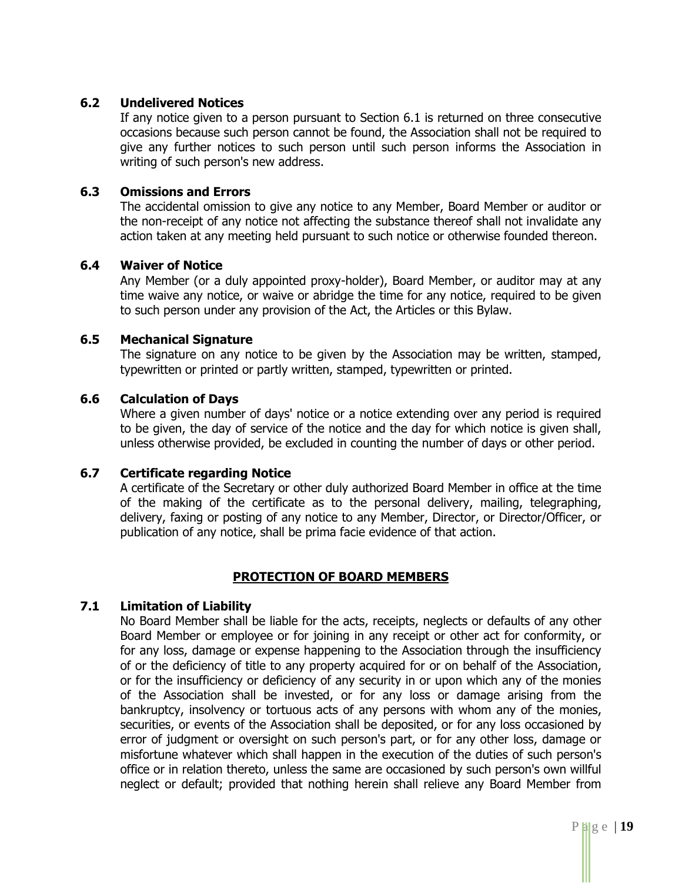### 6.2 Undelivered Notices

If any notice given to a person pursuant to Section 6.1 is returned on three consecutive occasions because such person cannot be found, the Association shall not be required to give any further notices to such person until such person informs the Association in writing of such person's new address.

### 6.3 Omissions and Errors

The accidental omission to give any notice to any Member, Board Member or auditor or the non-receipt of any notice not affecting the substance thereof shall not invalidate any action taken at any meeting held pursuant to such notice or otherwise founded thereon.

### 6.4 Waiver of Notice

Any Member (or a duly appointed proxy-holder), Board Member, or auditor may at any time waive any notice, or waive or abridge the time for any notice, required to be given to such person under any provision of the Act, the Articles or this Bylaw.

### 6.5 Mechanical Signature

The signature on any notice to be given by the Association may be written, stamped, typewritten or printed or partly written, stamped, typewritten or printed.

### 6.6 Calculation of Days

Where a given number of days' notice or a notice extending over any period is required to be given, the day of service of the notice and the day for which notice is given shall, unless otherwise provided, be excluded in counting the number of days or other period.

### 6.7 Certificate regarding Notice

A certificate of the Secretary or other duly authorized Board Member in office at the time of the making of the certificate as to the personal delivery, mailing, telegraphing, delivery, faxing or posting of any notice to any Member, Director, or Director/Officer, or publication of any notice, shall be prima facie evidence of that action.

## PROTECTION OF BOARD MEMBERS

### 7.1 Limitation of Liability

No Board Member shall be liable for the acts, receipts, neglects or defaults of any other Board Member or employee or for joining in any receipt or other act for conformity, or for any loss, damage or expense happening to the Association through the insufficiency of or the deficiency of title to any property acquired for or on behalf of the Association, or for the insufficiency or deficiency of any security in or upon which any of the monies of the Association shall be invested, or for any loss or damage arising from the bankruptcy, insolvency or tortuous acts of any persons with whom any of the monies, securities, or events of the Association shall be deposited, or for any loss occasioned by error of judgment or oversight on such person's part, or for any other loss, damage or misfortune whatever which shall happen in the execution of the duties of such person's office or in relation thereto, unless the same are occasioned by such person's own willful neglect or default; provided that nothing herein shall relieve any Board Member from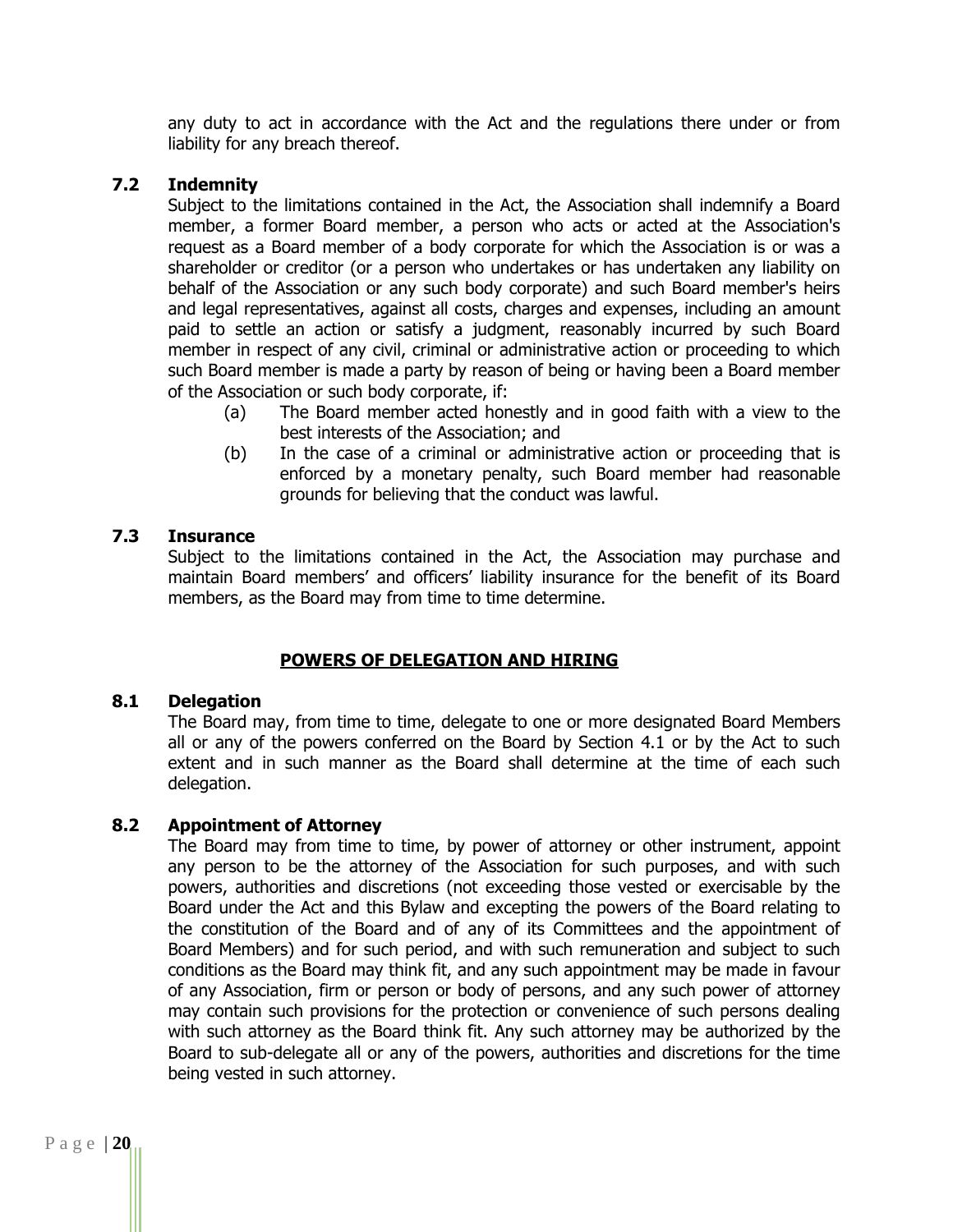any duty to act in accordance with the Act and the regulations there under or from liability for any breach thereof.

### 7.2 Indemnity

Subject to the limitations contained in the Act, the Association shall indemnify a Board member, a former Board member, a person who acts or acted at the Association's request as a Board member of a body corporate for which the Association is or was a shareholder or creditor (or a person who undertakes or has undertaken any liability on behalf of the Association or any such body corporate) and such Board member's heirs and legal representatives, against all costs, charges and expenses, including an amount paid to settle an action or satisfy a judgment, reasonably incurred by such Board member in respect of any civil, criminal or administrative action or proceeding to which such Board member is made a party by reason of being or having been a Board member of the Association or such body corporate, if:

(a) The Board member acted honestly and in good faith with a view to the best interests of the Association; and

(b) In the case of a criminal or administrative action or proceeding that is enforced by a monetary penalty, such Board member had reasonable grounds for believing that the conduct was lawful.

### 7.3 Insurance

Subject to the limitations contained in the Act, the Association may purchase and maintain Board members' and officers' liability insurance for the benefit of its Board members, as the Board may from time to time determine.

## POWERS OF DELEGATION AND HIRING

### 8.1 Delegation

The Board may, from time to time, delegate to one or more designated Board Members all or any of the powers conferred on the Board by Section 4.1 or by the Act to such extent and in such manner as the Board shall determine at the time of each such delegation.

### 8.2 Appointment of Attorney

The Board may from time to time, by power of attorney or other instrument, appoint any person to be the attorney of the Association for such purposes, and with such powers, authorities and discretions (not exceeding those vested or exercisable by the Board under the Act and this Bylaw and excepting the powers of the Board relating to the constitution of the Board and of any of its Committees and the appointment of Board Members) and for such period, and with such remuneration and subject to such conditions as the Board may think fit, and any such appointment may be made in favour of any Association, firm or person or body of persons, and any such power of attorney may contain such provisions for the protection or convenience of such persons dealing with such attorney as the Board think fit. Any such attorney may be authorized by the Board to sub-delegate all or any of the powers, authorities and discretions for the time being vested in such attorney.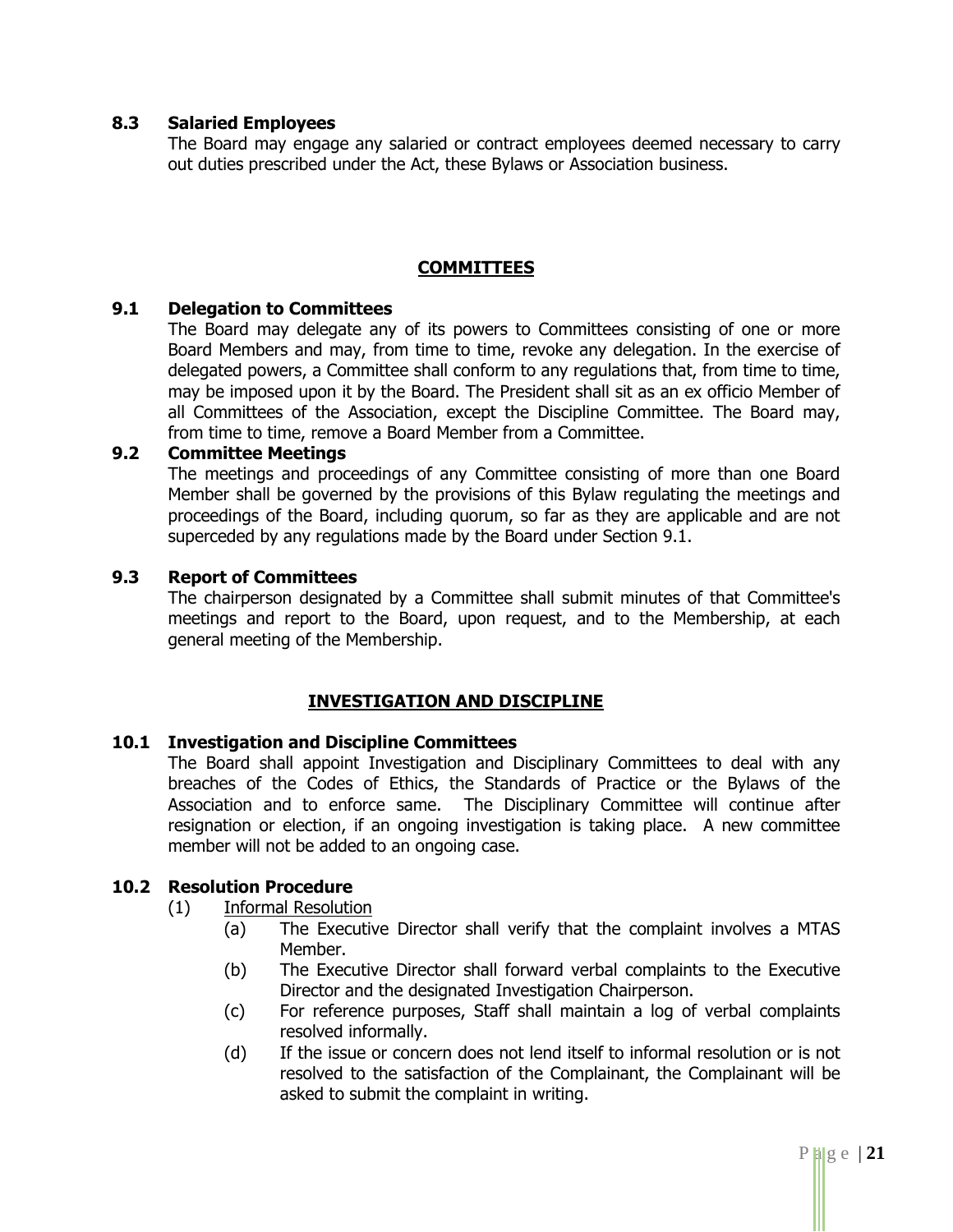### 8.3 Salaried Employees

The Board may engage any salaried or contract employees deemed necessary to carry out duties prescribed under the Act, these Bylaws or Association business.

## COMMITTEES

### 9.1 Delegation to Committees

The Board may delegate any of its powers to Committees consisting of one or more Board Members and may, from time to time, revoke any delegation. In the exercise of delegated powers, a Committee shall conform to any regulations that, from time to time, may be imposed upon it by the Board. The President shall sit as an ex officio Member of all Committees of the Association, except the Discipline Committee. The Board may, from time to time, remove a Board Member from a Committee.

### 9.2 Committee Meetings

The meetings and proceedings of any Committee consisting of more than one Board Member shall be governed by the provisions of this Bylaw regulating the meetings and proceedings of the Board, including quorum, so far as they are applicable and are not superceded by any regulations made by the Board under Section 9.1.

### 9.3 Report of Committees

The chairperson designated by a Committee shall submit minutes of that Committee's meetings and report to the Board, upon request, and to the Membership, at each general meeting of the Membership.

## INVESTIGATION AND DISCIPLINE

### 10.1 Investigation and Discipline Committees

The Board shall appoint Investigation and Disciplinary Committees to deal with any breaches of the Codes of Ethics, the Standards of Practice or the Bylaws of the Association and to enforce same. The Disciplinary Committee will continue after resignation or election, if an ongoing investigation is taking place. A new committee member will not be added to an ongoing case.

### 10.2 Resolution Procedure

(1) Informal Resolution

(a) The Executive Director shall verify that the complaint involves a MTAS Member.

(b) The Executive Director shall forward verbal complaints to the Executive Director and the designated Investigation Chairperson.

(c) For reference purposes, Staff shall maintain a log of verbal complaints resolved informally.

(d) If the issue or concern does not lend itself to informal resolution or is not resolved to the satisfaction of the Complainant, the Complainant will be asked to submit the complaint in writing.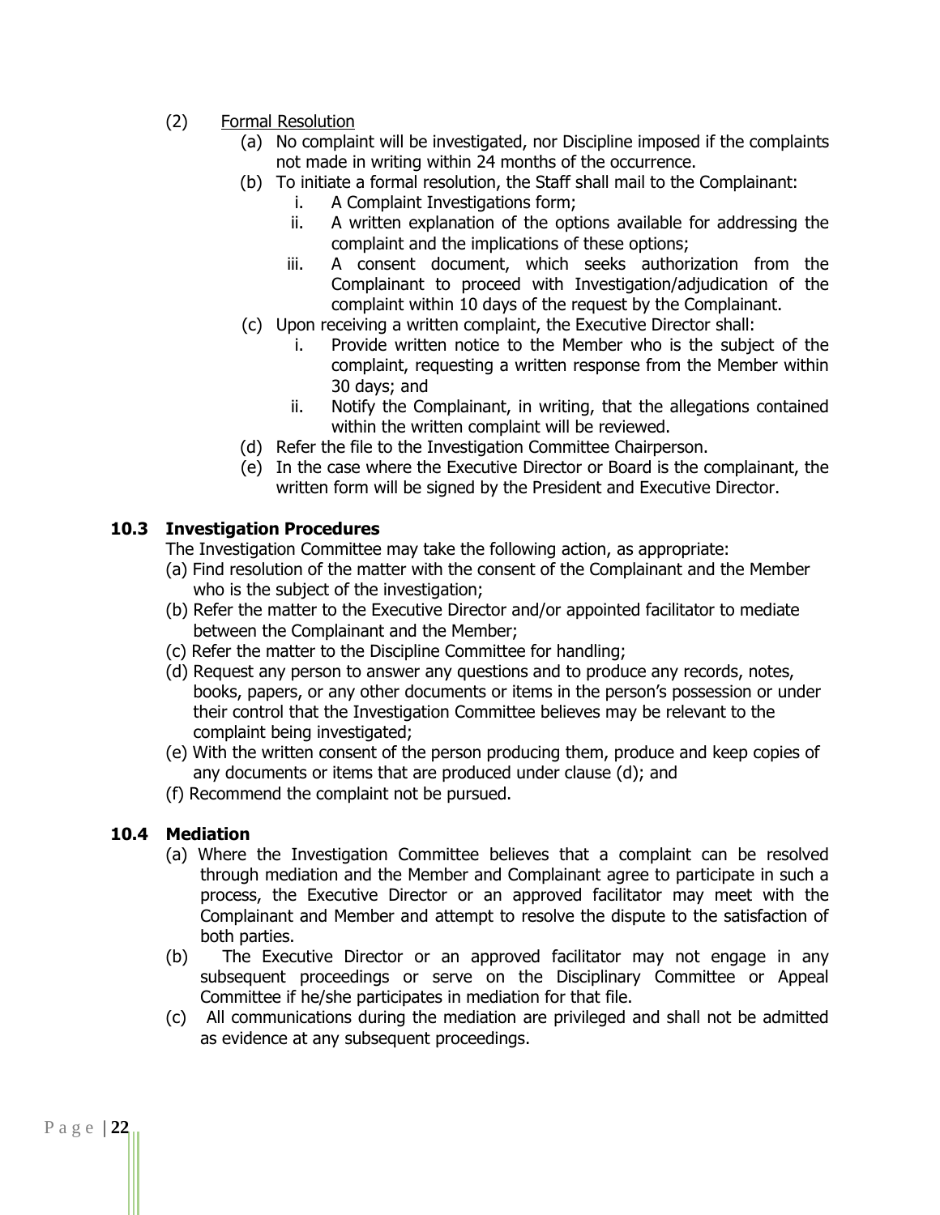(2) Formal Resolution

(a) No complaint will be investigated, nor Discipline imposed if the complaints not made in writing within 24 months of the occurrence.

(b) To initiate a formal resolution, the Staff shall mail to the Complainant:

i. A Complaint Investigations form;

ii. A written explanation of the options available for addressing the complaint and the implications of these options;

iii. A consent document, which seeks authorization from the Complainant to proceed with Investigation/adjudication of the complaint within 10 days of the request by the Complainant.

(c) Upon receiving a written complaint, the Executive Director shall:

i. Provide written notice to the Member who is the subject of the complaint, requesting a written response from the Member within 30 days; and

ii. Notify the Complainant, in writing, that the allegations contained within the written complaint will be reviewed.

(d) Refer the file to the Investigation Committee Chairperson.

(e) In the case where the Executive Director or Board is the complainant, the written form will be signed by the President and Executive Director.

### 10.3 Investigation Procedures

The Investigation Committee may take the following action, as appropriate:

(a) Find resolution of the matter with the consent of the Complainant and the Member who is the subject of the investigation;

(b) Refer the matter to the Executive Director and/or appointed facilitator to mediate between the Complainant and the Member;

(c) Refer the matter to the Discipline Committee for handling;

(d) Request any person to answer any questions and to produce any records, notes, books, papers, or any other documents or items in the person's possession or under their control that the Investigation Committee believes may be relevant to the complaint being investigated;

(e) With the written consent of the person producing them, produce and keep copies of any documents or items that are produced under clause (d); and

(f) Recommend the complaint not be pursued.

### 10.4 Mediation

(a) Where the Investigation Committee believes that a complaint can be resolved through mediation and the Member and Complainant agree to participate in such a process, the Executive Director or an approved facilitator may meet with the Complainant and Member and attempt to resolve the dispute to the satisfaction of both parties.

(b) The Executive Director or an approved facilitator may not engage in any subsequent proceedings or serve on the Disciplinary Committee or Appeal Committee if he/she participates in mediation for that file.

(c) All communications during the mediation are privileged and shall not be admitted as evidence at any subsequent proceedings.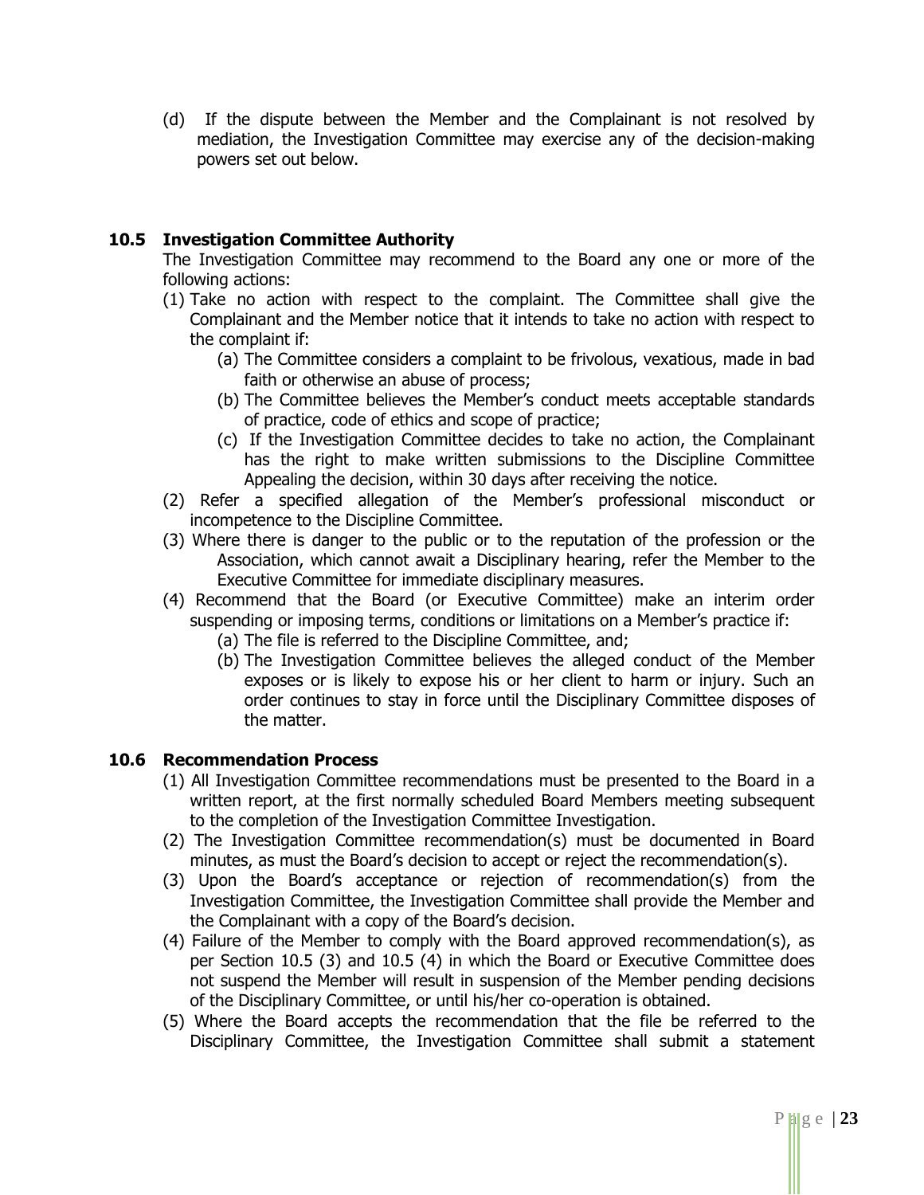(d) If the dispute between the Member and the Complainant is not resolved by mediation, the Investigation Committee may exercise any of the decision-making powers set out below.

### 10.5 Investigation Committee Authority

The Investigation Committee may recommend to the Board any one or more of the following actions:

(1) Take no action with respect to the complaint. The Committee shall give the Complainant and the Member notice that it intends to take no action with respect to the complaint if:
   - (a) The Committee considers a complaint to be frivolous, vexatious, made in bad faith or otherwise an abuse of process;
   - (b) The Committee believes the Member's conduct meets acceptable standards of practice, code of ethics and scope of practice;
   - (c) If the Investigation Committee decides to take no action, the Complainant has the right to make written submissions to the Discipline Committee Appealing the decision, within 30 days after receiving the notice.

(2) Refer a specified allegation of the Member's professional misconduct or incompetence to the Discipline Committee.

(3) Where there is danger to the public or to the reputation of the profession or the Association, which cannot await a Disciplinary hearing, refer the Member to the Executive Committee for immediate disciplinary measures.

(4) Recommend that the Board (or Executive Committee) make an interim order suspending or imposing terms, conditions or limitations on a Member's practice if:
   - (a) The file is referred to the Discipline Committee, and;
   - (b) The Investigation Committee believes the alleged conduct of the Member exposes or is likely to expose his or her client to harm or injury. Such an order continues to stay in force until the Disciplinary Committee disposes of the matter.

### 10.6 Recommendation Process

(1) All Investigation Committee recommendations must be presented to the Board in a written report, at the first normally scheduled Board Members meeting subsequent to the completion of the Investigation Committee Investigation.

(2) The Investigation Committee recommendation(s) must be documented in Board minutes, as must the Board's decision to accept or reject the recommendation(s).

(3) Upon the Board's acceptance or rejection of recommendation(s) from the Investigation Committee, the Investigation Committee shall provide the Member and the Complainant with a copy of the Board's decision.

(4) Failure of the Member to comply with the Board approved recommendation(s), as per Section 10.5 (3) and 10.5 (4) in which the Board or Executive Committee does not suspend the Member will result in suspension of the Member pending decisions of the Disciplinary Committee, or until his/her co-operation is obtained.

(5) Where the Board accepts the recommendation that the file be referred to the Disciplinary Committee, the Investigation Committee shall submit a statement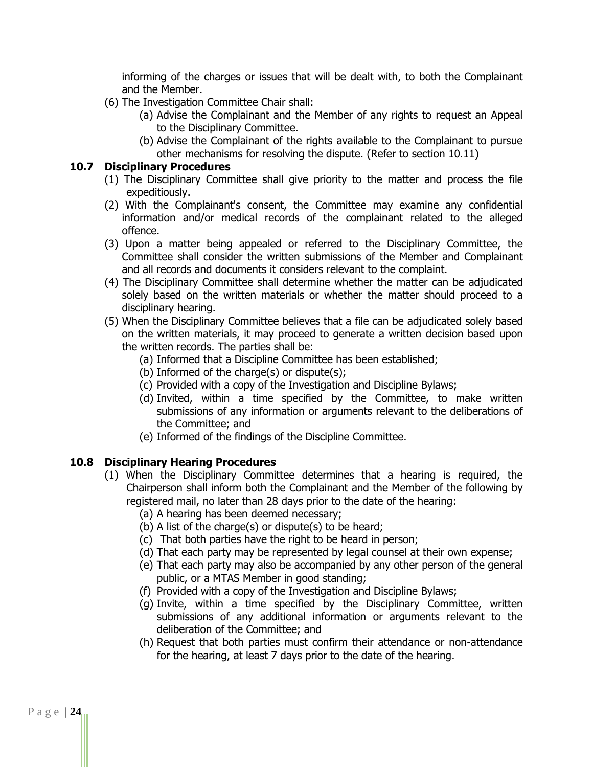informing of the charges or issues that will be dealt with, to both the Complainant and the Member.

(6) The Investigation Committee Chair shall:
   - (a) Advise the Complainant and the Member of any rights to request an Appeal to the Disciplinary Committee.
   - (b) Advise the Complainant of the rights available to the Complainant to pursue other mechanisms for resolving the dispute. (Refer to section 10.11)

### 10.7 Disciplinary Procedures

(1) The Disciplinary Committee shall give priority to the matter and process the file expeditiously.

(2) With the Complainant's consent, the Committee may examine any confidential information and/or medical records of the complainant related to the alleged offence.

(3) Upon a matter being appealed or referred to the Disciplinary Committee, the Committee shall consider the written submissions of the Member and Complainant and all records and documents it considers relevant to the complaint.

(4) The Disciplinary Committee shall determine whether the matter can be adjudicated solely based on the written materials or whether the matter should proceed to a disciplinary hearing.

(5) When the Disciplinary Committee believes that a file can be adjudicated solely based on the written materials, it may proceed to generate a written decision based upon the written records. The parties shall be:
   - (a) Informed that a Discipline Committee has been established;
   - (b) Informed of the charge(s) or dispute(s);
   - (c) Provided with a copy of the Investigation and Discipline Bylaws;
   - (d) Invited, within a time specified by the Committee, to make written submissions of any information or arguments relevant to the deliberations of the Committee; and
   - (e) Informed of the findings of the Discipline Committee.

### 10.8 Disciplinary Hearing Procedures

(1) When the Disciplinary Committee determines that a hearing is required, the Chairperson shall inform both the Complainant and the Member of the following by registered mail, no later than 28 days prior to the date of the hearing:
   - (a) A hearing has been deemed necessary;
   - (b) A list of the charge(s) or dispute(s) to be heard;
   - (c) That both parties have the right to be heard in person;
   - (d) That each party may be represented by legal counsel at their own expense;
   - (e) That each party may also be accompanied by any other person of the general public, or a MTAS Member in good standing;
   - (f) Provided with a copy of the Investigation and Discipline Bylaws;
   - (g) Invite, within a time specified by the Disciplinary Committee, written submissions of any additional information or arguments relevant to the deliberation of the Committee; and
   - (h) Request that both parties must confirm their attendance or non-attendance for the hearing, at least 7 days prior to the date of the hearing.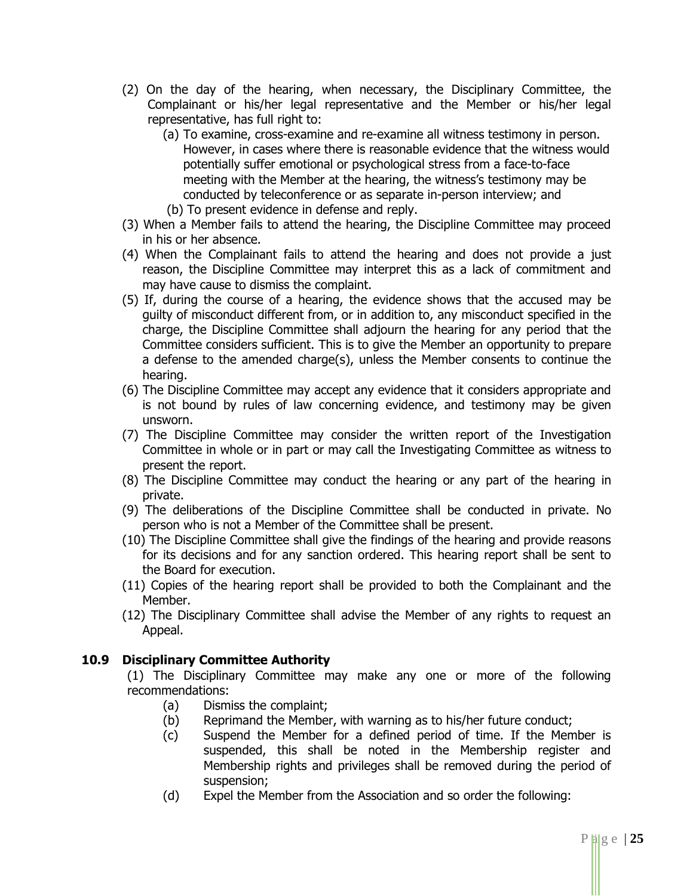(2) On the day of the hearing, when necessary, the Disciplinary Committee, the Complainant or his/her legal representative and the Member or his/her legal representative, has full right to:

  (a) To examine, cross-examine and re-examine all witness testimony in person. However, in cases where there is reasonable evidence that the witness would potentially suffer emotional or psychological stress from a face-to-face meeting with the Member at the hearing, the witness's testimony may be conducted by teleconference or as separate in-person interview; and

  (b) To present evidence in defense and reply.

(3) When a Member fails to attend the hearing, the Discipline Committee may proceed in his or her absence.

(4) When the Complainant fails to attend the hearing and does not provide a just reason, the Discipline Committee may interpret this as a lack of commitment and may have cause to dismiss the complaint.

(5) If, during the course of a hearing, the evidence shows that the accused may be guilty of misconduct different from, or in addition to, any misconduct specified in the charge, the Discipline Committee shall adjourn the hearing for any period that the Committee considers sufficient. This is to give the Member an opportunity to prepare a defense to the amended charge(s), unless the Member consents to continue the hearing.

(6) The Discipline Committee may accept any evidence that it considers appropriate and is not bound by rules of law concerning evidence, and testimony may be given unsworn.

(7) The Discipline Committee may consider the written report of the Investigation Committee in whole or in part or may call the Investigating Committee as witness to present the report.

(8) The Discipline Committee may conduct the hearing or any part of the hearing in private.

(9) The deliberations of the Discipline Committee shall be conducted in private. No person who is not a Member of the Committee shall be present.

(10) The Discipline Committee shall give the findings of the hearing and provide reasons for its decisions and for any sanction ordered. This hearing report shall be sent to the Board for execution.

(11) Copies of the hearing report shall be provided to both the Complainant and the Member.

(12) The Disciplinary Committee shall advise the Member of any rights to request an Appeal.

### 10.9 Disciplinary Committee Authority

(1) The Disciplinary Committee may make any one or more of the following recommendations:

  (a) Dismiss the complaint;

  (b) Reprimand the Member, with warning as to his/her future conduct;

  (c) Suspend the Member for a defined period of time. If the Member is suspended, this shall be noted in the Membership register and Membership rights and privileges shall be removed during the period of suspension;

  (d) Expel the Member from the Association and so order the following: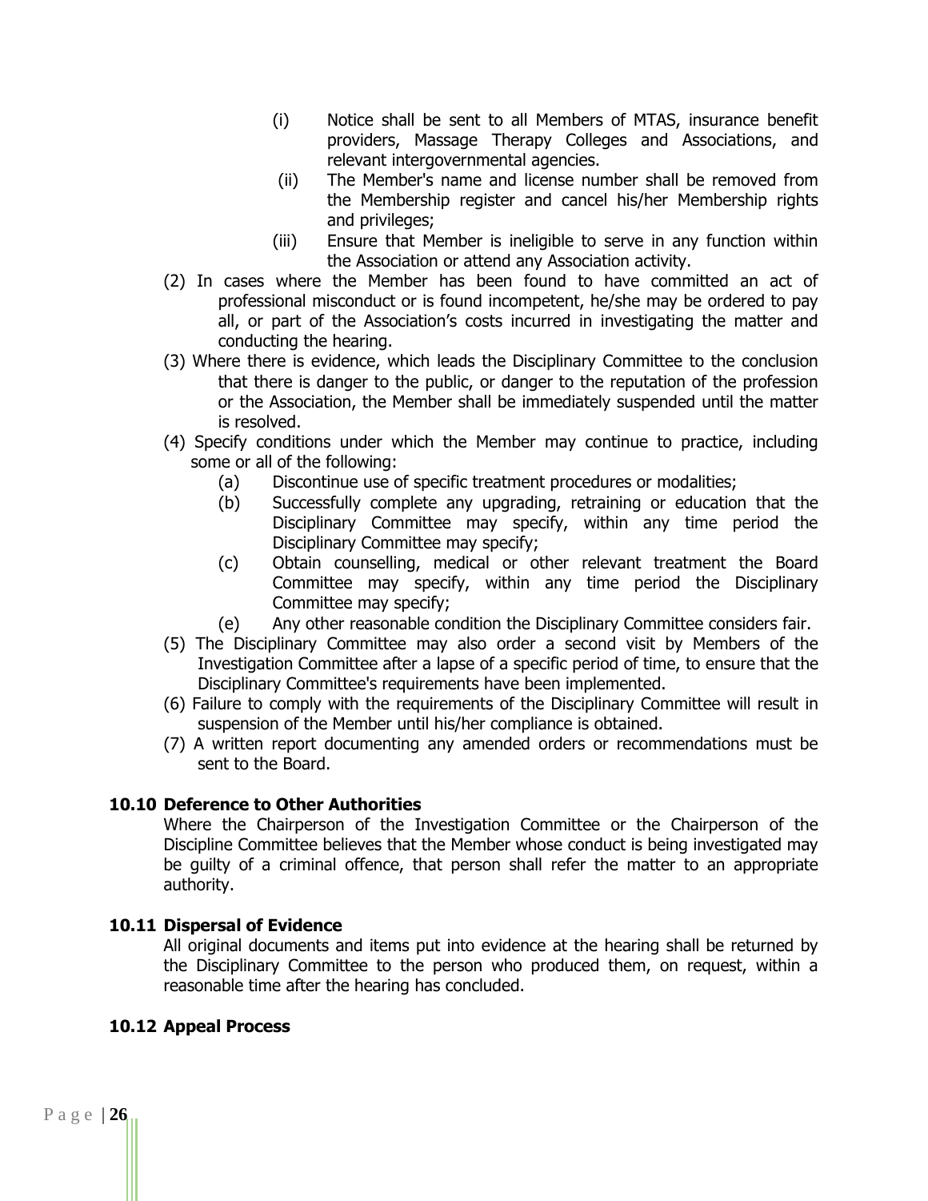(i) Notice shall be sent to all Members of MTAS, insurance benefit providers, Massage Therapy Colleges and Associations, and relevant intergovernmental agencies.

(ii) The Member's name and license number shall be removed from the Membership register and cancel his/her Membership rights and privileges;

(iii) Ensure that Member is ineligible to serve in any function within the Association or attend any Association activity.

(2) In cases where the Member has been found to have committed an act of professional misconduct or is found incompetent, he/she may be ordered to pay all, or part of the Association's costs incurred in investigating the matter and conducting the hearing.

(3) Where there is evidence, which leads the Disciplinary Committee to the conclusion that there is danger to the public, or danger to the reputation of the profession or the Association, the Member shall be immediately suspended until the matter is resolved.

(4) Specify conditions under which the Member may continue to practice, including some or all of the following:

- (a) Discontinue use of specific treatment procedures or modalities;
- (b) Successfully complete any upgrading, retraining or education that the Disciplinary Committee may specify, within any time period the Disciplinary Committee may specify;
- (c) Obtain counselling, medical or other relevant treatment the Board Committee may specify, within any time period the Disciplinary Committee may specify;
- (e) Any other reasonable condition the Disciplinary Committee considers fair.

(5) The Disciplinary Committee may also order a second visit by Members of the Investigation Committee after a lapse of a specific period of time, to ensure that the Disciplinary Committee's requirements have been implemented.

(6) Failure to comply with the requirements of the Disciplinary Committee will result in suspension of the Member until his/her compliance is obtained.

(7) A written report documenting any amended orders or recommendations must be sent to the Board.

### 10.10 Deference to Other Authorities

Where the Chairperson of the Investigation Committee or the Chairperson of the Discipline Committee believes that the Member whose conduct is being investigated may be guilty of a criminal offence, that person shall refer the matter to an appropriate authority.

### 10.11 Dispersal of Evidence

All original documents and items put into evidence at the hearing shall be returned by the Disciplinary Committee to the person who produced them, on request, within a reasonable time after the hearing has concluded.

### 10.12 Appeal Process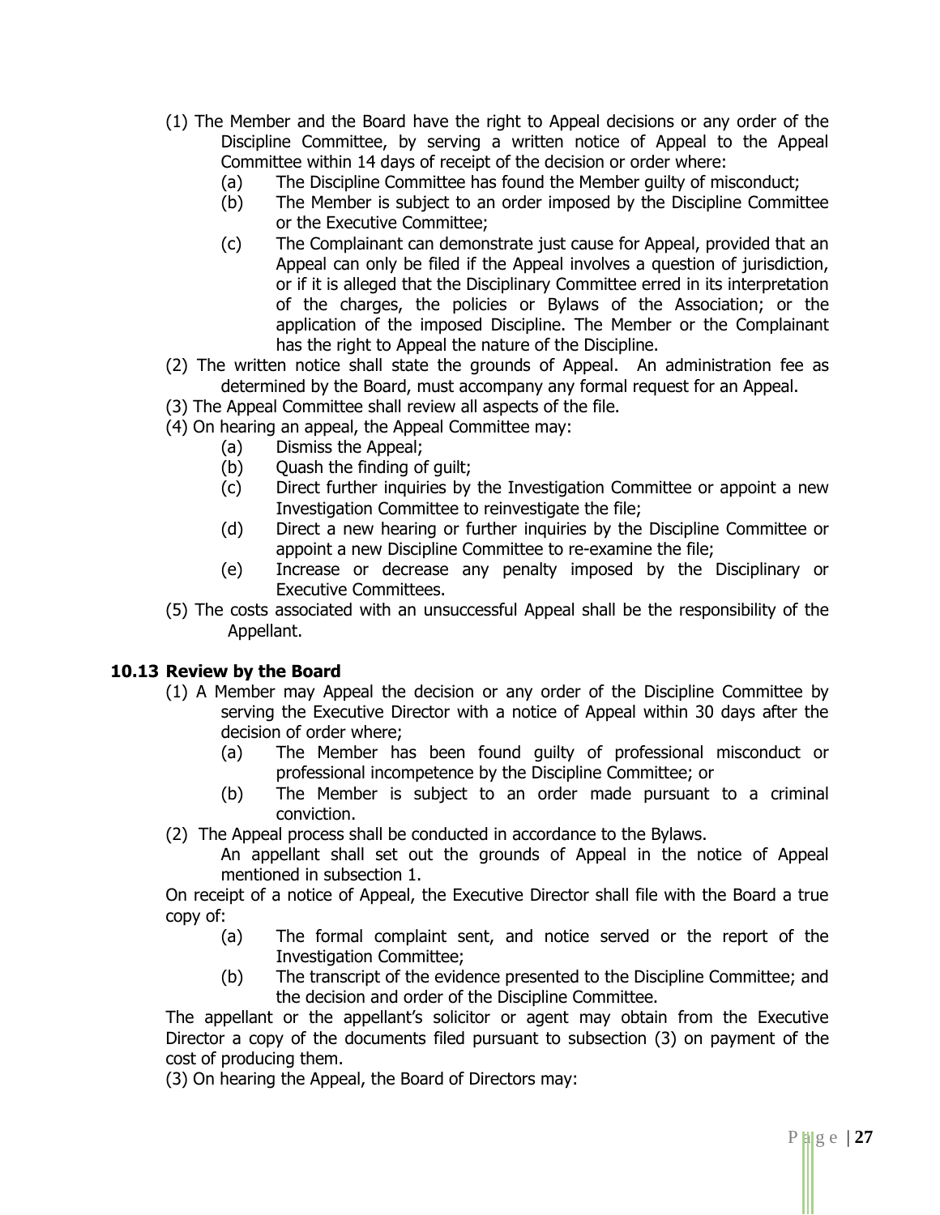(1) The Member and the Board have the right to Appeal decisions or any order of the Discipline Committee, by serving a written notice of Appeal to the Appeal Committee within 14 days of receipt of the decision or order where:
   - (a) The Discipline Committee has found the Member guilty of misconduct;
   - (b) The Member is subject to an order imposed by the Discipline Committee or the Executive Committee;
   - (c) The Complainant can demonstrate just cause for Appeal, provided that an Appeal can only be filed if the Appeal involves a question of jurisdiction, or if it is alleged that the Disciplinary Committee erred in its interpretation of the charges, the policies or Bylaws of the Association; or the application of the imposed Discipline. The Member or the Complainant has the right to Appeal the nature of the Discipline.

(2) The written notice shall state the grounds of Appeal. An administration fee as determined by the Board, must accompany any formal request for an Appeal.

(3) The Appeal Committee shall review all aspects of the file.

(4) On hearing an appeal, the Appeal Committee may:
   - (a) Dismiss the Appeal;
   - (b) Quash the finding of guilt;
   - (c) Direct further inquiries by the Investigation Committee or appoint a new Investigation Committee to reinvestigate the file;
   - (d) Direct a new hearing or further inquiries by the Discipline Committee or appoint a new Discipline Committee to re-examine the file;
   - (e) Increase or decrease any penalty imposed by the Disciplinary or Executive Committees.

(5) The costs associated with an unsuccessful Appeal shall be the responsibility of the Appellant.

### 10.13 Review by the Board

(1) A Member may Appeal the decision or any order of the Discipline Committee by serving the Executive Director with a notice of Appeal within 30 days after the decision of order where;
   - (a) The Member has been found guilty of professional misconduct or professional incompetence by the Discipline Committee; or
   - (b) The Member is subject to an order made pursuant to a criminal conviction.

(2) The Appeal process shall be conducted in accordance to the Bylaws.

An appellant shall set out the grounds of Appeal in the notice of Appeal mentioned in subsection 1.

On receipt of a notice of Appeal, the Executive Director shall file with the Board a true copy of:
   - (a) The formal complaint sent, and notice served or the report of the Investigation Committee;
   - (b) The transcript of the evidence presented to the Discipline Committee; and the decision and order of the Discipline Committee.

The appellant or the appellant's solicitor or agent may obtain from the Executive Director a copy of the documents filed pursuant to subsection (3) on payment of the cost of producing them.

(3) On hearing the Appeal, the Board of Directors may: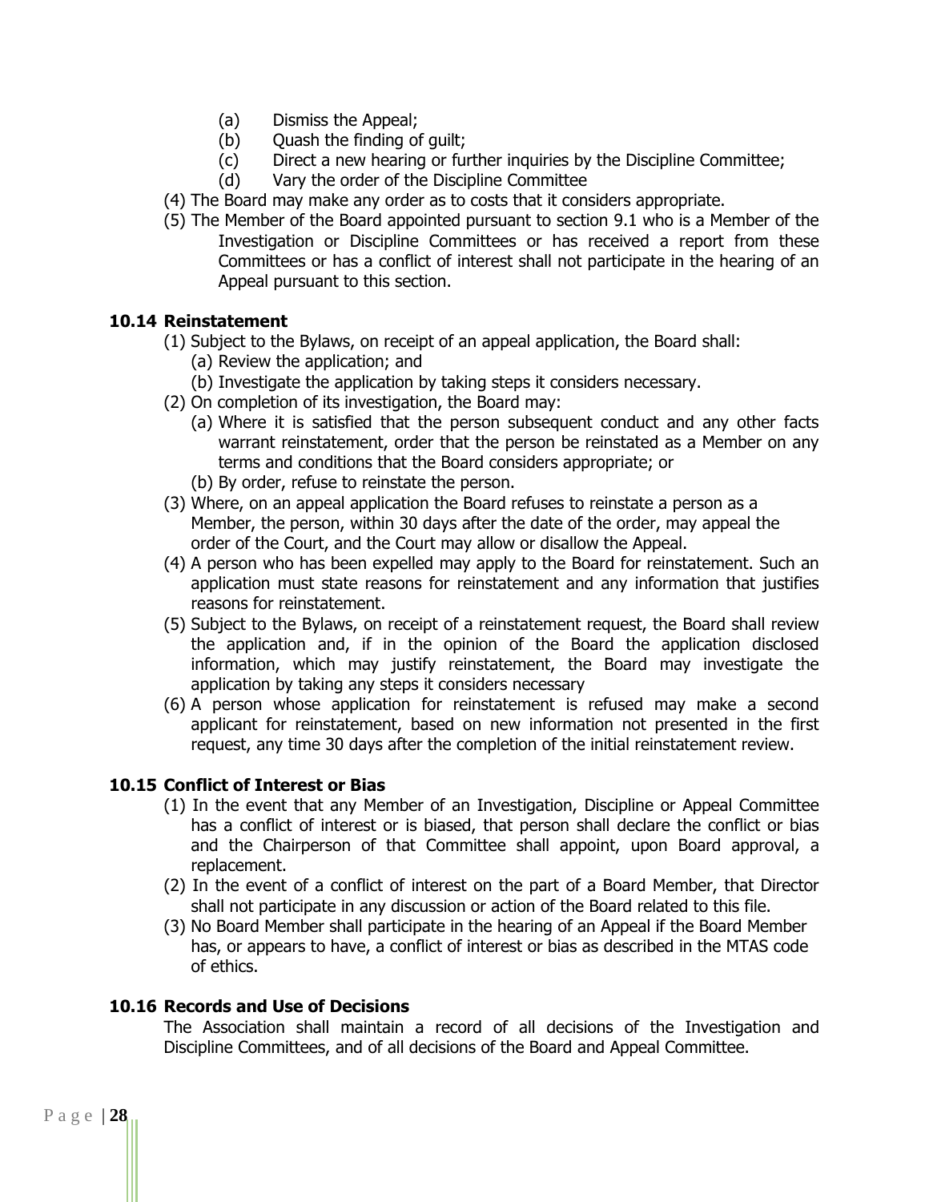(a) Dismiss the Appeal;
(b) Quash the finding of guilt;
(c) Direct a new hearing or further inquiries by the Discipline Committee;
(d) Vary the order of the Discipline Committee

(4) The Board may make any order as to costs that it considers appropriate.

(5) The Member of the Board appointed pursuant to section 9.1 who is a Member of the Investigation or Discipline Committees or has received a report from these Committees or has a conflict of interest shall not participate in the hearing of an Appeal pursuant to this section.

### 10.14 Reinstatement

(1) Subject to the Bylaws, on receipt of an appeal application, the Board shall:
   (a) Review the application; and
   (b) Investigate the application by taking steps it considers necessary.

(2) On completion of its investigation, the Board may:
   (a) Where it is satisfied that the person subsequent conduct and any other facts warrant reinstatement, order that the person be reinstated as a Member on any terms and conditions that the Board considers appropriate; or
   (b) By order, refuse to reinstate the person.

(3) Where, on an appeal application the Board refuses to reinstate a person as a Member, the person, within 30 days after the date of the order, may appeal the order of the Court, and the Court may allow or disallow the Appeal.

(4) A person who has been expelled may apply to the Board for reinstatement. Such an application must state reasons for reinstatement and any information that justifies reasons for reinstatement.

(5) Subject to the Bylaws, on receipt of a reinstatement request, the Board shall review the application and, if in the opinion of the Board the application disclosed information, which may justify reinstatement, the Board may investigate the application by taking any steps it considers necessary

(6) A person whose application for reinstatement is refused may make a second applicant for reinstatement, based on new information not presented in the first request, any time 30 days after the completion of the initial reinstatement review.

### 10.15 Conflict of Interest or Bias

(1) In the event that any Member of an Investigation, Discipline or Appeal Committee has a conflict of interest or is biased, that person shall declare the conflict or bias and the Chairperson of that Committee shall appoint, upon Board approval, a replacement.

(2) In the event of a conflict of interest on the part of a Board Member, that Director shall not participate in any discussion or action of the Board related to this file.

(3) No Board Member shall participate in the hearing of an Appeal if the Board Member has, or appears to have, a conflict of interest or bias as described in the MTAS code of ethics.

### 10.16 Records and Use of Decisions

The Association shall maintain a record of all decisions of the Investigation and Discipline Committees, and of all decisions of the Board and Appeal Committee.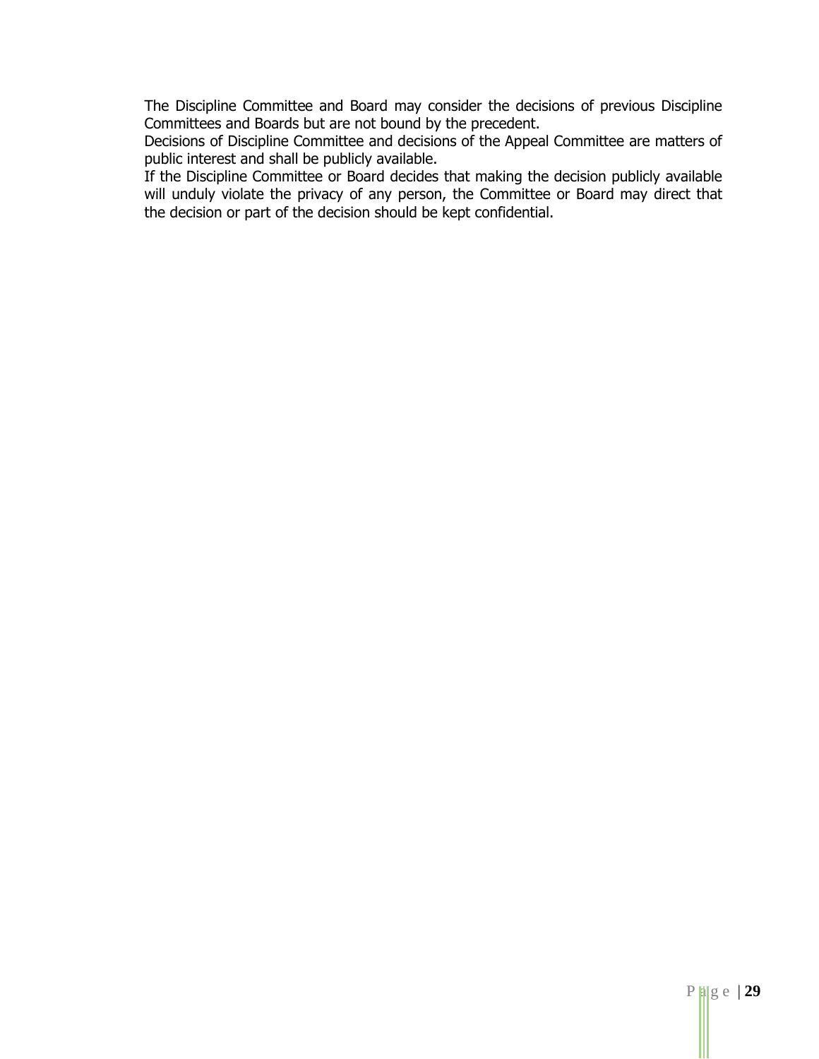The Discipline Committee and Board may consider the decisions of previous Discipline Committees and Boards but are not bound by the precedent.

Decisions of Discipline Committee and decisions of the Appeal Committee are matters of public interest and shall be publicly available.

If the Discipline Committee or Board decides that making the decision publicly available will unduly violate the privacy of any person, the Committee or Board may direct that the decision or part of the decision should be kept confidential.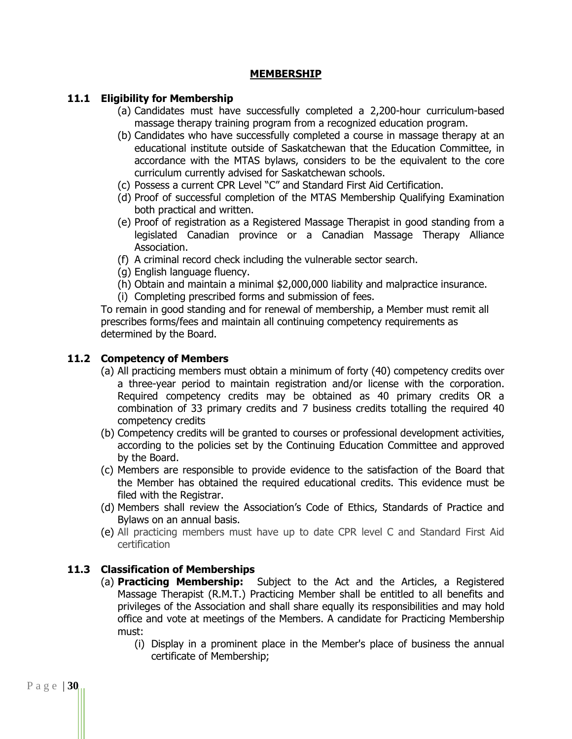## MEMBERSHIP

### 11.1 Eligibility for Membership

(a) Candidates must have successfully completed a 2,200-hour curriculum-based massage therapy training program from a recognized education program.
(b) Candidates who have successfully completed a course in massage therapy at an educational institute outside of Saskatchewan that the Education Committee, in accordance with the MTAS bylaws, considers to be the equivalent to the core curriculum currently advised for Saskatchewan schools.
(c) Possess a current CPR Level "C" and Standard First Aid Certification.
(d) Proof of successful completion of the MTAS Membership Qualifying Examination both practical and written.
(e) Proof of registration as a Registered Massage Therapist in good standing from a legislated Canadian province or a Canadian Massage Therapy Alliance Association.
(f) A criminal record check including the vulnerable sector search.
(g) English language fluency.
(h) Obtain and maintain a minimal $2,000,000 liability and malpractice insurance.
(i) Completing prescribed forms and submission of fees.

To remain in good standing and for renewal of membership, a Member must remit all prescribes forms/fees and maintain all continuing competency requirements as determined by the Board.

### 11.2 Competency of Members

(a) All practicing members must obtain a minimum of forty (40) competency credits over a three-year period to maintain registration and/or license with the corporation. Required competency credits may be obtained as 40 primary credits OR a combination of 33 primary credits and 7 business credits totalling the required 40 competency credits
(b) Competency credits will be granted to courses or professional development activities, according to the policies set by the Continuing Education Committee and approved by the Board.
(c) Members are responsible to provide evidence to the satisfaction of the Board that the Member has obtained the required educational credits. This evidence must be filed with the Registrar.
(d) Members shall review the Association's Code of Ethics, Standards of Practice and Bylaws on an annual basis.
(e) All practicing members must have up to date CPR level C and Standard First Aid certification

### 11.3 Classification of Memberships

(a) **Practicing Membership:** Subject to the Act and the Articles, a Registered Massage Therapist (R.M.T.) Practicing Member shall be entitled to all benefits and privileges of the Association and shall share equally its responsibilities and may hold office and vote at meetings of the Members. A candidate for Practicing Membership must:
   (i) Display in a prominent place in the Member's place of business the annual certificate of Membership;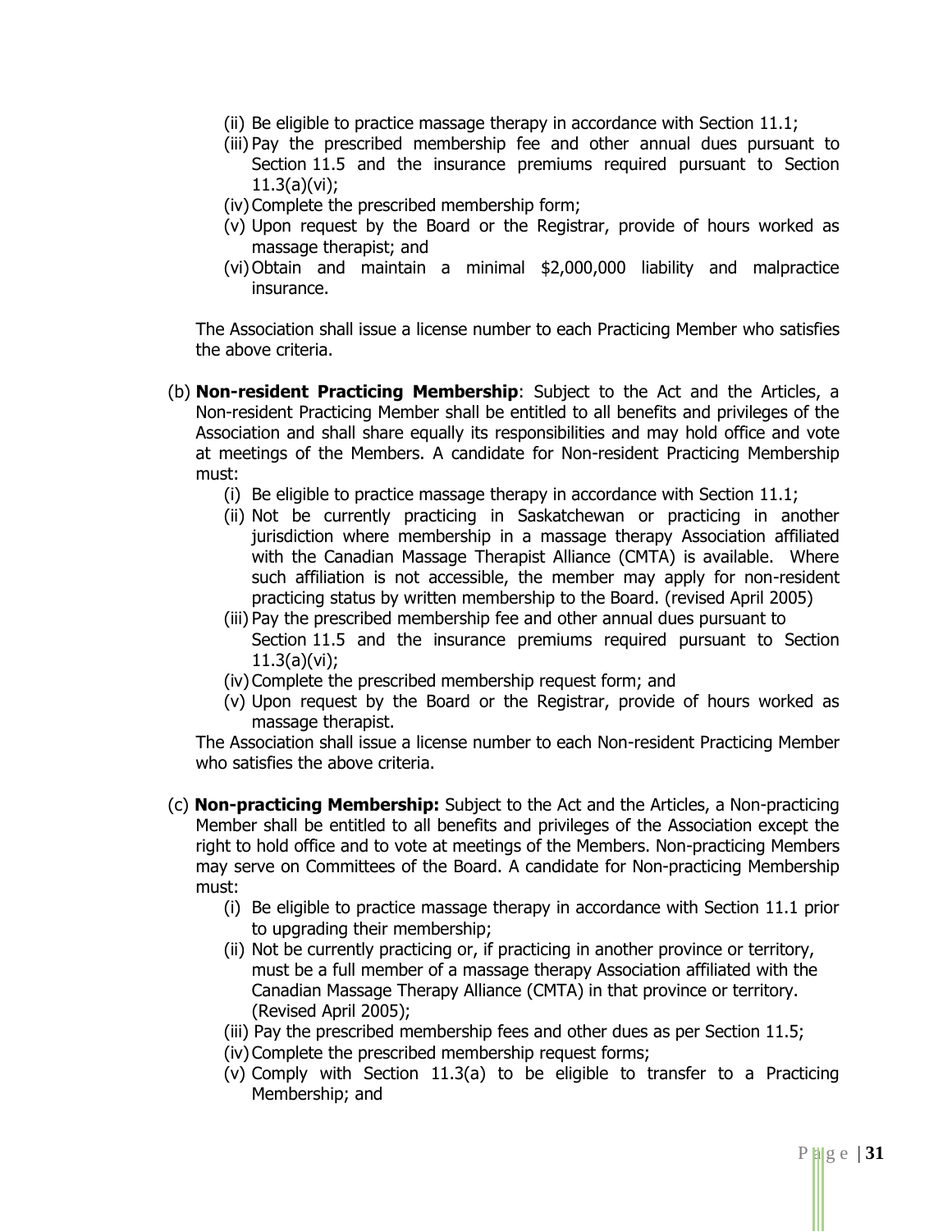(ii) Be eligible to practice massage therapy in accordance with Section 11.1;
(iii) Pay the prescribed membership fee and other annual dues pursuant to Section 11.5 and the insurance premiums required pursuant to Section 11.3(a)(vi);
(iv) Complete the prescribed membership form;
(v) Upon request by the Board or the Registrar, provide of hours worked as massage therapist; and
(vi) Obtain and maintain a minimal $2,000,000 liability and malpractice insurance.

The Association shall issue a license number to each Practicing Member who satisfies the above criteria.

(b) **Non-resident Practicing Membership**: Subject to the Act and the Articles, a Non-resident Practicing Member shall be entitled to all benefits and privileges of the Association and shall share equally its responsibilities and may hold office and vote at meetings of the Members. A candidate for Non-resident Practicing Membership must:

(i) Be eligible to practice massage therapy in accordance with Section 11.1;
(ii) Not be currently practicing in Saskatchewan or practicing in another jurisdiction where membership in a massage therapy Association affiliated with the Canadian Massage Therapist Alliance (CMTA) is available. Where such affiliation is not accessible, the member may apply for non-resident practicing status by written membership to the Board. (revised April 2005)
(iii) Pay the prescribed membership fee and other annual dues pursuant to Section 11.5 and the insurance premiums required pursuant to Section 11.3(a)(vi);
(iv) Complete the prescribed membership request form; and
(v) Upon request by the Board or the Registrar, provide of hours worked as massage therapist.

The Association shall issue a license number to each Non-resident Practicing Member who satisfies the above criteria.

(c) **Non-practicing Membership:** Subject to the Act and the Articles, a Non-practicing Member shall be entitled to all benefits and privileges of the Association except the right to hold office and to vote at meetings of the Members. Non-practicing Members may serve on Committees of the Board. A candidate for Non-practicing Membership must:

(i) Be eligible to practice massage therapy in accordance with Section 11.1 prior to upgrading their membership;
(ii) Not be currently practicing or, if practicing in another province or territory, must be a full member of a massage therapy Association affiliated with the Canadian Massage Therapy Alliance (CMTA) in that province or territory. (Revised April 2005);
(iii) Pay the prescribed membership fees and other dues as per Section 11.5;
(iv) Complete the prescribed membership request forms;
(v) Comply with Section 11.3(a) to be eligible to transfer to a Practicing Membership; and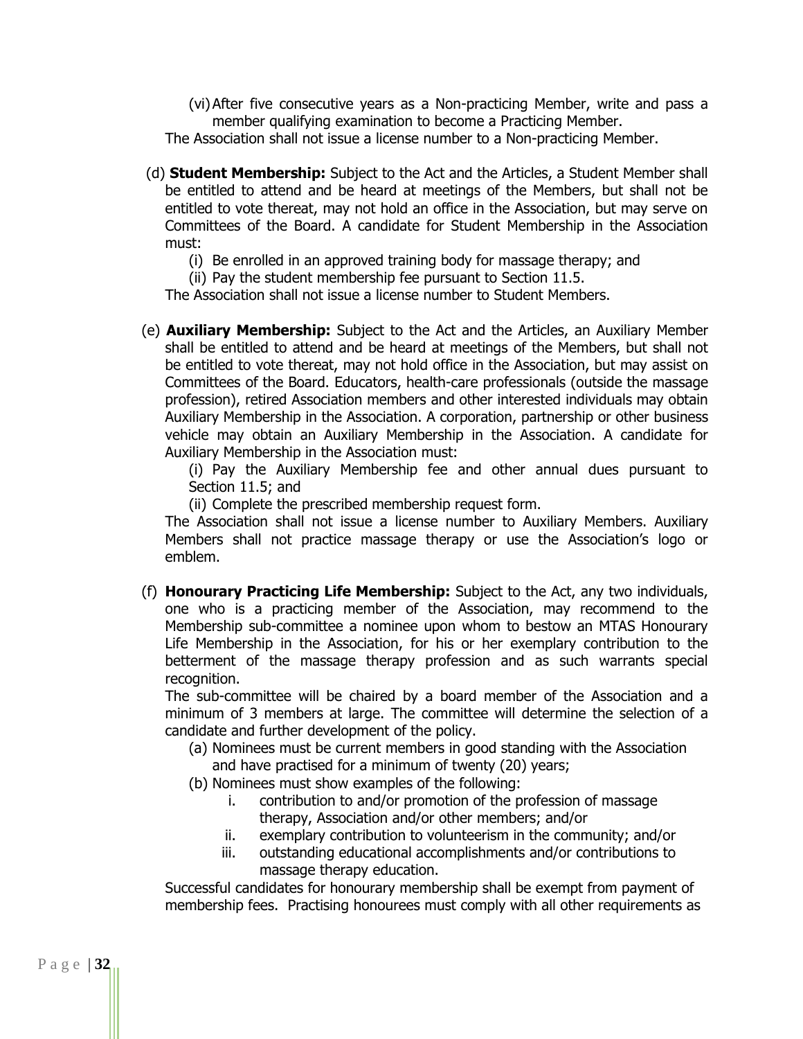(vi) After five consecutive years as a Non-practicing Member, write and pass a member qualifying examination to become a Practicing Member.

The Association shall not issue a license number to a Non-practicing Member.

(d) **Student Membership:** Subject to the Act and the Articles, a Student Member shall be entitled to attend and be heard at meetings of the Members, but shall not be entitled to vote thereat, may not hold an office in the Association, but may serve on Committees of the Board. A candidate for Student Membership in the Association must:

(i) Be enrolled in an approved training body for massage therapy; and

(ii) Pay the student membership fee pursuant to Section 11.5.

The Association shall not issue a license number to Student Members.

(e) **Auxiliary Membership:** Subject to the Act and the Articles, an Auxiliary Member shall be entitled to attend and be heard at meetings of the Members, but shall not be entitled to vote thereat, may not hold office in the Association, but may assist on Committees of the Board. Educators, health-care professionals (outside the massage profession), retired Association members and other interested individuals may obtain Auxiliary Membership in the Association. A corporation, partnership or other business vehicle may obtain an Auxiliary Membership in the Association. A candidate for Auxiliary Membership in the Association must:

(i) Pay the Auxiliary Membership fee and other annual dues pursuant to Section 11.5; and

(ii) Complete the prescribed membership request form.

The Association shall not issue a license number to Auxiliary Members. Auxiliary Members shall not practice massage therapy or use the Association's logo or emblem.

(f) **Honourary Practicing Life Membership:** Subject to the Act, any two individuals, one who is a practicing member of the Association, may recommend to the Membership sub-committee a nominee upon whom to bestow an MTAS Honourary Life Membership in the Association, for his or her exemplary contribution to the betterment of the massage therapy profession and as such warrants special recognition.

The sub-committee will be chaired by a board member of the Association and a minimum of 3 members at large. The committee will determine the selection of a candidate and further development of the policy.

(a) Nominees must be current members in good standing with the Association and have practised for a minimum of twenty (20) years;

(b) Nominees must show examples of the following:

i. contribution to and/or promotion of the profession of massage therapy, Association and/or other members; and/or

ii. exemplary contribution to volunteerism in the community; and/or

iii. outstanding educational accomplishments and/or contributions to massage therapy education.

Successful candidates for honourary membership shall be exempt from payment of membership fees. Practising honourees must comply with all other requirements as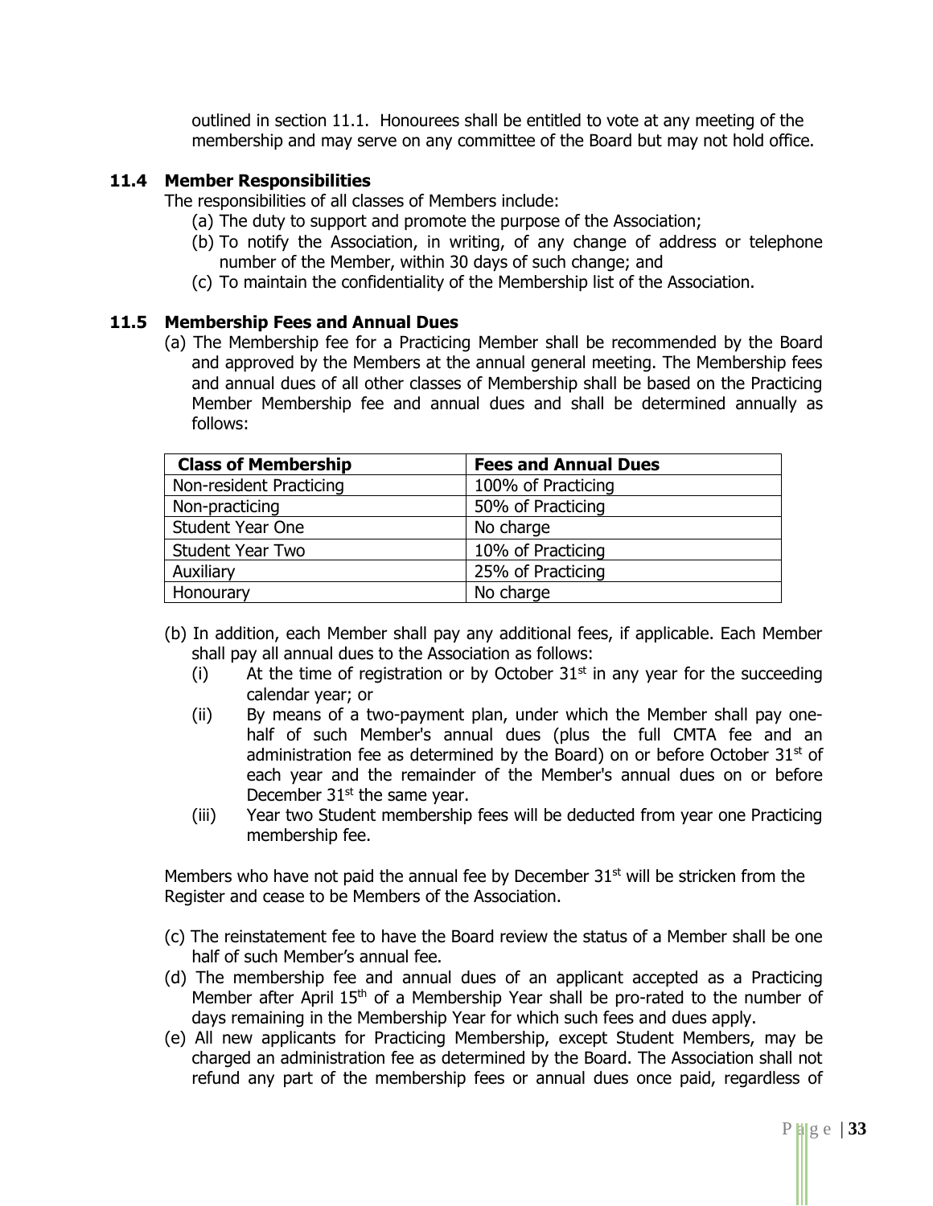outlined in section 11.1. Honourees shall be entitled to vote at any meeting of the membership and may serve on any committee of the Board but may not hold office.

### 11.4 Member Responsibilities

The responsibilities of all classes of Members include:

(a) The duty to support and promote the purpose of the Association;
(b) To notify the Association, in writing, of any change of address or telephone number of the Member, within 30 days of such change; and
(c) To maintain the confidentiality of the Membership list of the Association.

### 11.5 Membership Fees and Annual Dues

(a) The Membership fee for a Practicing Member shall be recommended by the Board and approved by the Members at the annual general meeting. The Membership fees and annual dues of all other classes of Membership shall be based on the Practicing Member Membership fee and annual dues and shall be determined annually as follows:

| Class of Membership | Fees and Annual Dues |
|---|---|
| Non-resident Practicing | 100% of Practicing |
| Non-practicing | 50% of Practicing |
| Student Year One | No charge |
| Student Year Two | 10% of Practicing |
| Auxiliary | 25% of Practicing |
| Honourary | No charge |

(b) In addition, each Member shall pay any additional fees, if applicable. Each Member shall pay all annual dues to the Association as follows:

(i) At the time of registration or by October 31st in any year for the succeeding calendar year; or
(ii) By means of a two-payment plan, under which the Member shall pay one-half of such Member's annual dues (plus the full CMTA fee and an administration fee as determined by the Board) on or before October 31st of each year and the remainder of the Member's annual dues on or before December 31st the same year.
(iii) Year two Student membership fees will be deducted from year one Practicing membership fee.

Members who have not paid the annual fee by December 31st will be stricken from the Register and cease to be Members of the Association.

(c) The reinstatement fee to have the Board review the status of a Member shall be one half of such Member's annual fee.
(d) The membership fee and annual dues of an applicant accepted as a Practicing Member after April 15th of a Membership Year shall be pro-rated to the number of days remaining in the Membership Year for which such fees and dues apply.
(e) All new applicants for Practicing Membership, except Student Members, may be charged an administration fee as determined by the Board. The Association shall not refund any part of the membership fees or annual dues once paid, regardless of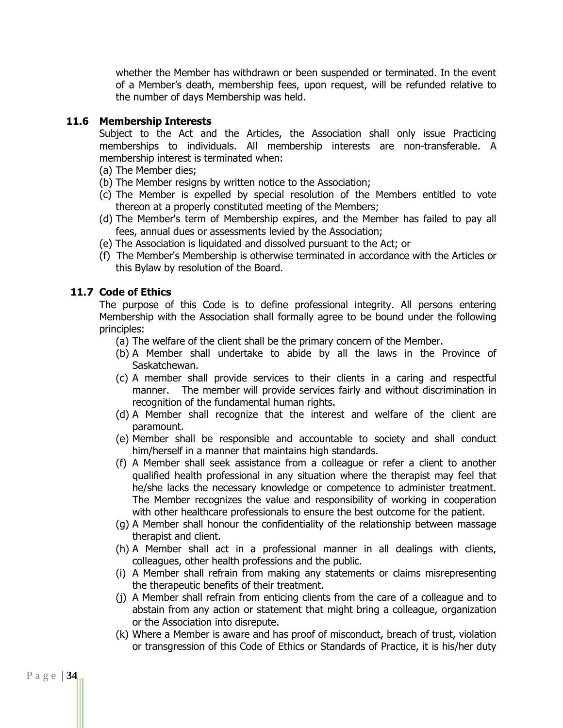whether the Member has withdrawn or been suspended or terminated. In the event of a Member's death, membership fees, upon request, will be refunded relative to the number of days Membership was held.

### 11.6 Membership Interests

Subject to the Act and the Articles, the Association shall only issue Practicing memberships to individuals. All membership interests are non-transferable. A membership interest is terminated when:

(a) The Member dies;
(b) The Member resigns by written notice to the Association;
(c) The Member is expelled by special resolution of the Members entitled to vote thereon at a properly constituted meeting of the Members;
(d) The Member's term of Membership expires, and the Member has failed to pay all fees, annual dues or assessments levied by the Association;
(e) The Association is liquidated and dissolved pursuant to the Act; or
(f) The Member's Membership is otherwise terminated in accordance with the Articles or this Bylaw by resolution of the Board.

### 11.7 Code of Ethics

The purpose of this Code is to define professional integrity. All persons entering Membership with the Association shall formally agree to be bound under the following principles:

(a) The welfare of the client shall be the primary concern of the Member.
(b) A Member shall undertake to abide by all the laws in the Province of Saskatchewan.
(c) A member shall provide services to their clients in a caring and respectful manner. The member will provide services fairly and without discrimination in recognition of the fundamental human rights.
(d) A Member shall recognize that the interest and welfare of the client are paramount.
(e) Member shall be responsible and accountable to society and shall conduct him/herself in a manner that maintains high standards.
(f) A Member shall seek assistance from a colleague or refer a client to another qualified health professional in any situation where the therapist may feel that he/she lacks the necessary knowledge or competence to administer treatment. The Member recognizes the value and responsibility of working in cooperation with other healthcare professionals to ensure the best outcome for the patient.
(g) A Member shall honour the confidentiality of the relationship between massage therapist and client.
(h) A Member shall act in a professional manner in all dealings with clients, colleagues, other health professions and the public.
(i) A Member shall refrain from making any statements or claims misrepresenting the therapeutic benefits of their treatment.
(j) A Member shall refrain from enticing clients from the care of a colleague and to abstain from any action or statement that might bring a colleague, organization or the Association into disrepute.
(k) Where a Member is aware and has proof of misconduct, breach of trust, violation or transgression of this Code of Ethics or Standards of Practice, it is his/her duty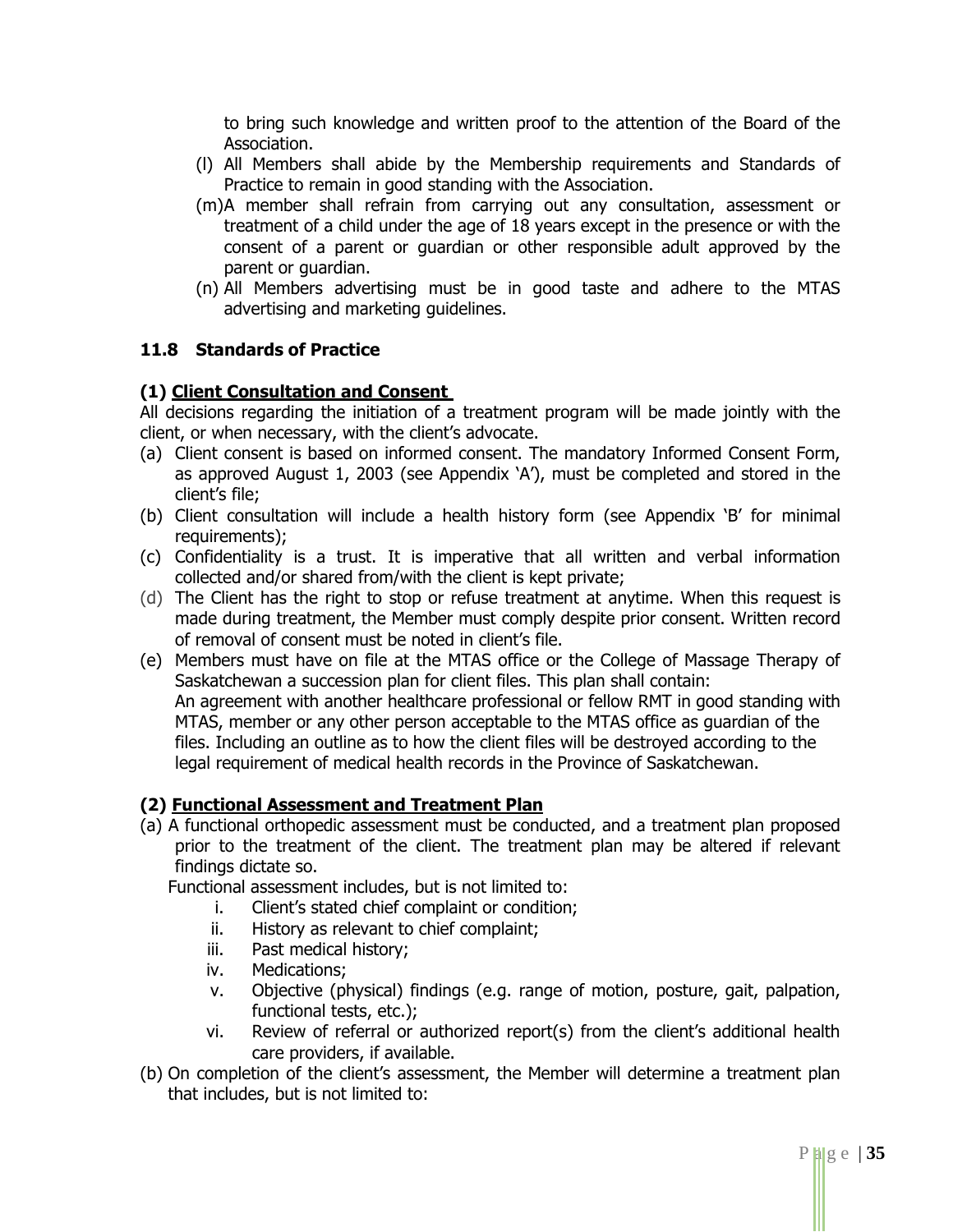to bring such knowledge and written proof to the attention of the Board of the Association.

(l) All Members shall abide by the Membership requirements and Standards of Practice to remain in good standing with the Association.

(m) A member shall refrain from carrying out any consultation, assessment or treatment of a child under the age of 18 years except in the presence or with the consent of a parent or guardian or other responsible adult approved by the parent or guardian.

(n) All Members advertising must be in good taste and adhere to the MTAS advertising and marketing guidelines.

### 11.8 Standards of Practice

**(1) <u>Client Consultation and Consent</u>**

All decisions regarding the initiation of a treatment program will be made jointly with the client, or when necessary, with the client's advocate.

(a) Client consent is based on informed consent. The mandatory Informed Consent Form, as approved August 1, 2003 (see Appendix 'A'), must be completed and stored in the client's file;

(b) Client consultation will include a health history form (see Appendix 'B' for minimal requirements);

(c) Confidentiality is a trust. It is imperative that all written and verbal information collected and/or shared from/with the client is kept private;

(d) The Client has the right to stop or refuse treatment at anytime. When this request is made during treatment, the Member must comply despite prior consent. Written record of removal of consent must be noted in client's file.

(e) Members must have on file at the MTAS office or the College of Massage Therapy of Saskatchewan a succession plan for client files. This plan shall contain:
An agreement with another healthcare professional or fellow RMT in good standing with MTAS, member or any other person acceptable to the MTAS office as guardian of the files. Including an outline as to how the client files will be destroyed according to the legal requirement of medical health records in the Province of Saskatchewan.

**(2) <u>Functional Assessment and Treatment Plan</u>**

(a) A functional orthopedic assessment must be conducted, and a treatment plan proposed prior to the treatment of the client. The treatment plan may be altered if relevant findings dictate so.

Functional assessment includes, but is not limited to:

1. Client's stated chief complaint or condition;
2. History as relevant to chief complaint;
3. Past medical history;
4. Medications;
5. Objective (physical) findings (e.g. range of motion, posture, gait, palpation, functional tests, etc.);
6. Review of referral or authorized report(s) from the client's additional health care providers, if available.

(b) On completion of the client's assessment, the Member will determine a treatment plan that includes, but is not limited to: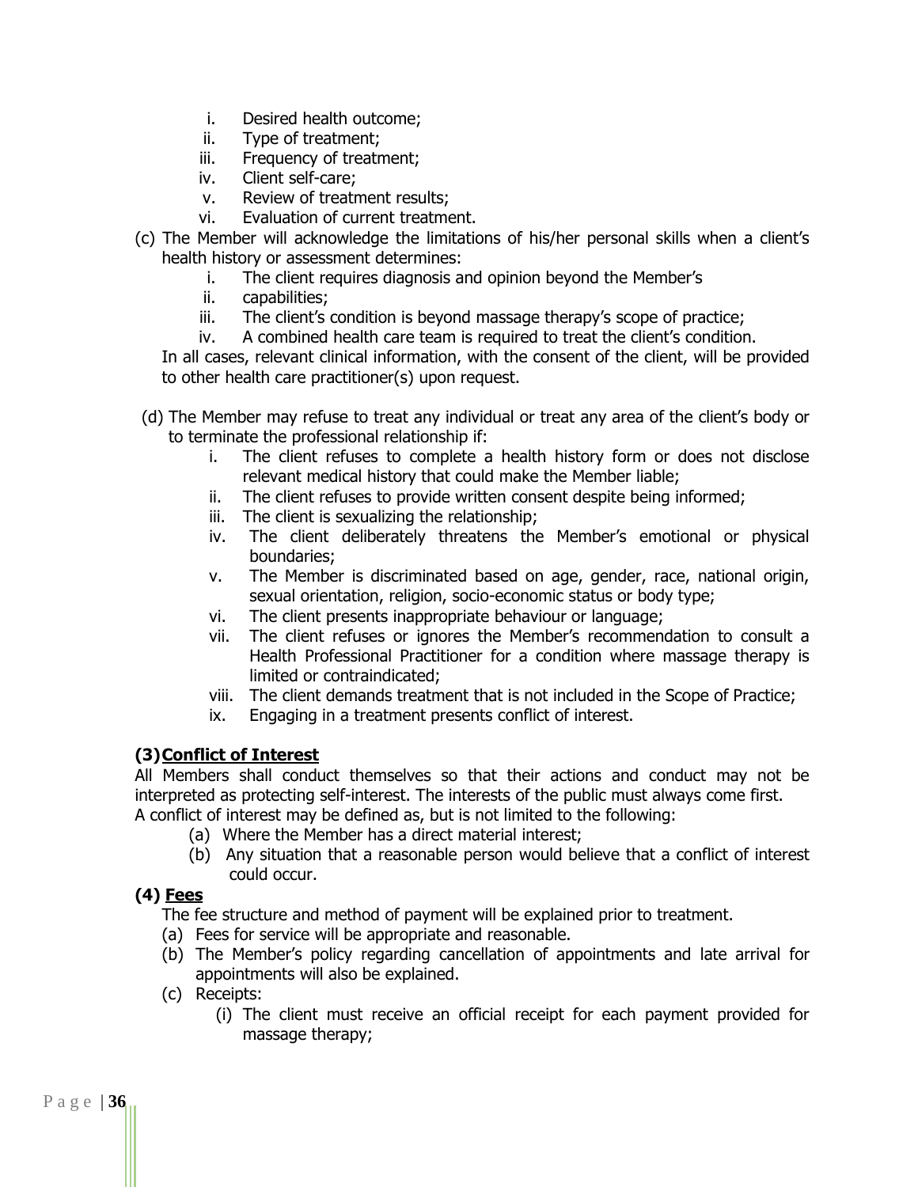i. Desired health outcome;
ii. Type of treatment;
iii. Frequency of treatment;
iv. Client self-care;
v. Review of treatment results;
vi. Evaluation of current treatment.

(c) The Member will acknowledge the limitations of his/her personal skills when a client's health history or assessment determines:

i. The client requires diagnosis and opinion beyond the Member's
ii. capabilities;
iii. The client's condition is beyond massage therapy's scope of practice;
iv. A combined health care team is required to treat the client's condition.

In all cases, relevant clinical information, with the consent of the client, will be provided to other health care practitioner(s) upon request.

(d) The Member may refuse to treat any individual or treat any area of the client's body or to terminate the professional relationship if:

i. The client refuses to complete a health history form or does not disclose relevant medical history that could make the Member liable;
ii. The client refuses to provide written consent despite being informed;
iii. The client is sexualizing the relationship;
iv. The client deliberately threatens the Member's emotional or physical boundaries;
v. The Member is discriminated based on age, gender, race, national origin, sexual orientation, religion, socio-economic status or body type;
vi. The client presents inappropriate behaviour or language;
vii. The client refuses or ignores the Member's recommendation to consult a Health Professional Practitioner for a condition where massage therapy is limited or contraindicated;
viii. The client demands treatment that is not included in the Scope of Practice;
ix. Engaging in a treatment presents conflict of interest.

**(3) Conflict of Interest**

All Members shall conduct themselves so that their actions and conduct may not be interpreted as protecting self-interest. The interests of the public must always come first.
A conflict of interest may be defined as, but is not limited to the following:

(a) Where the Member has a direct material interest;
(b) Any situation that a reasonable person would believe that a conflict of interest could occur.

**(4) Fees**

The fee structure and method of payment will be explained prior to treatment.

(a) Fees for service will be appropriate and reasonable.
(b) The Member's policy regarding cancellation of appointments and late arrival for appointments will also be explained.
(c) Receipts:

(i) The client must receive an official receipt for each payment provided for massage therapy;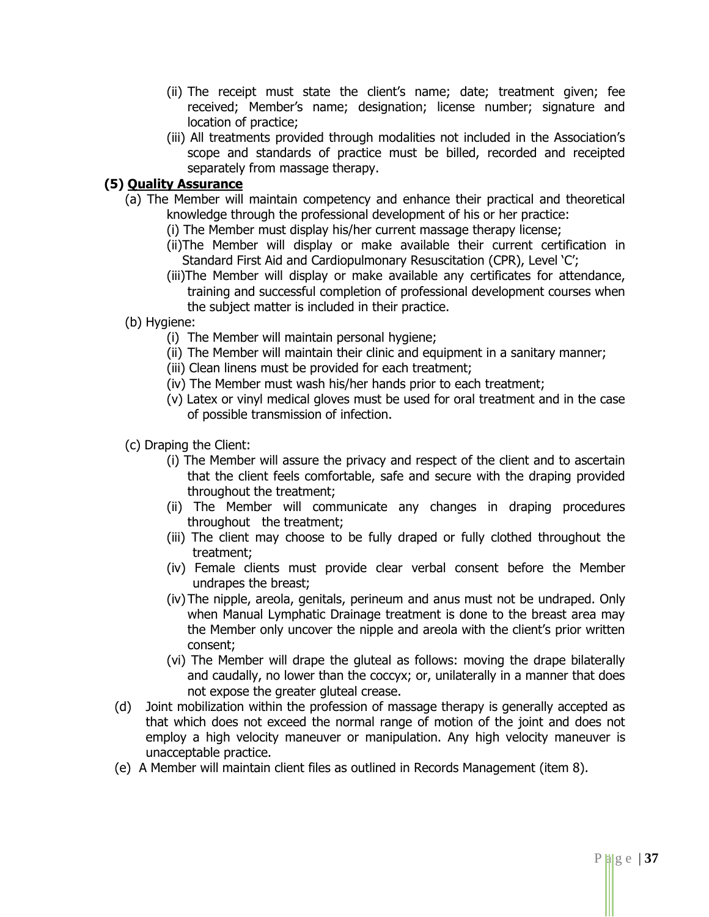(ii) The receipt must state the client's name; date; treatment given; fee received; Member's name; designation; license number; signature and location of practice;

(iii) All treatments provided through modalities not included in the Association's scope and standards of practice must be billed, recorded and receipted separately from massage therapy.

**(5) Quality Assurance**

(a) The Member will maintain competency and enhance their practical and theoretical knowledge through the professional development of his or her practice:

(i) The Member must display his/her current massage therapy license;

(ii)The Member will display or make available their current certification in Standard First Aid and Cardiopulmonary Resuscitation (CPR), Level 'C';

(iii)The Member will display or make available any certificates for attendance, training and successful completion of professional development courses when the subject matter is included in their practice.

(b) Hygiene:

(i) The Member will maintain personal hygiene;

(ii) The Member will maintain their clinic and equipment in a sanitary manner;

(iii) Clean linens must be provided for each treatment;

(iv) The Member must wash his/her hands prior to each treatment;

(v) Latex or vinyl medical gloves must be used for oral treatment and in the case of possible transmission of infection.

(c) Draping the Client:

(i) The Member will assure the privacy and respect of the client and to ascertain that the client feels comfortable, safe and secure with the draping provided throughout the treatment;

(ii) The Member will communicate any changes in draping procedures throughout the treatment;

(iii) The client may choose to be fully draped or fully clothed throughout the treatment;

(iv) Female clients must provide clear verbal consent before the Member undrapes the breast;

(iv) The nipple, areola, genitals, perineum and anus must not be undraped. Only when Manual Lymphatic Drainage treatment is done to the breast area may the Member only uncover the nipple and areola with the client's prior written consent;

(vi) The Member will drape the gluteal as follows: moving the drape bilaterally and caudally, no lower than the coccyx; or, unilaterally in a manner that does not expose the greater gluteal crease.

(d) Joint mobilization within the profession of massage therapy is generally accepted as that which does not exceed the normal range of motion of the joint and does not employ a high velocity maneuver or manipulation. Any high velocity maneuver is unacceptable practice.

(e) A Member will maintain client files as outlined in Records Management (item 8).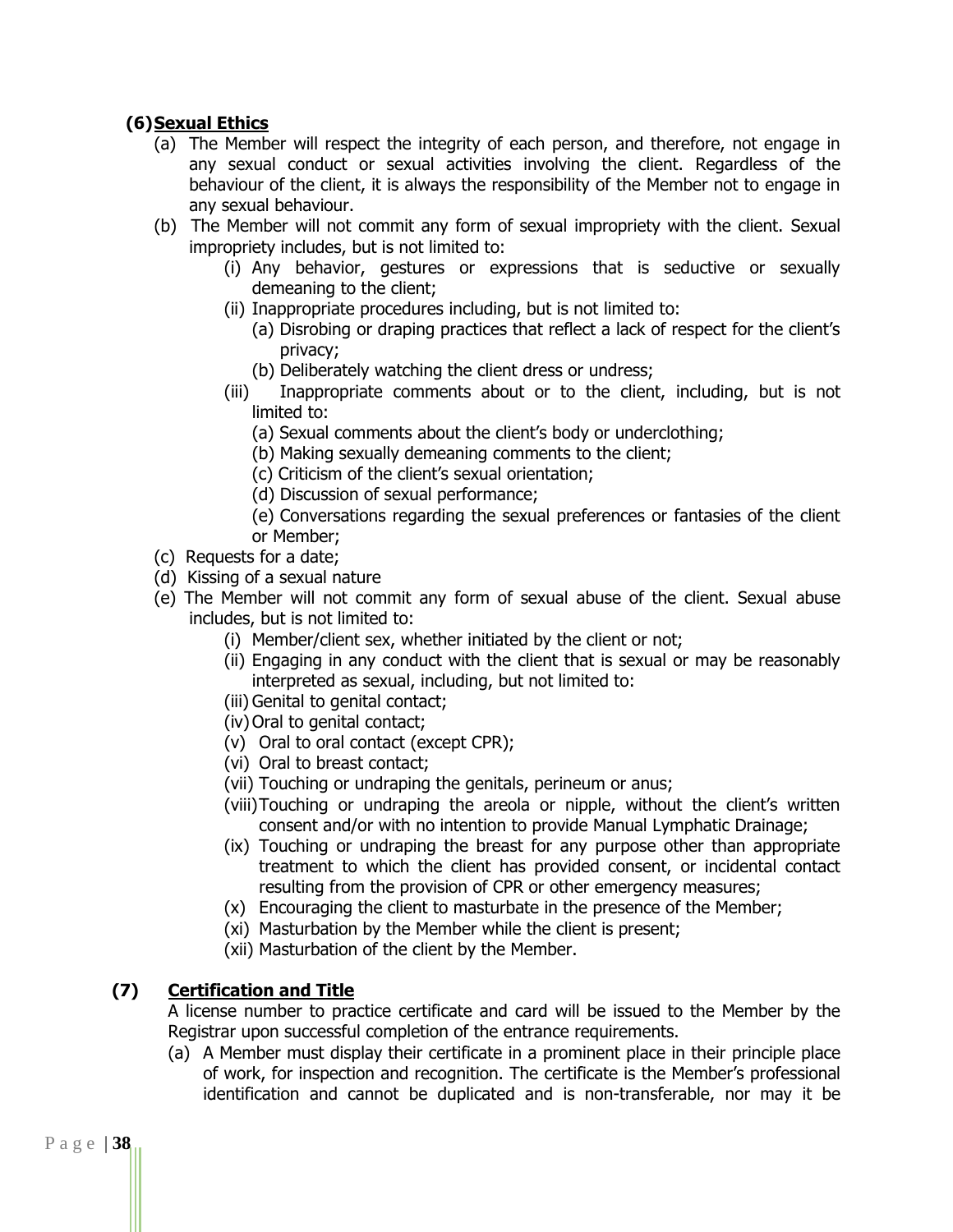### (6) Sexual Ethics

(a) The Member will respect the integrity of each person, and therefore, not engage in any sexual conduct or sexual activities involving the client. Regardless of the behaviour of the client, it is always the responsibility of the Member not to engage in any sexual behaviour.

(b) The Member will not commit any form of sexual impropriety with the client. Sexual impropriety includes, but is not limited to:

- (i) Any behavior, gestures or expressions that is seductive or sexually demeaning to the client;
- (ii) Inappropriate procedures including, but is not limited to:
  - (a) Disrobing or draping practices that reflect a lack of respect for the client's privacy;
  - (b) Deliberately watching the client dress or undress;
- (iii) Inappropriate comments about or to the client, including, but is not limited to:
  - (a) Sexual comments about the client's body or underclothing;
  - (b) Making sexually demeaning comments to the client;
  - (c) Criticism of the client's sexual orientation;
  - (d) Discussion of sexual performance;
  - (e) Conversations regarding the sexual preferences or fantasies of the client or Member;

(c) Requests for a date;

(d) Kissing of a sexual nature

(e) The Member will not commit any form of sexual abuse of the client. Sexual abuse includes, but is not limited to:

- (i) Member/client sex, whether initiated by the client or not;
- (ii) Engaging in any conduct with the client that is sexual or may be reasonably interpreted as sexual, including, but not limited to:
- (iii) Genital to genital contact;
- (iv) Oral to genital contact;
- (v) Oral to oral contact (except CPR);
- (vi) Oral to breast contact;
- (vii) Touching or undraping the genitals, perineum or anus;
- (viii) Touching or undraping the areola or nipple, without the client's written consent and/or with no intention to provide Manual Lymphatic Drainage;
- (ix) Touching or undraping the breast for any purpose other than appropriate treatment to which the client has provided consent, or incidental contact resulting from the provision of CPR or other emergency measures;
- (x) Encouraging the client to masturbate in the presence of the Member;
- (xi) Masturbation by the Member while the client is present;
- (xii) Masturbation of the client by the Member.

### (7) Certification and Title

A license number to practice certificate and card will be issued to the Member by the Registrar upon successful completion of the entrance requirements.

(a) A Member must display their certificate in a prominent place in their principle place of work, for inspection and recognition. The certificate is the Member's professional identification and cannot be duplicated and is non-transferable, nor may it be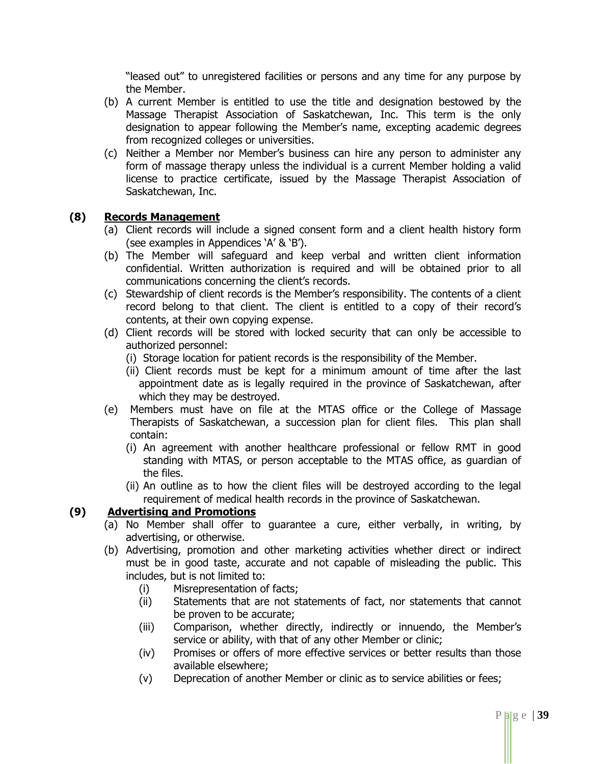"leased out" to unregistered facilities or persons and any time for any purpose by the Member.

(b) A current Member is entitled to use the title and designation bestowed by the Massage Therapist Association of Saskatchewan, Inc. This term is the only designation to appear following the Member's name, excepting academic degrees from recognized colleges or universities.

(c) Neither a Member nor Member's business can hire any person to administer any form of massage therapy unless the individual is a current Member holding a valid license to practice certificate, issued by the Massage Therapist Association of Saskatchewan, Inc.

**(8) Records Management**

(a) Client records will include a signed consent form and a client health history form (see examples in Appendices 'A' & 'B').

(b) The Member will safeguard and keep verbal and written client information confidential. Written authorization is required and will be obtained prior to all communications concerning the client's records.

(c) Stewardship of client records is the Member's responsibility. The contents of a client record belong to that client. The client is entitled to a copy of their record's contents, at their own copying expense.

(d) Client records will be stored with locked security that can only be accessible to authorized personnel:

(i) Storage location for patient records is the responsibility of the Member.

(ii) Client records must be kept for a minimum amount of time after the last appointment date as is legally required in the province of Saskatchewan, after which they may be destroyed.

(e) Members must have on file at the MTAS office or the College of Massage Therapists of Saskatchewan, a succession plan for client files. This plan shall contain:

(i) An agreement with another healthcare professional or fellow RMT in good standing with MTAS, or person acceptable to the MTAS office, as guardian of the files.

(ii) An outline as to how the client files will be destroyed according to the legal requirement of medical health records in the province of Saskatchewan.

**(9) Advertising and Promotions**

(a) No Member shall offer to guarantee a cure, either verbally, in writing, by advertising, or otherwise.

(b) Advertising, promotion and other marketing activities whether direct or indirect must be in good taste, accurate and not capable of misleading the public. This includes, but is not limited to:

(i) Misrepresentation of facts;

(ii) Statements that are not statements of fact, nor statements that cannot be proven to be accurate;

(iii) Comparison, whether directly, indirectly or innuendo, the Member's service or ability, with that of any other Member or clinic;

(iv) Promises or offers of more effective services or better results than those available elsewhere;

(v) Deprecation of another Member or clinic as to service abilities or fees;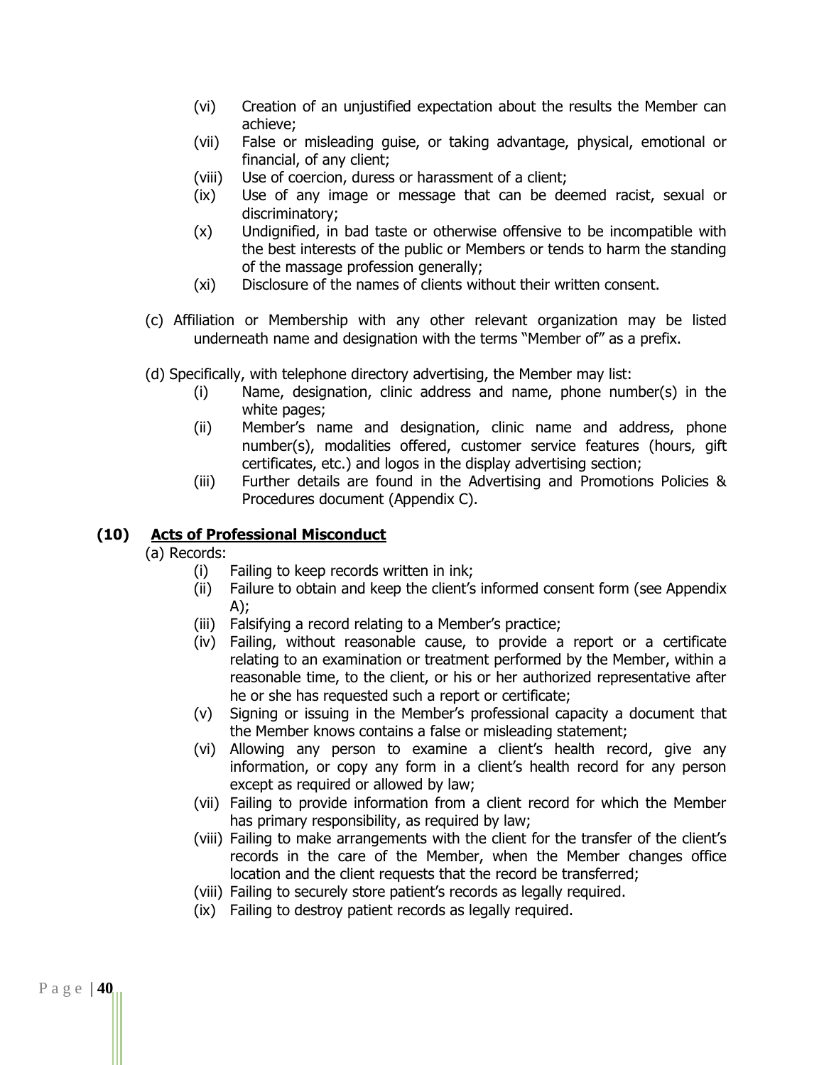(vi) Creation of an unjustified expectation about the results the Member can achieve;
(vii) False or misleading guise, or taking advantage, physical, emotional or financial, of any client;
(viii) Use of coercion, duress or harassment of a client;
(ix) Use of any image or message that can be deemed racist, sexual or discriminatory;
(x) Undignified, in bad taste or otherwise offensive to be incompatible with the best interests of the public or Members or tends to harm the standing of the massage profession generally;
(xi) Disclosure of the names of clients without their written consent.

(c) Affiliation or Membership with any other relevant organization may be listed underneath name and designation with the terms "Member of" as a prefix.

(d) Specifically, with telephone directory advertising, the Member may list:
(i) Name, designation, clinic address and name, phone number(s) in the white pages;
(ii) Member's name and designation, clinic name and address, phone number(s), modalities offered, customer service features (hours, gift certificates, etc.) and logos in the display advertising section;
(iii) Further details are found in the Advertising and Promotions Policies & Procedures document (Appendix C).

### (10) Acts of Professional Misconduct

(a) Records:
(i) Failing to keep records written in ink;
(ii) Failure to obtain and keep the client's informed consent form (see Appendix A);
(iii) Falsifying a record relating to a Member's practice;
(iv) Failing, without reasonable cause, to provide a report or a certificate relating to an examination or treatment performed by the Member, within a reasonable time, to the client, or his or her authorized representative after he or she has requested such a report or certificate;
(v) Signing or issuing in the Member's professional capacity a document that the Member knows contains a false or misleading statement;
(vi) Allowing any person to examine a client's health record, give any information, or copy any form in a client's health record for any person except as required or allowed by law;
(vii) Failing to provide information from a client record for which the Member has primary responsibility, as required by law;
(viii) Failing to make arrangements with the client for the transfer of the client's records in the care of the Member, when the Member changes office location and the client requests that the record be transferred;
(viii) Failing to securely store patient's records as legally required.
(ix) Failing to destroy patient records as legally required.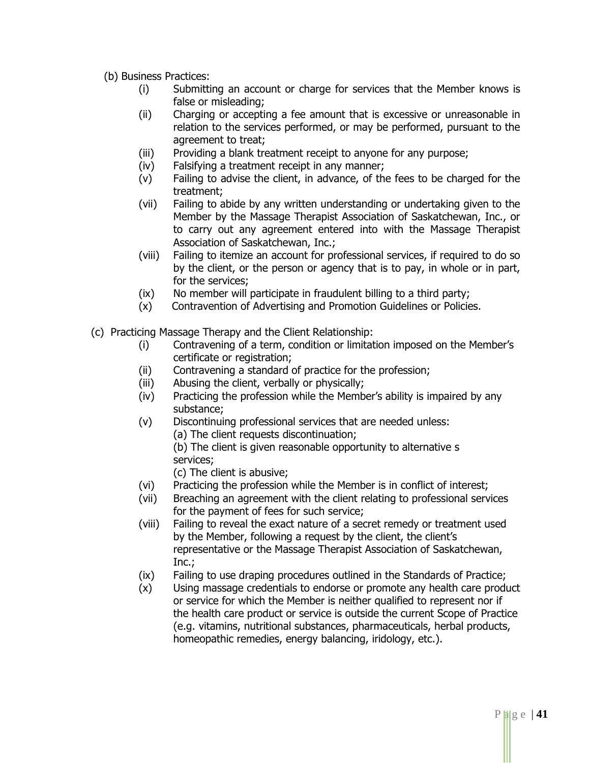(b) Business Practices:

- (i) Submitting an account or charge for services that the Member knows is false or misleading;
- (ii) Charging or accepting a fee amount that is excessive or unreasonable in relation to the services performed, or may be performed, pursuant to the agreement to treat;
- (iii) Providing a blank treatment receipt to anyone for any purpose;
- (iv) Falsifying a treatment receipt in any manner;
- (v) Failing to advise the client, in advance, of the fees to be charged for the treatment;
- (vii) Failing to abide by any written understanding or undertaking given to the Member by the Massage Therapist Association of Saskatchewan, Inc., or to carry out any agreement entered into with the Massage Therapist Association of Saskatchewan, Inc.;
- (viii) Failing to itemize an account for professional services, if required to do so by the client, or the person or agency that is to pay, in whole or in part, for the services;
- (ix) No member will participate in fraudulent billing to a third party;
- (x) Contravention of Advertising and Promotion Guidelines or Policies.

(c) Practicing Massage Therapy and the Client Relationship:

- (i) Contravening of a term, condition or limitation imposed on the Member's certificate or registration;
- (ii) Contravening a standard of practice for the profession;
- (iii) Abusing the client, verbally or physically;
- (iv) Practicing the profession while the Member's ability is impaired by any substance;
- (v) Discontinuing professional services that are needed unless:
  - (a) The client requests discontinuation;
  - (b) The client is given reasonable opportunity to alternative s services;
  - (c) The client is abusive;
- (vi) Practicing the profession while the Member is in conflict of interest;
- (vii) Breaching an agreement with the client relating to professional services for the payment of fees for such service;
- (viii) Failing to reveal the exact nature of a secret remedy or treatment used by the Member, following a request by the client, the client's representative or the Massage Therapist Association of Saskatchewan, Inc.;
- (ix) Failing to use draping procedures outlined in the Standards of Practice;
- (x) Using massage credentials to endorse or promote any health care product or service for which the Member is neither qualified to represent nor if the health care product or service is outside the current Scope of Practice (e.g. vitamins, nutritional substances, pharmaceuticals, herbal products, homeopathic remedies, energy balancing, iridology, etc.).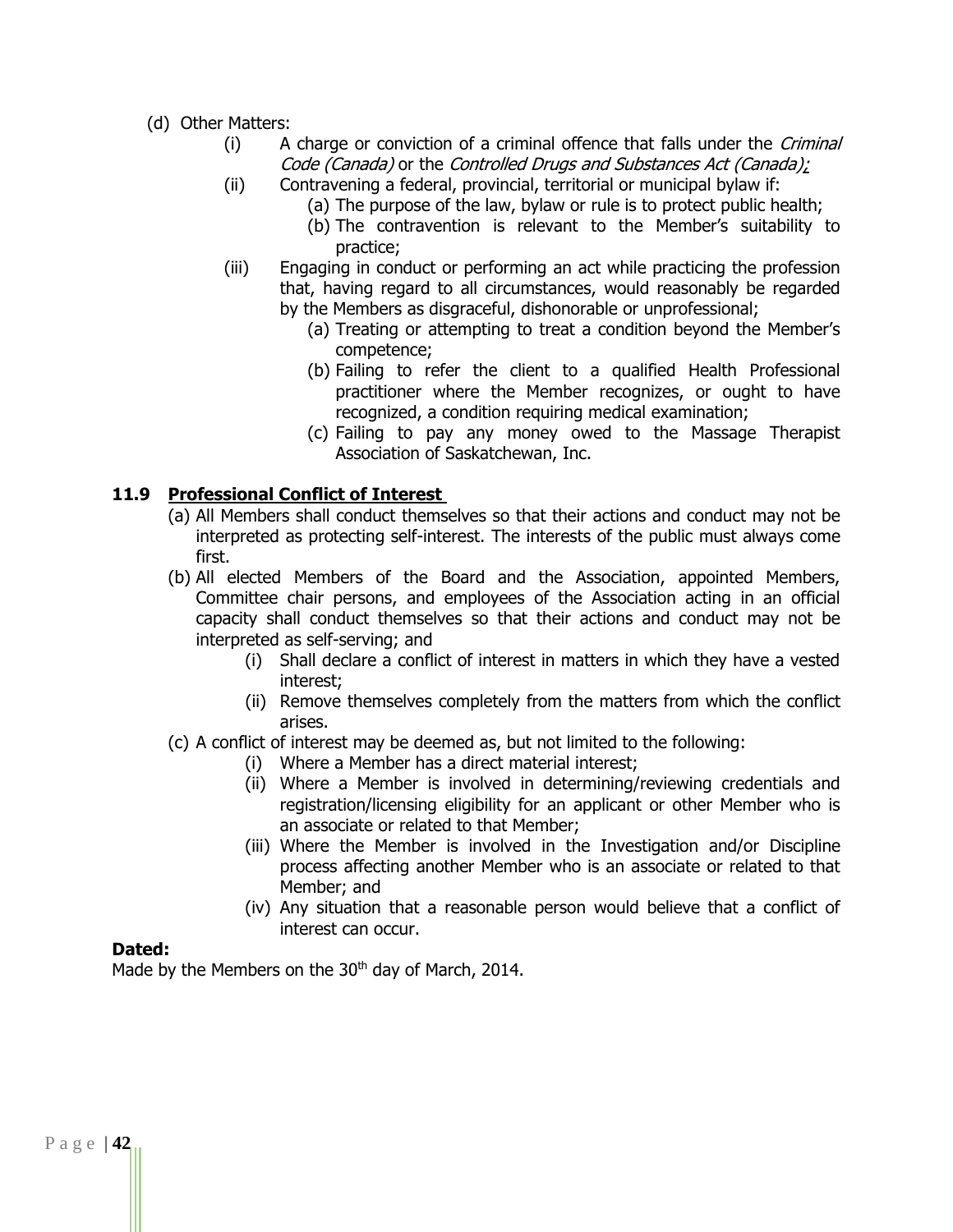(d) Other Matters:
   - (i) A charge or conviction of a criminal offence that falls under the *Criminal Code (Canada)* or the *Controlled Drugs and Substances Act (Canada)*;
   - (ii) Contravening a federal, provincial, territorial or municipal bylaw if:
     - (a) The purpose of the law, bylaw or rule is to protect public health;
     - (b) The contravention is relevant to the Member's suitability to practice;
   - (iii) Engaging in conduct or performing an act while practicing the profession that, having regard to all circumstances, would reasonably be regarded by the Members as disgraceful, dishonorable or unprofessional;
     - (a) Treating or attempting to treat a condition beyond the Member's competence;
     - (b) Failing to refer the client to a qualified Health Professional practitioner where the Member recognizes, or ought to have recognized, a condition requiring medical examination;
     - (c) Failing to pay any money owed to the Massage Therapist Association of Saskatchewan, Inc.

### 11.9 Professional Conflict of Interest

(a) All Members shall conduct themselves so that their actions and conduct may not be interpreted as protecting self-interest. The interests of the public must always come first.

(b) All elected Members of the Board and the Association, appointed Members, Committee chair persons, and employees of the Association acting in an official capacity shall conduct themselves so that their actions and conduct may not be interpreted as self-serving; and
   - (i) Shall declare a conflict of interest in matters in which they have a vested interest;
   - (ii) Remove themselves completely from the matters from which the conflict arises.

(c) A conflict of interest may be deemed as, but not limited to the following:
   - (i) Where a Member has a direct material interest;
   - (ii) Where a Member is involved in determining/reviewing credentials and registration/licensing eligibility for an applicant or other Member who is an associate or related to that Member;
   - (iii) Where the Member is involved in the Investigation and/or Discipline process affecting another Member who is an associate or related to that Member; and
   - (iv) Any situation that a reasonable person would believe that a conflict of interest can occur.

**Dated:**

Made by the Members on the 30th day of March, 2014.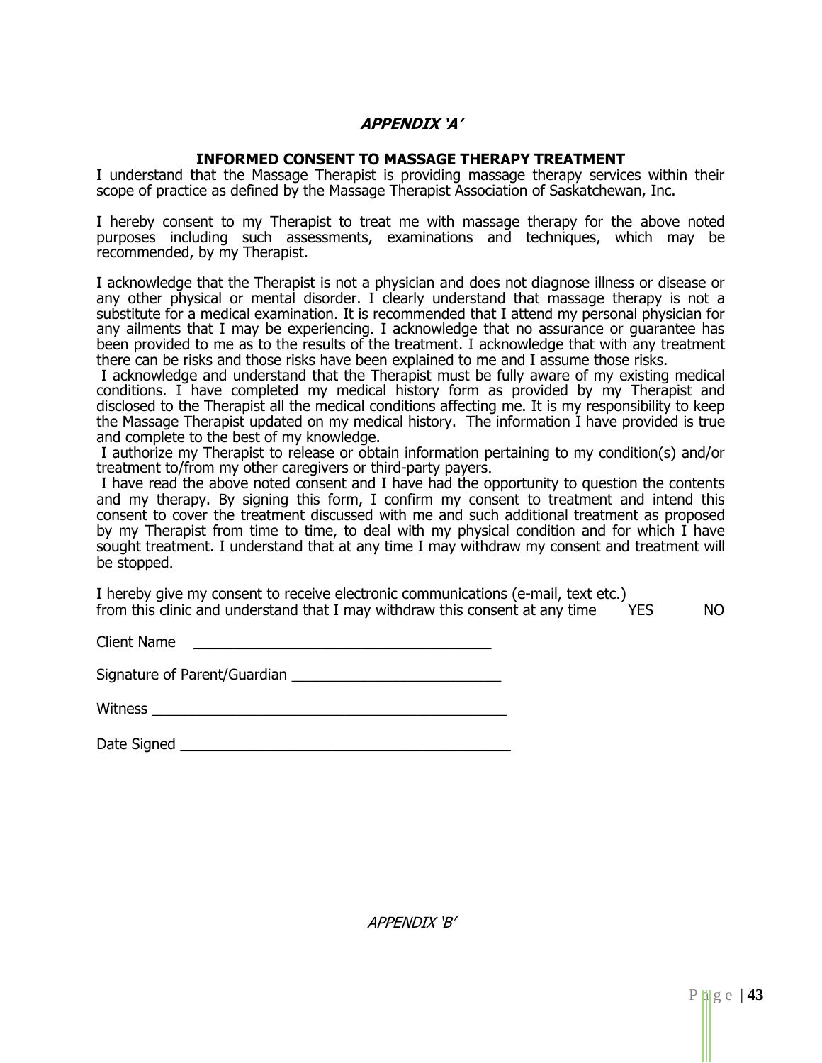## *APPENDIX 'A'*

### INFORMED CONSENT TO MASSAGE THERAPY TREATMENT

I understand that the Massage Therapist is providing massage therapy services within their scope of practice as defined by the Massage Therapist Association of Saskatchewan, Inc.

I hereby consent to my Therapist to treat me with massage therapy for the above noted purposes including such assessments, examinations and techniques, which may be recommended, by my Therapist.

I acknowledge that the Therapist is not a physician and does not diagnose illness or disease or any other physical or mental disorder. I clearly understand that massage therapy is not a substitute for a medical examination. It is recommended that I attend my personal physician for any ailments that I may be experiencing. I acknowledge that no assurance or guarantee has been provided to me as to the results of the treatment. I acknowledge that with any treatment there can be risks and those risks have been explained to me and I assume those risks.

I acknowledge and understand that the Therapist must be fully aware of my existing medical conditions. I have completed my medical history form as provided by my Therapist and disclosed to the Therapist all the medical conditions affecting me. It is my responsibility to keep the Massage Therapist updated on my medical history. The information I have provided is true and complete to the best of my knowledge.

I authorize my Therapist to release or obtain information pertaining to my condition(s) and/or treatment to/from my other caregivers or third-party payers.

I have read the above noted consent and I have had the opportunity to question the contents and my therapy. By signing this form, I confirm my consent to treatment and intend this consent to cover the treatment discussed with me and such additional treatment as proposed by my Therapist from time to time, to deal with my physical condition and for which I have sought treatment. I understand that at any time I may withdraw my consent and treatment will be stopped.

I hereby give my consent to receive electronic communications (e-mail, text etc.) from this clinic and understand that I may withdraw this consent at any time YES NO

Client Name ______________________________________

Signature of Parent/Guardian __________________________

Witness ____________________________________________

Date Signed ________________________________________

*APPENDIX 'B'*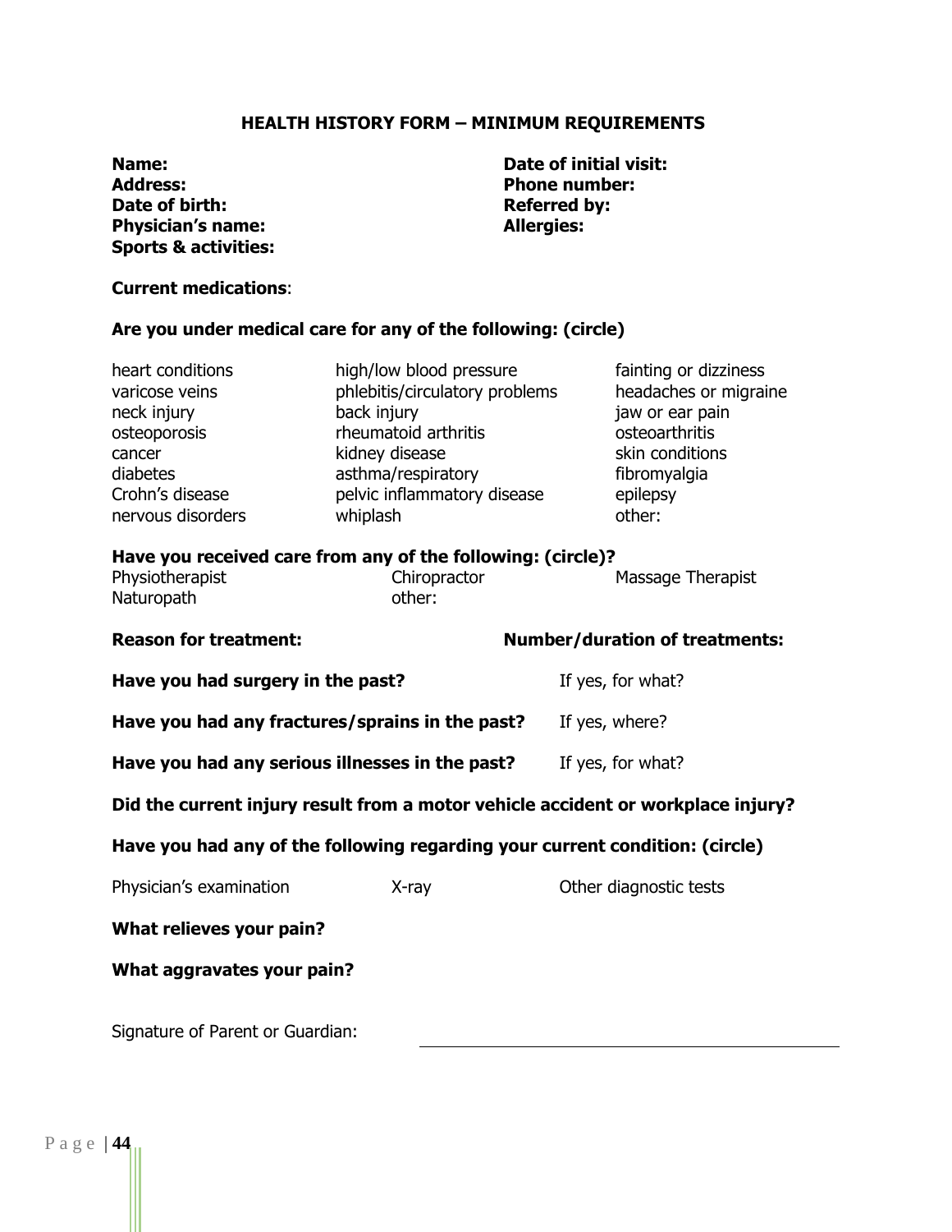## HEALTH HISTORY FORM – MINIMUM REQUIREMENTS

**Name:**
**Address:**
**Date of birth:**
**Physician's name:**
**Sports & activities:**

**Date of initial visit:**
**Phone number:**
**Referred by:**
**Allergies:**

**Current medications**:

**Are you under medical care for any of the following: (circle)**

| | | |
|---|---|---|
| heart conditions | high/low blood pressure | fainting or dizziness |
| varicose veins | phlebitis/circulatory problems | headaches or migraine |
| neck injury | back injury | jaw or ear pain |
| osteoporosis | rheumatoid arthritis | osteoarthritis |
| cancer | kidney disease | skin conditions |
| diabetes | asthma/respiratory | fibromyalgia |
| Crohn's disease | pelvic inflammatory disease | epilepsy |
| nervous disorders | whiplash | other: |

**Have you received care from any of the following: (circle)?**

| | | |
|---|---|---|
| Physiotherapist | Chiropractor | Massage Therapist |
| Naturopath | other: | |

**Reason for treatment:** **Number/duration of treatments:**

**Have you had surgery in the past?** If yes, for what?

**Have you had any fractures/sprains in the past?** If yes, where?

**Have you had any serious illnesses in the past?** If yes, for what?

**Did the current injury result from a motor vehicle accident or workplace injury?**

**Have you had any of the following regarding your current condition: (circle)**

Physician's examination X-ray Other diagnostic tests

**What relieves your pain?**

**What aggravates your pain?**

Signature of Parent or Guardian: ______________________________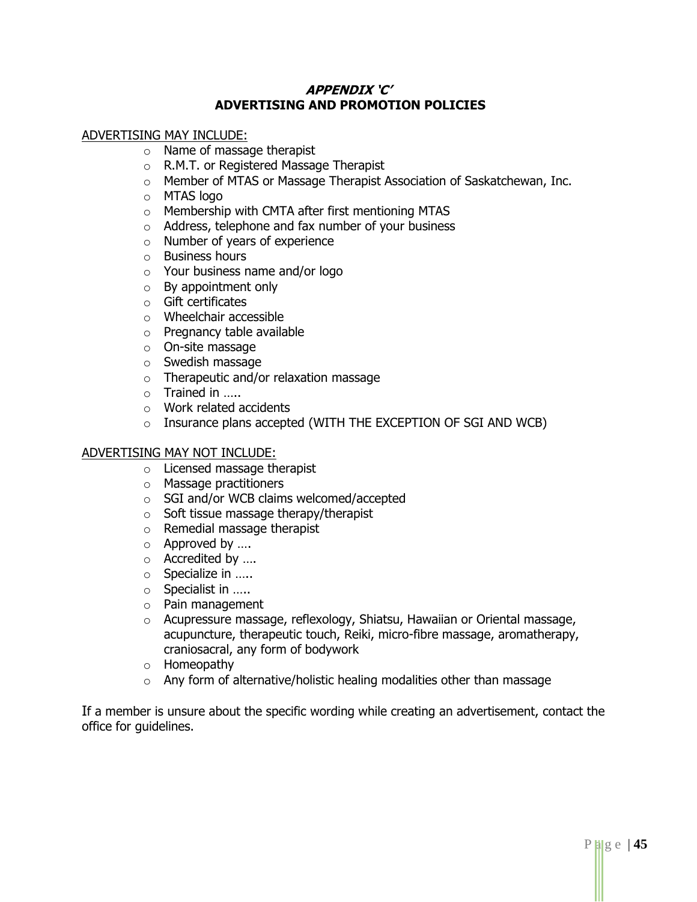## *APPENDIX 'C'*
## ADVERTISING AND PROMOTION POLICIES

<u>ADVERTISING MAY INCLUDE:</u>

- Name of massage therapist
- R.M.T. or Registered Massage Therapist
- Member of MTAS or Massage Therapist Association of Saskatchewan, Inc.
- MTAS logo
- Membership with CMTA after first mentioning MTAS
- Address, telephone and fax number of your business
- Number of years of experience
- Business hours
- Your business name and/or logo
- By appointment only
- Gift certificates
- Wheelchair accessible
- Pregnancy table available
- On-site massage
- Swedish massage
- Therapeutic and/or relaxation massage
- Trained in …..
- Work related accidents
- Insurance plans accepted (WITH THE EXCEPTION OF SGI AND WCB)

<u>ADVERTISING MAY NOT INCLUDE:</u>

- Licensed massage therapist
- Massage practitioners
- SGI and/or WCB claims welcomed/accepted
- Soft tissue massage therapy/therapist
- Remedial massage therapist
- Approved by ….
- Accredited by ….
- Specialize in …..
- Specialist in …..
- Pain management
- Acupressure massage, reflexology, Shiatsu, Hawaiian or Oriental massage, acupuncture, therapeutic touch, Reiki, micro-fibre massage, aromatherapy, craniosacral, any form of bodywork
- Homeopathy
- Any form of alternative/holistic healing modalities other than massage

If a member is unsure about the specific wording while creating an advertisement, contact the office for guidelines.